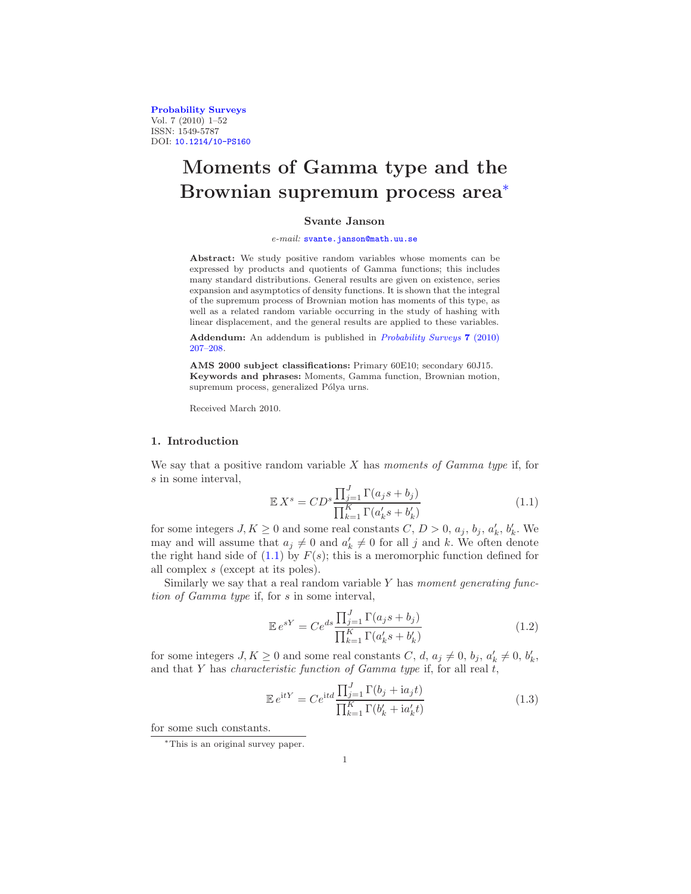Probability Surveys
Vol. 7 (2010) 1–52
ISSN: 1549-5787
DOI: 10.1214/10-PS160

# Moments of Gamma type and the Brownian supremum process area[*]

**Svante Janson**

*e-mail:* svante.janson@math.uu.se

**Abstract:** We study positive random variables whose moments can be expressed by products and quotients of Gamma functions; this includes many standard distributions. General results are given on existence, series expansion and asymptotics of density functions. It is shown that the integral of the supremum process of Brownian motion has moments of this type, as well as a related random variable occurring in the study of hashing with linear displacement, and the general results are applied to these variables.

**Addendum:** An addendum is published in *Probability Surveys* **7** (2010) 207–208.

**AMS 2000 subject classifications:** Primary 60E10; secondary 60J15.
**Keywords and phrases:** Moments, Gamma function, Brownian motion, supremum process, generalized Pólya urns.

Received March 2010.

## 1. Introduction

We say that a positive random variable $X$ has *moments of Gamma type* if, for $s$ in some interval,

$$\mathbb{E}\, X^s = CD^s \frac{\prod_{j=1}^{J} \Gamma(a_j s + b_j)}{\prod_{k=1}^{K} \Gamma(a'_k s + b'_k)} \tag{1.1}$$

for some integers $J, K \geq 0$ and some real constants $C, D > 0$, $a_j$, $b_j$, $a'_k$, $b'_k$. We may and will assume that $a_j \neq 0$ and $a'_k \neq 0$ for all $j$ and $k$. We often denote the right hand side of (1.1) by $F(s)$; this is a meromorphic function defined for all complex $s$ (except at its poles).

Similarly we say that a real random variable $Y$ has *moment generating function of Gamma type* if, for $s$ in some interval,

$$\mathbb{E}\, e^{sY} = Ce^{ds} \frac{\prod_{j=1}^{J} \Gamma(a_j s + b_j)}{\prod_{k=1}^{K} \Gamma(a'_k s + b'_k)} \tag{1.2}$$

for some integers $J, K \geq 0$ and some real constants $C$, $d$, $a_j \neq 0$, $b_j$, $a'_k \neq 0$, $b'_k$, and that $Y$ has *characteristic function of Gamma type* if, for all real $t$,

$$\mathbb{E}\, e^{\mathrm{i}tY} = Ce^{\mathrm{i}td} \frac{\prod_{j=1}^{J} \Gamma(b_j + \mathrm{i}a_j t)}{\prod_{k=1}^{K} \Gamma(b'_k + \mathrm{i}a'_k t)} \tag{1.3}$$

for some such constants.

[*]This is an original survey paper.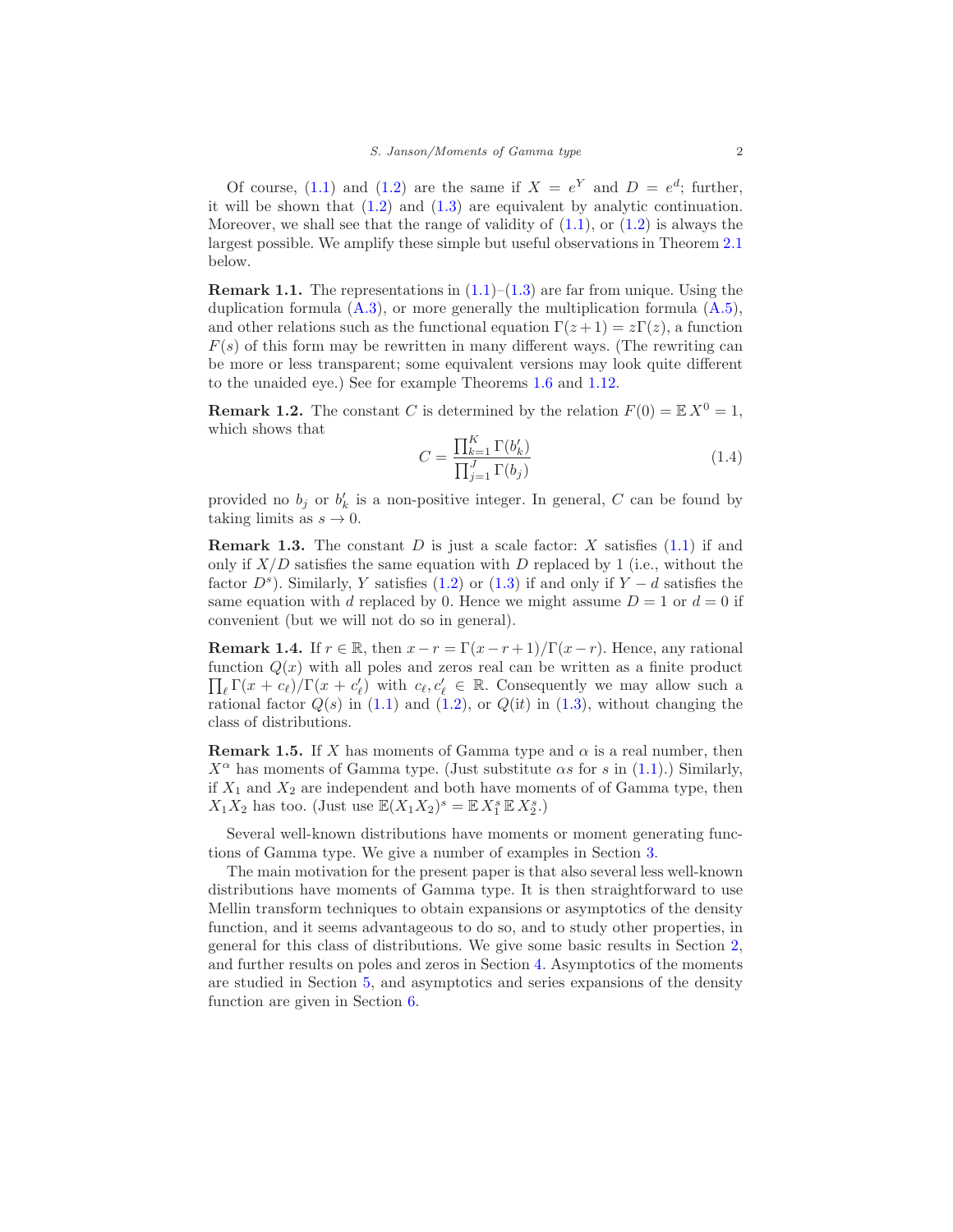Of course, (1.1) and (1.2) are the same if $X = e^Y$ and $D = e^d$; further, it will be shown that (1.2) and (1.3) are equivalent by analytic continuation. Moreover, we shall see that the range of validity of (1.1), or (1.2) is always the largest possible. We amplify these simple but useful observations in Theorem 2.1 below.

**Remark 1.1.** The representations in (1.1)–(1.3) are far from unique. Using the duplication formula (A.3), or more generally the multiplication formula (A.5), and other relations such as the functional equation $\Gamma(z+1) = z\Gamma(z)$, a function $F(s)$ of this form may be rewritten in many different ways. (The rewriting can be more or less transparent; some equivalent versions may look quite different to the unaided eye.) See for example Theorems 1.6 and 1.12.

**Remark 1.2.** The constant $C$ is determined by the relation $F(0) = \mathbb{E}\, X^0 = 1$, which shows that

$$C = \frac{\prod_{k=1}^{K} \Gamma(b'_k)}{\prod_{j=1}^{J} \Gamma(b_j)} \tag{1.4}$$

provided no $b_j$ or $b'_k$ is a non-positive integer. In general, $C$ can be found by taking limits as $s \to 0$.

**Remark 1.3.** The constant $D$ is just a scale factor: $X$ satisfies (1.1) if and only if $X/D$ satisfies the same equation with $D$ replaced by 1 (i.e., without the factor $D^s$). Similarly, $Y$ satisfies (1.2) or (1.3) if and only if $Y - d$ satisfies the same equation with $d$ replaced by 0. Hence we might assume $D = 1$ or $d = 0$ if convenient (but we will not do so in general).

**Remark 1.4.** If $r \in \mathbb{R}$, then $x - r = \Gamma(x-r+1)/\Gamma(x-r)$. Hence, any rational function $Q(x)$ with all poles and zeros real can be written as a finite product $\prod_\ell \Gamma(x + c_\ell)/\Gamma(x + c'_\ell)$ with $c_\ell, c'_\ell \in \mathbb{R}$. Consequently we may allow such a rational factor $Q(s)$ in (1.1) and (1.2), or $Q(\mathrm{i}t)$ in (1.3), without changing the class of distributions.

**Remark 1.5.** If $X$ has moments of Gamma type and $\alpha$ is a real number, then $X^\alpha$ has moments of Gamma type. (Just substitute $\alpha s$ for $s$ in (1.1).) Similarly, if $X_1$ and $X_2$ are independent and both have moments of of Gamma type, then $X_1 X_2$ has too. (Just use $\mathbb{E}(X_1X_2)^s = \mathbb{E}\, X_1^s\, \mathbb{E}\, X_2^s$.)

Several well-known distributions have moments or moment generating functions of Gamma type. We give a number of examples in Section 3.

The main motivation for the present paper is that also several less well-known distributions have moments of Gamma type. It is then straightforward to use Mellin transform techniques to obtain expansions or asymptotics of the density function, and it seems advantageous to do so, and to study other properties, in general for this class of distributions. We give some basic results in Section 2, and further results on poles and zeros in Section 4. Asymptotics of the moments are studied in Section 5, and asymptotics and series expansions of the density function are given in Section 6.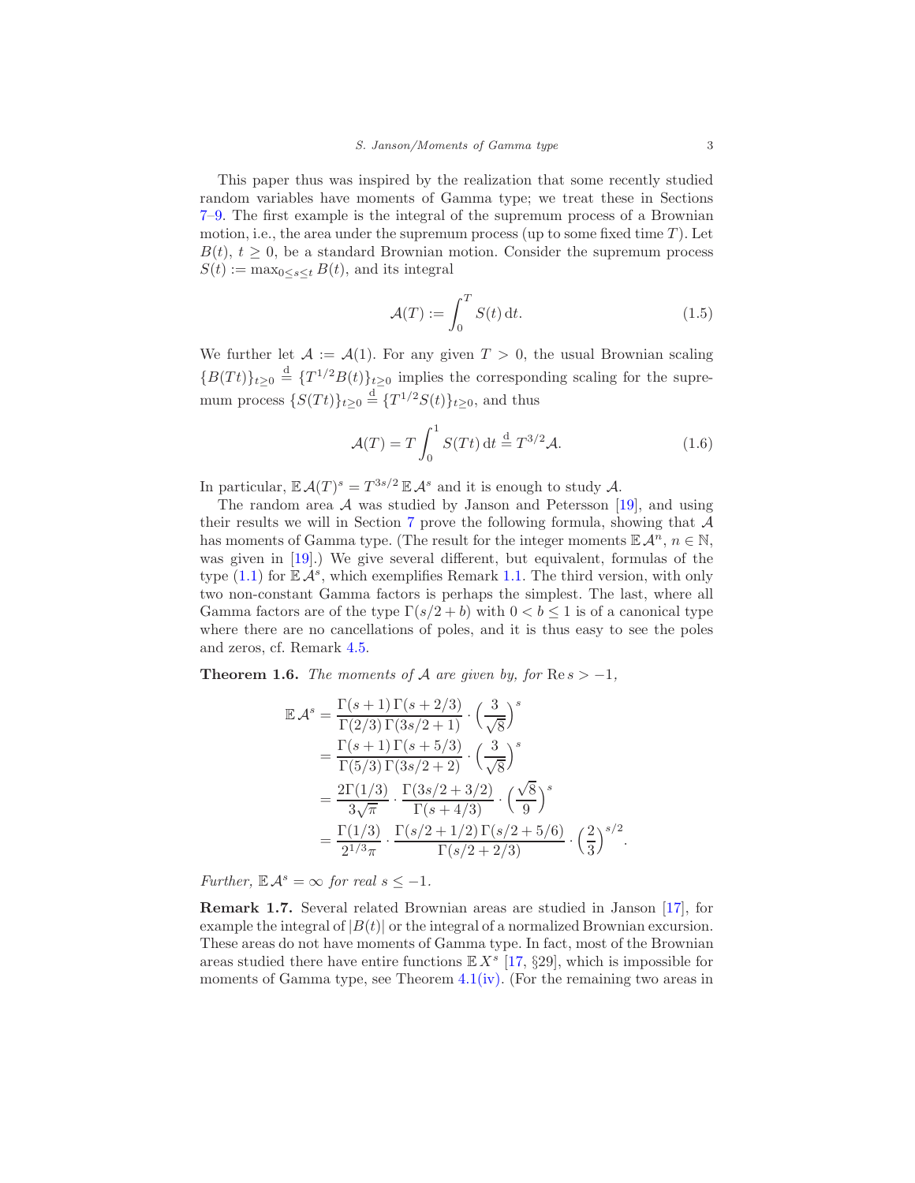This paper thus was inspired by the realization that some recently studied random variables have moments of Gamma type; we treat these in Sections 7–9. The first example is the integral of the supremum process of a Brownian motion, i.e., the area under the supremum process (up to some fixed time $T$). Let $B(t)$, $t \geq 0$, be a standard Brownian motion. Consider the supremum process $S(t) := \max_{0\leq s\leq t} B(t)$, and its integral

$$\mathcal{A}(T) := \int_0^T S(t)\,\mathrm{d}t. \tag{1.5}$$

We further let $\mathcal{A} := \mathcal{A}(1)$. For any given $T > 0$, the usual Brownian scaling $\{B(Tt)\}_{t\geq 0} \overset{\mathrm{d}}{=} \{T^{1/2}B(t)\}_{t\geq 0}$ implies the corresponding scaling for the supremum process $\{S(Tt)\}_{t\geq 0} \overset{\mathrm{d}}{=} \{T^{1/2}S(t)\}_{t\geq 0}$, and thus

$$\mathcal{A}(T) = T\int_0^1 S(Tt)\,\mathrm{d}t \overset{\mathrm{d}}{=} T^{3/2}\mathcal{A}. \tag{1.6}$$

In particular, $\mathbb{E}\,\mathcal{A}(T)^s = T^{3s/2}\,\mathbb{E}\,\mathcal{A}^s$ and it is enough to study $\mathcal{A}$.

The random area $\mathcal{A}$ was studied by Janson and Petersson [19], and using their results we will in Section 7 prove the following formula, showing that $\mathcal{A}$ has moments of Gamma type. (The result for the integer moments $\mathbb{E}\,\mathcal{A}^n$, $n \in \mathbb{N}$, was given in [19].) We give several different, but equivalent, formulas of the type (1.1) for $\mathbb{E}\,\mathcal{A}^s$, which exemplifies Remark 1.1. The third version, with only two non-constant Gamma factors is perhaps the simplest. The last, where all Gamma factors are of the type $\Gamma(s/2 + b)$ with $0 < b \leq 1$ is of a canonical type where there are no cancellations of poles, and it is thus easy to see the poles and zeros, cf. Remark 4.5.

**Theorem 1.6.** *The moments of $\mathcal{A}$ are given by, for $\operatorname{Re} s > -1$,*

$$\begin{aligned}
\mathbb{E}\,\mathcal{A}^s &= \frac{\Gamma(s+1)\,\Gamma(s+2/3)}{\Gamma(2/3)\,\Gamma(3s/2+1)} \cdot \Big(\frac{3}{\sqrt{8}}\Big)^s \\
&= \frac{\Gamma(s+1)\,\Gamma(s+5/3)}{\Gamma(5/3)\,\Gamma(3s/2+2)} \cdot \Big(\frac{3}{\sqrt{8}}\Big)^s \\
&= \frac{2\Gamma(1/3)}{3\sqrt{\pi}} \cdot \frac{\Gamma(3s/2+3/2)}{\Gamma(s+4/3)} \cdot \Big(\frac{\sqrt{8}}{9}\Big)^s \\
&= \frac{\Gamma(1/3)}{2^{1/3}\pi} \cdot \frac{\Gamma(s/2+1/2)\,\Gamma(s/2+5/6)}{\Gamma(s/2+2/3)} \cdot \Big(\frac{2}{3}\Big)^{s/2}.
\end{aligned}$$

*Further, $\mathbb{E}\,\mathcal{A}^s = \infty$ for real $s \leq -1$.*

**Remark 1.7.** Several related Brownian areas are studied in Janson [17], for example the integral of $|B(t)|$ or the integral of a normalized Brownian excursion. These areas do not have moments of Gamma type. In fact, most of the Brownian areas studied there have entire functions $\mathbb{E}\,X^s$ [17, §29], which is impossible for moments of Gamma type, see Theorem 4.1(iv). (For the remaining two areas in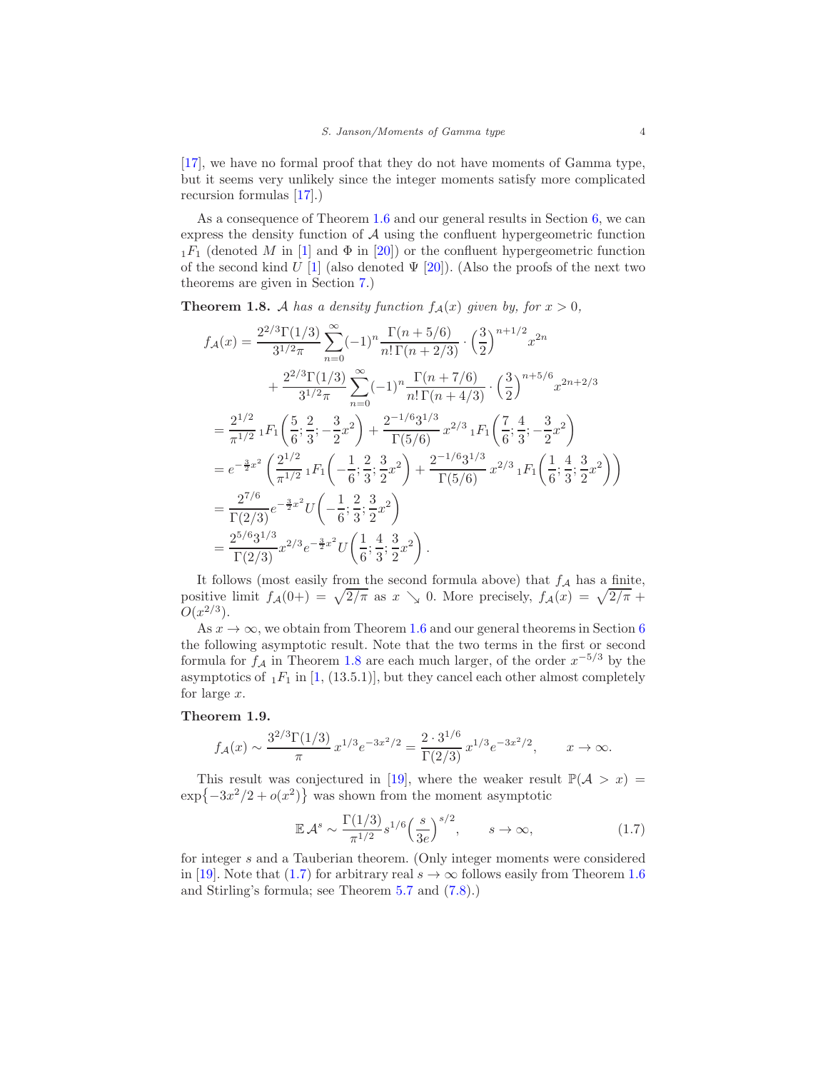[17], we have no formal proof that they do not have moments of Gamma type, but it seems very unlikely since the integer moments satisfy more complicated recursion formulas [17].)

As a consequence of Theorem 1.6 and our general results in Section 6, we can express the density function of $\mathcal{A}$ using the confluent hypergeometric function ${}_1F_1$ (denoted $M$ in [1] and $\Phi$ in [20]) or the confluent hypergeometric function of the second kind $U$ [1] (also denoted $\Psi$ [20]). (Also the proofs of the next two theorems are given in Section 7.)

**Theorem 1.8.** *$\mathcal{A}$ has a density function $f_{\mathcal{A}}(x)$ given by, for $x > 0$,*

$$
\begin{aligned}
f_{\mathcal{A}}(x) &= \frac{2^{2/3}\Gamma(1/3)}{3^{1/2}\pi}\sum_{n=0}^{\infty}(-1)^n\frac{\Gamma(n+5/6)}{n!\,\Gamma(n+2/3)}\cdot\Big(\frac{3}{2}\Big)^{n+1/2}x^{2n} \\
&\qquad + \frac{2^{2/3}\Gamma(1/3)}{3^{1/2}\pi}\sum_{n=0}^{\infty}(-1)^n\frac{\Gamma(n+7/6)}{n!\,\Gamma(n+4/3)}\cdot\Big(\frac{3}{2}\Big)^{n+5/6}x^{2n+2/3} \\
&= \frac{2^{1/2}}{\pi^{1/2}}\,{}_1F_1\Big(\frac{5}{6};\frac{2}{3};-\frac{3}{2}x^2\Big) + \frac{2^{-1/6}3^{1/3}}{\Gamma(5/6)}\,x^{2/3}\,{}_1F_1\Big(\frac{7}{6};\frac{4}{3};-\frac{3}{2}x^2\Big) \\
&= e^{-\frac{3}{2}x^2}\left(\frac{2^{1/2}}{\pi^{1/2}}\,{}_1F_1\Big(-\frac{1}{6};\frac{2}{3};\frac{3}{2}x^2\Big) + \frac{2^{-1/6}3^{1/3}}{\Gamma(5/6)}\,x^{2/3}\,{}_1F_1\Big(\frac{1}{6};\frac{4}{3};\frac{3}{2}x^2\Big)\right) \\
&= \frac{2^{7/6}}{\Gamma(2/3)}e^{-\frac{3}{2}x^2}U\Big(-\frac{1}{6};\frac{2}{3};\frac{3}{2}x^2\Big) \\
&= \frac{2^{5/6}3^{1/3}}{\Gamma(2/3)}x^{2/3}e^{-\frac{3}{2}x^2}U\Big(\frac{1}{6};\frac{4}{3};\frac{3}{2}x^2\Big).
\end{aligned}
$$

It follows (most easily from the second formula above) that $f_{\mathcal{A}}$ has a finite, positive limit $f_{\mathcal{A}}(0+) = \sqrt{2/\pi}$ as $x \searrow 0$. More precisely, $f_{\mathcal{A}}(x) = \sqrt{2/\pi} + O(x^{2/3})$.

As $x \to \infty$, we obtain from Theorem 1.6 and our general theorems in Section 6 the following asymptotic result. Note that the two terms in the first or second formula for $f_{\mathcal{A}}$ in Theorem 1.8 are each much larger, of the order $x^{-5/3}$ by the asymptotics of ${}_1F_1$ in [1, (13.5.1)], but they cancel each other almost completely for large $x$.

**Theorem 1.9.**

$$
f_{\mathcal{A}}(x) \sim \frac{3^{2/3}\Gamma(1/3)}{\pi}\,x^{1/3}e^{-3x^2/2} = \frac{2\cdot 3^{1/6}}{\Gamma(2/3)}\,x^{1/3}e^{-3x^2/2}, \qquad x \to \infty.
$$

This result was conjectured in [19], where the weaker result $\mathbb{P}(\mathcal{A} > x) = \exp\{-3x^2/2 + o(x^2)\}$ was shown from the moment asymptotic

$$
\mathbb{E}\,\mathcal{A}^s \sim \frac{\Gamma(1/3)}{\pi^{1/2}}s^{1/6}\Big(\frac{s}{3e}\Big)^{s/2}, \qquad s \to \infty, \tag{1.7}
$$

for integer $s$ and a Tauberian theorem. (Only integer moments were considered in [19]. Note that (1.7) for arbitrary real $s \to \infty$ follows easily from Theorem 1.6 and Stirling's formula; see Theorem 5.7 and (7.8).)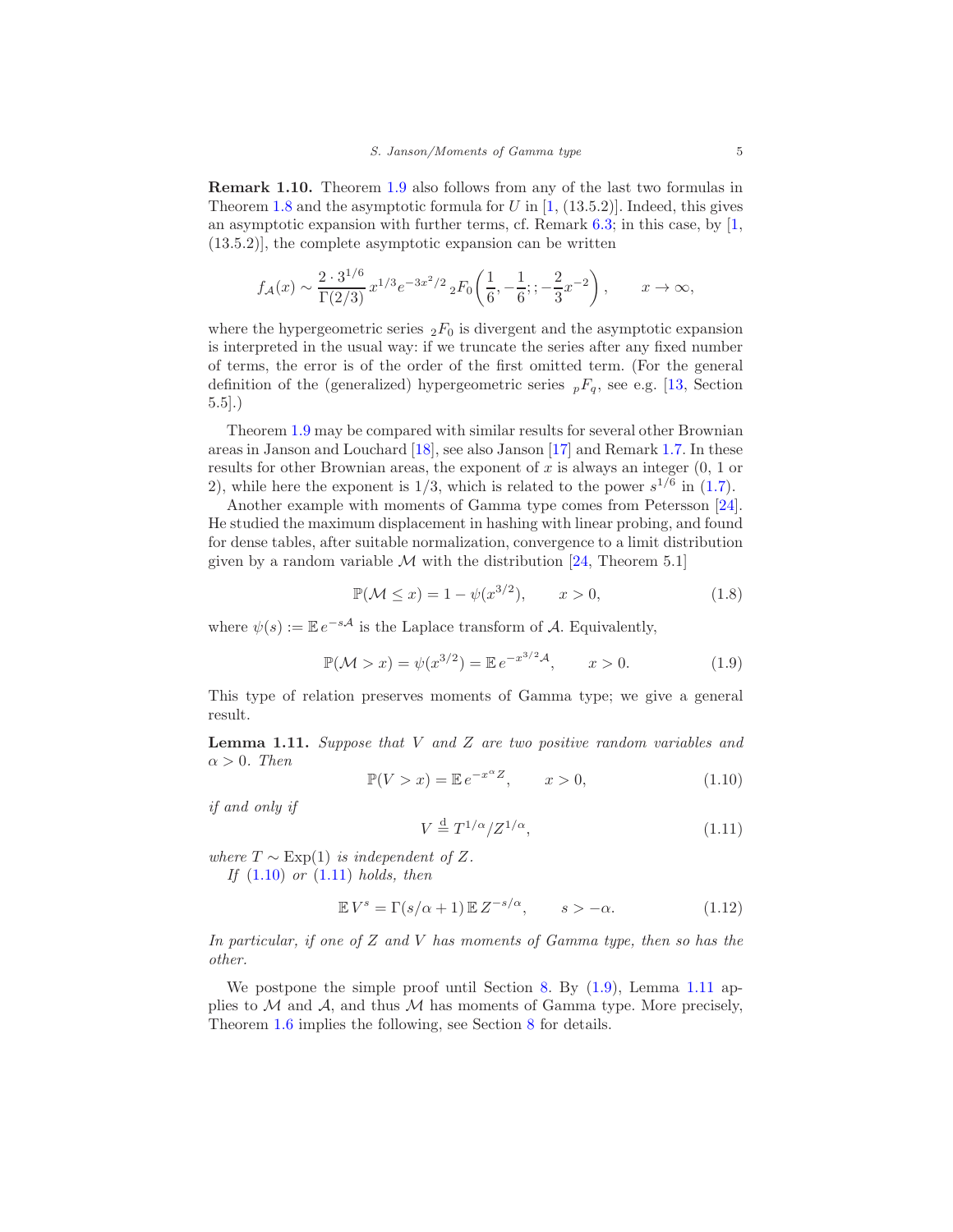**Remark 1.10.** Theorem 1.9 also follows from any of the last two formulas in Theorem 1.8 and the asymptotic formula for $U$ in [1, (13.5.2)]. Indeed, this gives an asymptotic expansion with further terms, cf. Remark 6.3; in this case, by [1, (13.5.2)], the complete asymptotic expansion can be written

$$f_{\mathcal{A}}(x) \sim \frac{2 \cdot 3^{1/6}}{\Gamma(2/3)} x^{1/3} e^{-3x^2/2} \, {}_2F_0\left(\frac{1}{6}, -\frac{1}{6};; -\frac{2}{3}x^{-2}\right), \qquad x \to \infty,$$

where the hypergeometric series ${}_2F_0$ is divergent and the asymptotic expansion is interpreted in the usual way: if we truncate the series after any fixed number of terms, the error is of the order of the first omitted term. (For the general definition of the (generalized) hypergeometric series ${}_pF_q$, see e.g. [13, Section 5.5].)

Theorem 1.9 may be compared with similar results for several other Brownian areas in Janson and Louchard [18], see also Janson [17] and Remark 1.7. In these results for other Brownian areas, the exponent of $x$ is always an integer (0, 1 or 2), while here the exponent is $1/3$, which is related to the power $s^{1/6}$ in (1.7).

Another example with moments of Gamma type comes from Petersson [24]. He studied the maximum displacement in hashing with linear probing, and found for dense tables, after suitable normalization, convergence to a limit distribution given by a random variable $\mathcal{M}$ with the distribution [24, Theorem 5.1]

$$\mathbb{P}(\mathcal{M} \le x) = 1 - \psi(x^{3/2}), \qquad x > 0, \tag{1.8}$$

where $\psi(s) := \mathbb{E}\, e^{-s\mathcal{A}}$ is the Laplace transform of $\mathcal{A}$. Equivalently,

$$\mathbb{P}(\mathcal{M} > x) = \psi(x^{3/2}) = \mathbb{E}\, e^{-x^{3/2}\mathcal{A}}, \qquad x > 0. \tag{1.9}$$

This type of relation preserves moments of Gamma type; we give a general result.

**Lemma 1.11.** *Suppose that $V$ and $Z$ are two positive random variables and $\alpha > 0$. Then*

$$\mathbb{P}(V > x) = \mathbb{E}\, e^{-x^{\alpha} Z}, \qquad x > 0, \tag{1.10}$$

*if and only if*

$$V \overset{\mathrm{d}}{=} T^{1/\alpha}/Z^{1/\alpha}, \tag{1.11}$$

*where $T \sim \mathrm{Exp}(1)$ is independent of $Z$.*

*If (1.10) or (1.11) holds, then*

$$\mathbb{E}\, V^s = \Gamma(s/\alpha + 1)\, \mathbb{E}\, Z^{-s/\alpha}, \qquad s > -\alpha. \tag{1.12}$$

*In particular, if one of $Z$ and $V$ has moments of Gamma type, then so has the other.*

We postpone the simple proof until Section 8. By (1.9), Lemma 1.11 applies to $\mathcal{M}$ and $\mathcal{A}$, and thus $\mathcal{M}$ has moments of Gamma type. More precisely, Theorem 1.6 implies the following, see Section 8 for details.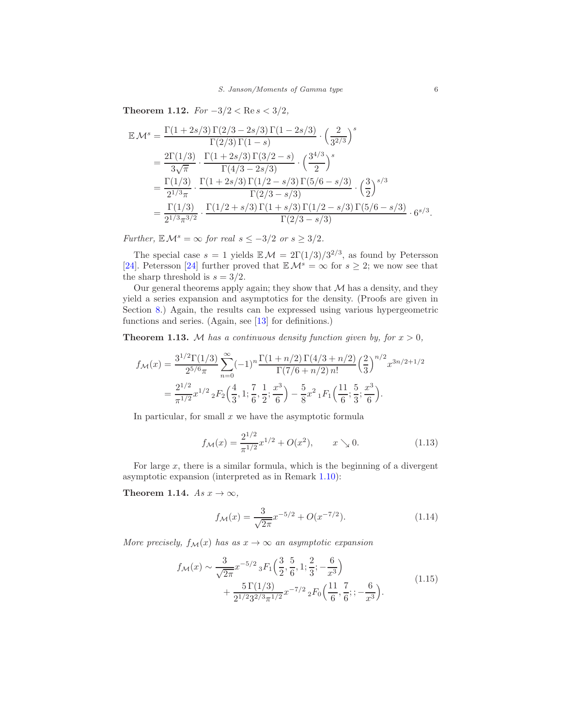**Theorem 1.12.** *For $-3/2 < \operatorname{Re} s < 3/2$,*

$$
\begin{aligned}
\mathbb{E}\,\mathcal{M}^s &= \frac{\Gamma(1+2s/3)\,\Gamma(2/3-2s/3)\,\Gamma(1-2s/3)}{\Gamma(2/3)\,\Gamma(1-s)} \cdot \Big(\frac{2}{3^{2/3}}\Big)^s \\
&= \frac{2\Gamma(1/3)}{3\sqrt{\pi}} \cdot \frac{\Gamma(1+2s/3)\,\Gamma(3/2-s)}{\Gamma(4/3-2s/3)} \cdot \Big(\frac{3^{4/3}}{2}\Big)^s \\
&= \frac{\Gamma(1/3)}{2^{1/3}\pi} \cdot \frac{\Gamma(1+2s/3)\,\Gamma(1/2-s/3)\,\Gamma(5/6-s/3)}{\Gamma(2/3-s/3)} \cdot \Big(\frac{3}{2}\Big)^{s/3} \\
&= \frac{\Gamma(1/3)}{2^{1/3}\pi^{3/2}} \cdot \frac{\Gamma(1/2+s/3)\,\Gamma(1+s/3)\,\Gamma(1/2-s/3)\,\Gamma(5/6-s/3)}{\Gamma(2/3-s/3)} \cdot 6^{s/3}.
\end{aligned}
$$

*Further, $\mathbb{E}\,\mathcal{M}^s = \infty$ for real $s \le -3/2$ or $s \ge 3/2$.*

The special case $s = 1$ yields $\mathbb{E}\,\mathcal{M} = 2\Gamma(1/3)/3^{2/3}$, as found by Petersson [24]. Petersson [24] further proved that $\mathbb{E}\,\mathcal{M}^s = \infty$ for $s \ge 2$; we now see that the sharp threshold is $s = 3/2$.

Our general theorems apply again; they show that $\mathcal{M}$ has a density, and they yield a series expansion and asymptotics for the density. (Proofs are given in Section 8.) Again, the results can be expressed using various hypergeometric functions and series. (Again, see [13] for definitions.)

**Theorem 1.13.** *$\mathcal{M}$ has a continuous density function given by, for $x > 0$,*

$$
\begin{aligned}
f_{\mathcal{M}}(x) &= \frac{3^{1/2}\Gamma(1/3)}{2^{5/6}\pi} \sum_{n=0}^{\infty} (-1)^n \frac{\Gamma(1+n/2)\,\Gamma(4/3+n/2)}{\Gamma(7/6+n/2)\,n!} \Big(\frac{2}{3}\Big)^{n/2} x^{3n/2+1/2} \\
&= \frac{2^{1/2}}{\pi^{1/2}} x^{1/2}\, {}_2F_2\Big(\frac{4}{3}, 1; \frac{7}{6}, \frac{1}{2}; \frac{x^3}{6}\Big) - \frac{5}{8} x^2\, {}_1F_1\Big(\frac{11}{6}; \frac{5}{3}; \frac{x^3}{6}\Big).
\end{aligned}
$$

In particular, for small $x$ we have the asymptotic formula

$$
f_{\mathcal{M}}(x) = \frac{2^{1/2}}{\pi^{1/2}} x^{1/2} + O(x^2), \qquad x \searrow 0. \tag{1.13}
$$

For large $x$, there is a similar formula, which is the beginning of a divergent asymptotic expansion (interpreted as in Remark 1.10):

**Theorem 1.14.** *As $x \to \infty$,*

$$
f_{\mathcal{M}}(x) = \frac{3}{\sqrt{2\pi}} x^{-5/2} + O(x^{-7/2}). \tag{1.14}
$$

*More precisely, $f_{\mathcal{M}}(x)$ has as $x \to \infty$ an asymptotic expansion*

$$
\begin{aligned}
f_{\mathcal{M}}(x) \sim \frac{3}{\sqrt{2\pi}} x^{-5/2}\, {}_3F_1\Big(\frac{3}{2}, \frac{5}{6}, 1; \frac{2}{3}; -\frac{6}{x^3}\Big) \\
+ \frac{5\,\Gamma(1/3)}{2^{1/2}3^{2/3}\pi^{1/2}} x^{-7/2}\, {}_2F_0\Big(\frac{11}{6}, \frac{7}{6}; ; -\frac{6}{x^3}\Big).
\end{aligned} \tag{1.15}
$$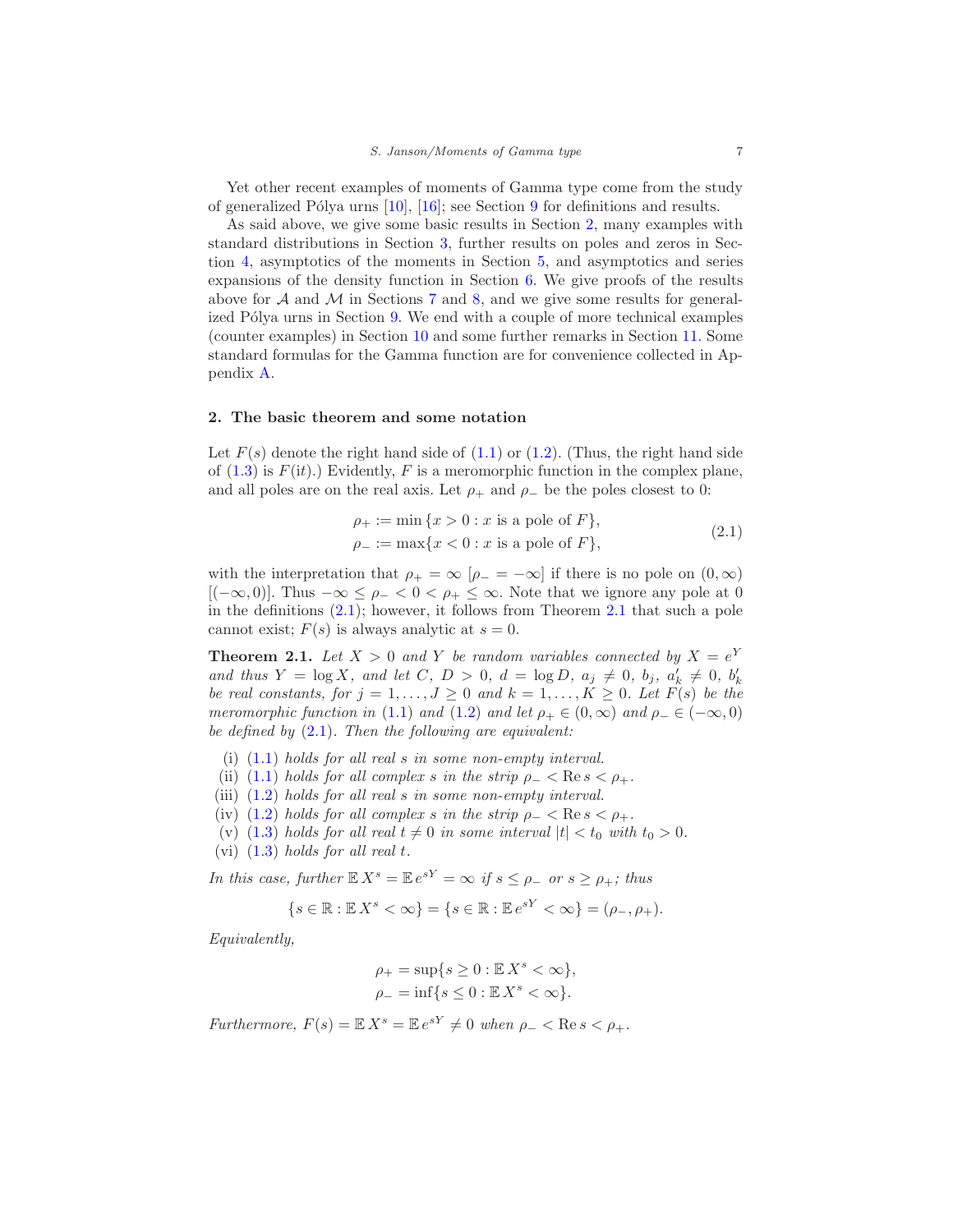Yet other recent examples of moments of Gamma type come from the study of generalized Pólya urns [10], [16]; see Section 9 for definitions and results.

As said above, we give some basic results in Section 2, many examples with standard distributions in Section 3, further results on poles and zeros in Section 4, asymptotics of the moments in Section 5, and asymptotics and series expansions of the density function in Section 6. We give proofs of the results above for $\mathcal{A}$ and $\mathcal{M}$ in Sections 7 and 8, and we give some results for generalized Pólya urns in Section 9. We end with a couple of more technical examples (counter examples) in Section 10 and some further remarks in Section 11. Some standard formulas for the Gamma function are for convenience collected in Appendix A.

## 2. The basic theorem and some notation

Let $F(s)$ denote the right hand side of (1.1) or (1.2). (Thus, the right hand side of (1.3) is $F(\mathrm{i}t)$.) Evidently, $F$ is a meromorphic function in the complex plane, and all poles are on the real axis. Let $\rho_+$ and $\rho_-$ be the poles closest to 0:

$$\begin{aligned} \rho_+ &:= \min\{x > 0 : x \text{ is a pole of } F\}, \\ \rho_- &:= \max\{x < 0 : x \text{ is a pole of } F\}, \end{aligned} \tag{2.1}$$

with the interpretation that $\rho_+ = \infty$ $[\rho_- = -\infty]$ if there is no pole on $(0, \infty)$ $[(-\infty, 0)]$. Thus $-\infty \le \rho_- < 0 < \rho_+ \le \infty$. Note that we ignore any pole at 0 in the definitions (2.1); however, it follows from Theorem 2.1 that such a pole cannot exist; $F(s)$ is always analytic at $s = 0$.

**Theorem 2.1.** *Let $X > 0$ and $Y$ be random variables connected by $X = e^Y$ and thus $Y = \log X$, and let $C$, $D > 0$, $d = \log D$, $a_j \neq 0$, $b_j$, $a'_k \neq 0$, $b'_k$ be real constants, for $j = 1, \dots, J \ge 0$ and $k = 1, \dots, K \ge 0$. Let $F(s)$ be the meromorphic function in (1.1) and (1.2) and let $\rho_+ \in (0, \infty)$ and $\rho_- \in (-\infty, 0)$ be defined by (2.1). Then the following are equivalent:*

- (i) *(1.1) holds for all real $s$ in some non-empty interval.*
- (ii) *(1.1) holds for all complex $s$ in the strip $\rho_- < \operatorname{Re} s < \rho_+$.*
- (iii) *(1.2) holds for all real $s$ in some non-empty interval.*
- (iv) *(1.2) holds for all complex $s$ in the strip $\rho_- < \operatorname{Re} s < \rho_+$.*
- (v) *(1.3) holds for all real $t \neq 0$ in some interval $|t| < t_0$ with $t_0 > 0$.*
- (vi) *(1.3) holds for all real $t$.*

*In this case, further $\mathbb{E} X^s = \mathbb{E} e^{sY} = \infty$ if $s \le \rho_-$ or $s \ge \rho_+$; thus*

$$\{s \in \mathbb{R} : \mathbb{E} X^s < \infty\} = \{s \in \mathbb{R} : \mathbb{E} e^{sY} < \infty\} = (\rho_-, \rho_+).$$

*Equivalently,*

$$\begin{aligned} \rho_+ &= \sup\{s \ge 0 : \mathbb{E} X^s < \infty\}, \\ \rho_- &= \inf\{s \le 0 : \mathbb{E} X^s < \infty\}. \end{aligned}$$

*Furthermore, $F(s) = \mathbb{E} X^s = \mathbb{E} e^{sY} \neq 0$ when $\rho_- < \operatorname{Re} s < \rho_+$.*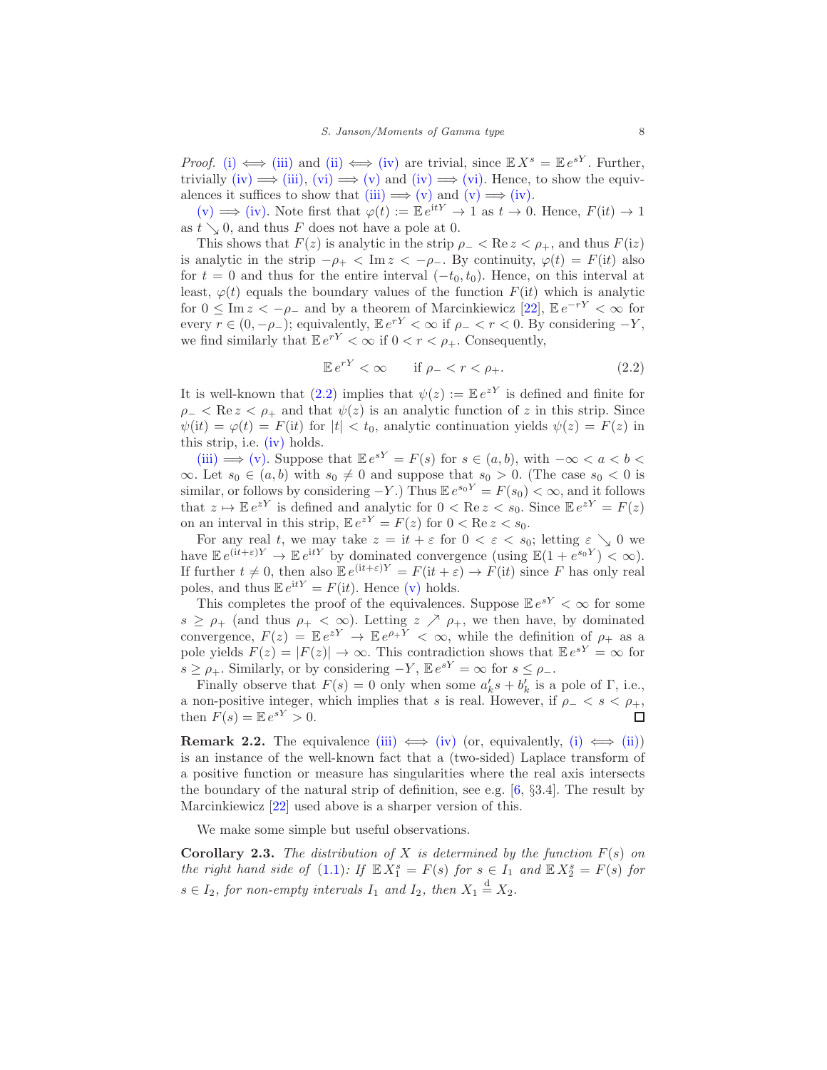*Proof.* (i) $\iff$ (iii) and (ii) $\iff$ (iv) are trivial, since $\mathbb{E}\, X^s = \mathbb{E}\, e^{sY}$. Further, trivially (iv) $\implies$ (iii), (vi) $\implies$ (v) and (iv) $\implies$ (vi). Hence, to show the equivalences it suffices to show that (iii) $\implies$ (v) and (v) $\implies$ (iv).

(v) $\implies$ (iv). Note first that $\varphi(t) := \mathbb{E}\, e^{\mathrm{i}tY} \to 1$ as $t \to 0$. Hence, $F(\mathrm{i}t) \to 1$ as $t \searrow 0$, and thus $F$ does not have a pole at 0.

This shows that $F(z)$ is analytic in the strip $\rho_- < \operatorname{Re} z < \rho_+$, and thus $F(\mathrm{i}z)$ is analytic in the strip $-\rho_+ < \operatorname{Im} z < -\rho_-$. By continuity, $\varphi(t) = F(\mathrm{i}t)$ also for $t = 0$ and thus for the entire interval $(-t_0, t_0)$. Hence, on this interval at least, $\varphi(t)$ equals the boundary values of the function $F(\mathrm{i}t)$ which is analytic for $0 \le \operatorname{Im} z < -\rho_-$ and by a theorem of Marcinkiewicz [22], $\mathbb{E}\, e^{-rY} < \infty$ for every $r \in (0, -\rho_-)$; equivalently, $\mathbb{E}\, e^{rY} < \infty$ if $\rho_- < r < 0$. By considering $-Y$, we find similarly that $\mathbb{E}\, e^{rY} < \infty$ if $0 < r < \rho_+$. Consequently,

$$\mathbb{E}\, e^{rY} < \infty \qquad \text{if } \rho_- < r < \rho_+. \tag{2.2}$$

It is well-known that (2.2) implies that $\psi(z) := \mathbb{E}\, e^{zY}$ is defined and finite for $\rho_- < \operatorname{Re} z < \rho_+$ and that $\psi(z)$ is an analytic function of $z$ in this strip. Since $\psi(\mathrm{i}t) = \varphi(t) = F(\mathrm{i}t)$ for $|t| < t_0$, analytic continuation yields $\psi(z) = F(z)$ in this strip, i.e. (iv) holds.

(iii) $\implies$ (v). Suppose that $\mathbb{E}\, e^{sY} = F(s)$ for $s \in (a, b)$, with $-\infty < a < b < \infty$. Let $s_0 \in (a, b)$ with $s_0 \neq 0$ and suppose that $s_0 > 0$. (The case $s_0 < 0$ is similar, or follows by considering $-Y$.) Thus $\mathbb{E}\, e^{s_0 Y} = F(s_0) < \infty$, and it follows that $z \mapsto \mathbb{E}\, e^{zY}$ is defined and analytic for $0 < \operatorname{Re} z < s_0$. Since $\mathbb{E}\, e^{zY} = F(z)$ on an interval in this strip, $\mathbb{E}\, e^{zY} = F(z)$ for $0 < \operatorname{Re} z < s_0$.

For any real $t$, we may take $z = \mathrm{i}t + \varepsilon$ for $0 < \varepsilon < s_0$; letting $\varepsilon \searrow 0$ we have $\mathbb{E}\, e^{(\mathrm{i}t+\varepsilon)Y} \to \mathbb{E}\, e^{\mathrm{i}tY}$ by dominated convergence (using $\mathbb{E}(1 + e^{s_0 Y}) < \infty$). If further $t \neq 0$, then also $\mathbb{E}\, e^{(\mathrm{i}t+\varepsilon)Y} = F(\mathrm{i}t + \varepsilon) \to F(\mathrm{i}t)$ since $F$ has only real poles, and thus $\mathbb{E}\, e^{\mathrm{i}tY} = F(\mathrm{i}t)$. Hence (v) holds.

This completes the proof of the equivalences. Suppose $\mathbb{E}\, e^{sY} < \infty$ for some $s \ge \rho_+$ (and thus $\rho_+ < \infty$). Letting $z \nearrow \rho_+$, we then have, by dominated convergence, $F(z) = \mathbb{E}\, e^{zY} \to \mathbb{E}\, e^{\rho_+ Y} < \infty$, while the definition of $\rho_+$ as a pole yields $F(z) = |F(z)| \to \infty$. This contradiction shows that $\mathbb{E}\, e^{sY} = \infty$ for $s \ge \rho_+$. Similarly, or by considering $-Y$, $\mathbb{E}\, e^{sY} = \infty$ for $s \le \rho_-$.

Finally observe that $F(s) = 0$ only when some $a'_k s + b'_k$ is a pole of $\Gamma$, i.e., a non-positive integer, which implies that $s$ is real. However, if $\rho_- < s < \rho_+$, then $F(s) = \mathbb{E}\, e^{sY} > 0$. ∎

**Remark 2.2.** The equivalence (iii) $\iff$ (iv) (or, equivalently, (i) $\iff$ (ii)) is an instance of the well-known fact that a (two-sided) Laplace transform of a positive function or measure has singularities where the real axis intersects the boundary of the natural strip of definition, see e.g. [6, §3.4]. The result by Marcinkiewicz [22] used above is a sharper version of this.

We make some simple but useful observations.

**Corollary 2.3.** *The distribution of $X$ is determined by the function $F(s)$ on the right hand side of (1.1): If $\mathbb{E}\, X_1^s = F(s)$ for $s \in I_1$ and $\mathbb{E}\, X_2^s = F(s)$ for $s \in I_2$, for non-empty intervals $I_1$ and $I_2$, then $X_1 \overset{\mathrm{d}}{=} X_2$.*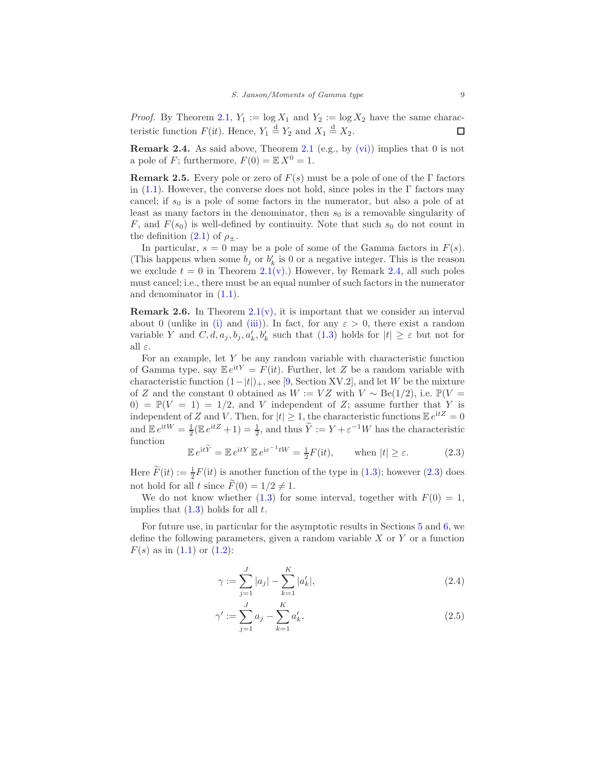*Proof.* By Theorem 2.1, $Y_1 := \log X_1$ and $Y_2 := \log X_2$ have the same characteristic function $F(\mathrm{i}t)$. Hence, $Y_1 \overset{\mathrm{d}}{=} Y_2$ and $X_1 \overset{\mathrm{d}}{=} X_2$. ∎

**Remark 2.4.** As said above, Theorem 2.1 (e.g., by (vi)) implies that 0 is not a pole of $F$; furthermore, $F(0) = \mathbb{E}\, X^0 = 1$.

**Remark 2.5.** Every pole or zero of $F(s)$ must be a pole of one of the $\Gamma$ factors in (1.1). However, the converse does not hold, since poles in the $\Gamma$ factors may cancel; if $s_0$ is a pole of some factors in the numerator, but also a pole of at least as many factors in the denominator, then $s_0$ is a removable singularity of $F$, and $F(s_0)$ is well-defined by continuity. Note that such $s_0$ do not count in the definition (2.1) of $\rho_\pm$.

In particular, $s = 0$ may be a pole of some of the Gamma factors in $F(s)$. (This happens when some $b_j$ or $b'_k$ is 0 or a negative integer. This is the reason we exclude $t = 0$ in Theorem 2.1(v).) However, by Remark 2.4, all such poles must cancel; i.e., there must be an equal number of such factors in the numerator and denominator in (1.1).

**Remark 2.6.** In Theorem 2.1(v), it is important that we consider an interval about 0 (unlike in (i) and (iii)). In fact, for any $\varepsilon > 0$, there exist a random variable $Y$ and $C, d, a_j, b_j, a'_k, b'_k$ such that (1.3) holds for $|t| \geq \varepsilon$ but not for all $\varepsilon$.

For an example, let $Y$ be any random variable with characteristic function of Gamma type, say $\mathbb{E}\, e^{\mathrm{i}tY} = F(\mathrm{i}t)$. Further, let $Z$ be a random variable with characteristic function $(1-|t|)_+$, see [9, Section XV.2], and let $W$ be the mixture of $Z$ and the constant 0 obtained as $W := VZ$ with $V \sim \mathrm{Be}(1/2)$, i.e. $\mathbb{P}(V = 0) = \mathbb{P}(V = 1) = 1/2$, and $V$ independent of $Z$; assume further that $Y$ is independent of $Z$ and $V$. Then, for $|t| \geq 1$, the characteristic functions $\mathbb{E}\, e^{\mathrm{i}tZ} = 0$ and $\mathbb{E}\, e^{\mathrm{i}tW} = \frac{1}{2}(\mathbb{E}\, e^{\mathrm{i}tZ} + 1) = \frac{1}{2}$, and thus $\widetilde{Y} := Y + \varepsilon^{-1} W$ has the characteristic function

$$\mathbb{E}\, e^{\mathrm{i}t\widetilde{Y}} = \mathbb{E}\, e^{\mathrm{i}tY}\, \mathbb{E}\, e^{\mathrm{i}\varepsilon^{-1}tW} = \tfrac{1}{2} F(\mathrm{i}t), \qquad \text{when } |t| \geq \varepsilon. \tag{2.3}$$

Here $\widetilde{F}(\mathrm{i}t) := \frac{1}{2} F(\mathrm{i}t)$ is another function of the type in (1.3); however (2.3) does not hold for all $t$ since $\widetilde{F}(0) = 1/2 \neq 1$.

We do not know whether (1.3) for some interval, together with $F(0) = 1$, implies that (1.3) holds for all $t$.

For future use, in particular for the asymptotic results in Sections 5 and 6, we define the following parameters, given a random variable $X$ or $Y$ or a function $F(s)$ as in (1.1) or (1.2):

$$\gamma := \sum_{j=1}^{J} |a_j| - \sum_{k=1}^{K} |a'_k|, \tag{2.4}$$

$$\gamma' := \sum_{j=1}^{J} a_j - \sum_{k=1}^{K} a'_k, \tag{2.5}$$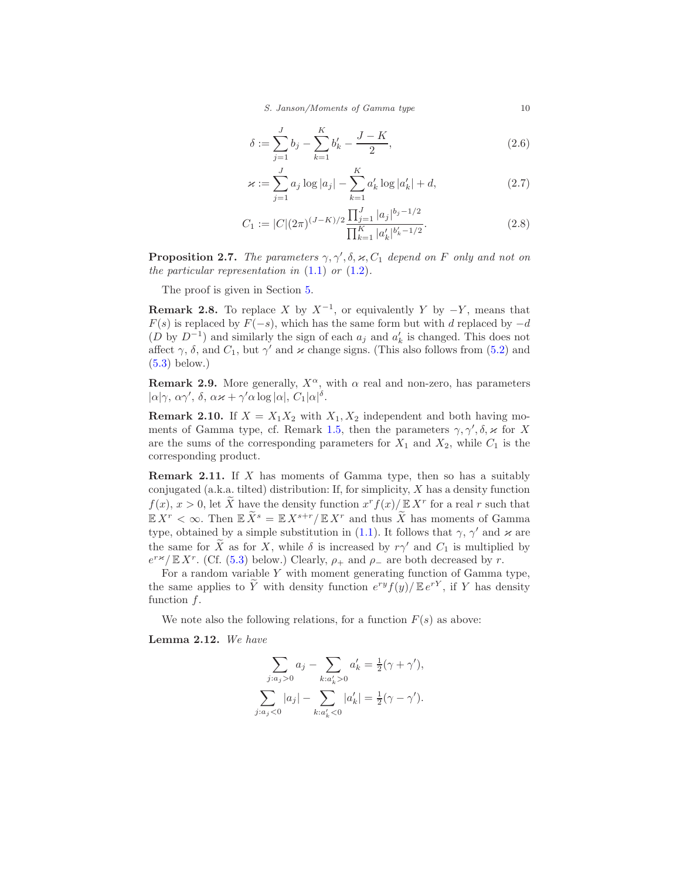$$\delta := \sum_{j=1}^{J} b_j - \sum_{k=1}^{K} b'_k - \frac{J-K}{2}, \tag{2.6}$$

$$\varkappa := \sum_{j=1}^{J} a_j \log |a_j| - \sum_{k=1}^{K} a'_k \log |a'_k| + d, \tag{2.7}$$

$$C_1 := |C| (2\pi)^{(J-K)/2} \frac{\prod_{j=1}^{J} |a_j|^{b_j - 1/2}}{\prod_{k=1}^{K} |a'_k|^{b'_k - 1/2}}. \tag{2.8}$$

**Proposition 2.7.** *The parameters $\gamma, \gamma', \delta, \varkappa, C_1$ depend on $F$ only and not on the particular representation in (1.1) or (1.2).*

The proof is given in Section 5.

**Remark 2.8.** To replace $X$ by $X^{-1}$, or equivalently $Y$ by $-Y$, means that $F(s)$ is replaced by $F(-s)$, which has the same form but with $d$ replaced by $-d$ ($D$ by $D^{-1}$) and similarly the sign of each $a_j$ and $a'_k$ is changed. This does not affect $\gamma$, $\delta$, and $C_1$, but $\gamma'$ and $\varkappa$ change signs. (This also follows from (5.2) and (5.3) below.)

**Remark 2.9.** More generally, $X^\alpha$, with $\alpha$ real and non-zero, has parameters $|\alpha|\gamma$, $\alpha\gamma'$, $\delta$, $\alpha\varkappa + \gamma'\alpha \log |\alpha|$, $C_1 |\alpha|^\delta$.

**Remark 2.10.** If $X = X_1 X_2$ with $X_1, X_2$ independent and both having moments of Gamma type, cf. Remark 1.5, then the parameters $\gamma, \gamma', \delta, \varkappa$ for $X$ are the sums of the corresponding parameters for $X_1$ and $X_2$, while $C_1$ is the corresponding product.

**Remark 2.11.** If $X$ has moments of Gamma type, then so has a suitably conjugated (a.k.a. tilted) distribution: If, for simplicity, $X$ has a density function $f(x)$, $x > 0$, let $\widetilde{X}$ have the density function $x^r f(x) / \mathbb{E} X^r$ for a real $r$ such that $\mathbb{E} X^r < \infty$. Then $\mathbb{E} \widetilde{X}^s = \mathbb{E} X^{s+r} / \mathbb{E} X^r$ and thus $\widetilde{X}$ has moments of Gamma type, obtained by a simple substitution in (1.1). It follows that $\gamma$, $\gamma'$ and $\varkappa$ are the same for $\widetilde{X}$ as for $X$, while $\delta$ is increased by $r\gamma'$ and $C_1$ is multiplied by $e^{r\varkappa} / \mathbb{E} X^r$. (Cf. (5.3) below.) Clearly, $\rho_+$ and $\rho_-$ are both decreased by $r$.

For a random variable $Y$ with moment generating function of Gamma type, the same applies to $\widetilde{Y}$ with density function $e^{ry} f(y) / \mathbb{E} e^{rY}$, if $Y$ has density function $f$.

We note also the following relations, for a function $F(s)$ as above:

**Lemma 2.12.** *We have*

$$\sum_{j: a_j > 0} a_j - \sum_{k: a'_k > 0} a'_k = \tfrac{1}{2}(\gamma + \gamma'),$$

$$\sum_{j: a_j < 0} |a_j| - \sum_{k: a'_k < 0} |a'_k| = \tfrac{1}{2}(\gamma - \gamma').$$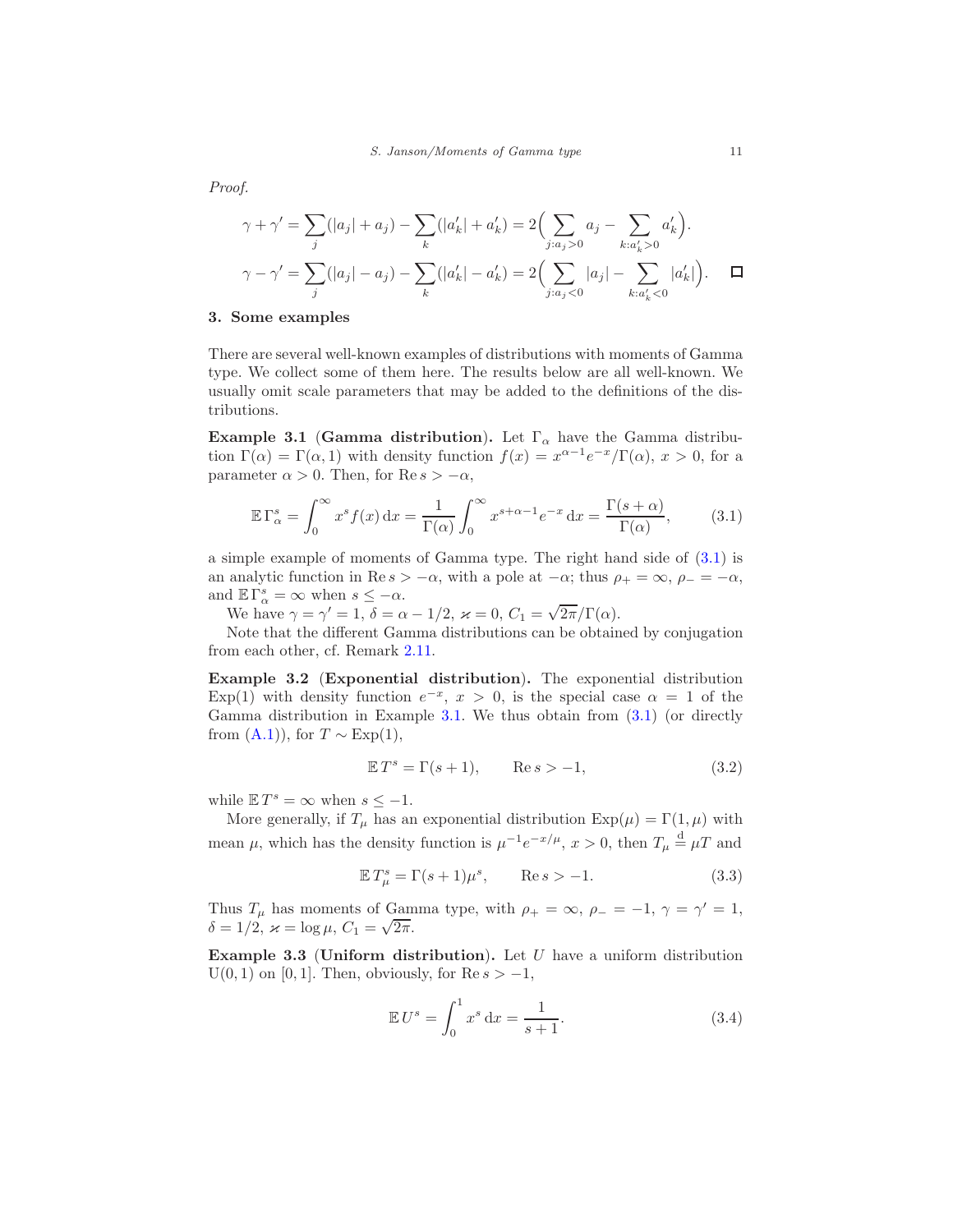*Proof.*

$$\gamma+\gamma'=\sum_j(|a_j|+a_j)-\sum_k(|a'_k|+a'_k)=2\Big(\sum_{j:a_j>0}a_j-\sum_{k:a'_k>0}a'_k\Big).$$

$$\gamma-\gamma'=\sum_j(|a_j|-a_j)-\sum_k(|a'_k|-a'_k)=2\Big(\sum_{j:a_j<0}|a_j|-\sum_{k:a'_k<0}|a'_k|\Big). \qquad \square$$

## 3. Some examples

There are several well-known examples of distributions with moments of Gamma type. We collect some of them here. The results below are all well-known. We usually omit scale parameters that may be added to the definitions of the distributions.

**Example 3.1** (**Gamma distribution**)**.** Let $\Gamma_\alpha$ have the Gamma distribution $\Gamma(\alpha)=\Gamma(\alpha,1)$ with density function $f(x)=x^{\alpha-1}e^{-x}/\Gamma(\alpha)$, $x>0$, for a parameter $\alpha>0$. Then, for $\operatorname{Re}s>-\alpha$,

$$\mathbb{E}\,\Gamma_\alpha^s=\int_0^\infty x^s f(x)\,\mathrm{d}x=\frac{1}{\Gamma(\alpha)}\int_0^\infty x^{s+\alpha-1}e^{-x}\,\mathrm{d}x=\frac{\Gamma(s+\alpha)}{\Gamma(\alpha)}, \tag{3.1}$$

a simple example of moments of Gamma type. The right hand side of (3.1) is an analytic function in $\operatorname{Re}s>-\alpha$, with a pole at $-\alpha$; thus $\rho_+=\infty$, $\rho_-=-\alpha$, and $\mathbb{E}\,\Gamma_\alpha^s=\infty$ when $s\le-\alpha$.

We have $\gamma=\gamma'=1$, $\delta=\alpha-1/2$, $\varkappa=0$, $C_1=\sqrt{2\pi}/\Gamma(\alpha)$.

Note that the different Gamma distributions can be obtained by conjugation from each other, cf. Remark 2.11.

**Example 3.2** (**Exponential distribution**)**.** The exponential distribution $\operatorname{Exp}(1)$ with density function $e^{-x}$, $x>0$, is the special case $\alpha=1$ of the Gamma distribution in Example 3.1. We thus obtain from (3.1) (or directly from (A.1)), for $T\sim\operatorname{Exp}(1)$,

$$\mathbb{E}\,T^s=\Gamma(s+1),\qquad \operatorname{Re}s>-1, \tag{3.2}$$

while $\mathbb{E}\,T^s=\infty$ when $s\le-1$.

More generally, if $T_\mu$ has an exponential distribution $\operatorname{Exp}(\mu)=\Gamma(1,\mu)$ with mean $\mu$, which has the density function is $\mu^{-1}e^{-x/\mu}$, $x>0$, then $T_\mu\overset{\mathrm{d}}{=}\mu T$ and

$$\mathbb{E}\,T_\mu^s=\Gamma(s+1)\mu^s,\qquad \operatorname{Re}s>-1. \tag{3.3}$$

Thus $T_\mu$ has moments of Gamma type, with $\rho_+=\infty$, $\rho_-=-1$, $\gamma=\gamma'=1$, $\delta=1/2$, $\varkappa=\log\mu$, $C_1=\sqrt{2\pi}$.

**Example 3.3** (**Uniform distribution**)**.** Let $U$ have a uniform distribution $\mathrm{U}(0,1)$ on $[0,1]$. Then, obviously, for $\operatorname{Re}s>-1$,

$$\mathbb{E}\,U^s=\int_0^1 x^s\,\mathrm{d}x=\frac{1}{s+1}. \tag{3.4}$$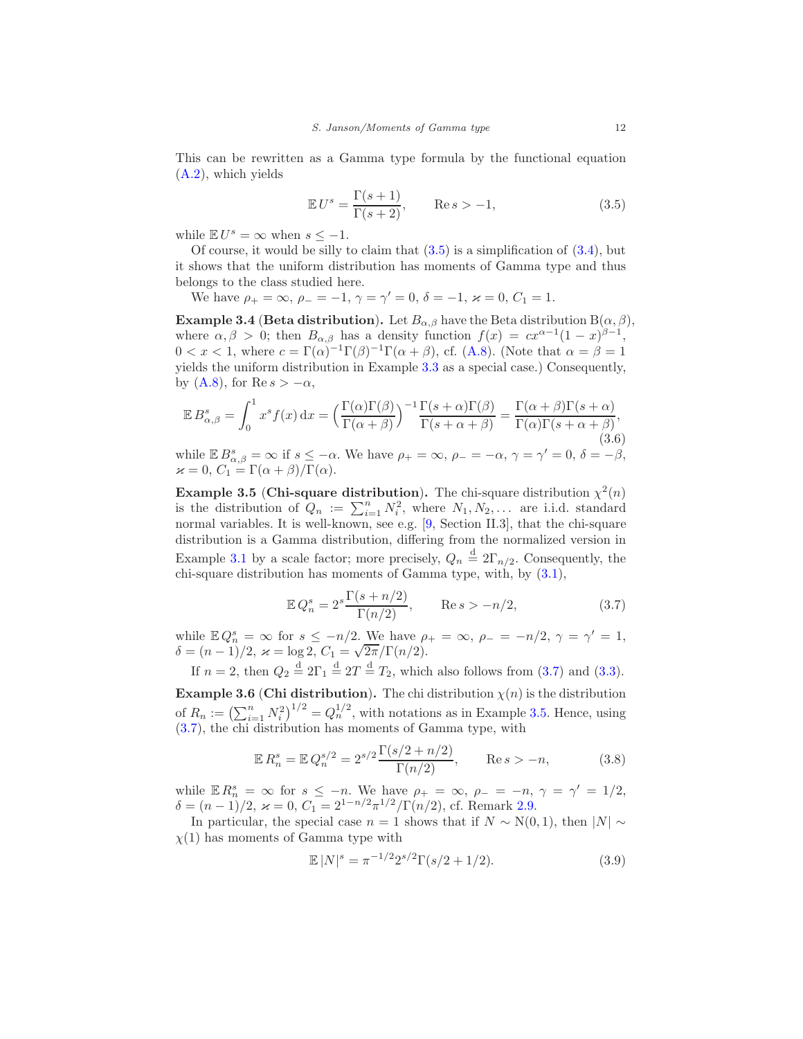This can be rewritten as a Gamma type formula by the functional equation (A.2), which yields

$$\mathbb{E}\, U^s = \frac{\Gamma(s+1)}{\Gamma(s+2)}, \qquad \operatorname{Re} s > -1, \tag{3.5}$$

while $\mathbb{E}\, U^s = \infty$ when $s \le -1$.

Of course, it would be silly to claim that (3.5) is a simplification of (3.4), but it shows that the uniform distribution has moments of Gamma type and thus belongs to the class studied here.

We have $\rho_+ = \infty$, $\rho_- = -1$, $\gamma = \gamma' = 0$, $\delta = -1$, $\varkappa = 0$, $C_1 = 1$.

**Example 3.4** (**Beta distribution**). Let $B_{\alpha,\beta}$ have the Beta distribution $\mathrm{B}(\alpha,\beta)$, where $\alpha, \beta > 0$; then $B_{\alpha,\beta}$ has a density function $f(x) = cx^{\alpha-1}(1-x)^{\beta-1}$, $0 < x < 1$, where $c = \Gamma(\alpha)^{-1}\Gamma(\beta)^{-1}\Gamma(\alpha+\beta)$, cf. (A.8). (Note that $\alpha = \beta = 1$ yields the uniform distribution in Example 3.3 as a special case.) Consequently, by (A.8), for $\operatorname{Re} s > -\alpha$,

$$\mathbb{E}\, B_{\alpha,\beta}^s = \int_0^1 x^s f(x)\,\mathrm{d}x = \Bigl(\frac{\Gamma(\alpha)\Gamma(\beta)}{\Gamma(\alpha+\beta)}\Bigr)^{-1}\frac{\Gamma(s+\alpha)\Gamma(\beta)}{\Gamma(s+\alpha+\beta)} = \frac{\Gamma(\alpha+\beta)\Gamma(s+\alpha)}{\Gamma(\alpha)\Gamma(s+\alpha+\beta)}, \tag{3.6}$$

while $\mathbb{E}\, B_{\alpha,\beta}^s = \infty$ if $s \le -\alpha$. We have $\rho_+ = \infty$, $\rho_- = -\alpha$, $\gamma = \gamma' = 0$, $\delta = -\beta$, $\varkappa = 0$, $C_1 = \Gamma(\alpha+\beta)/\Gamma(\alpha)$.

**Example 3.5** (**Chi-square distribution**). The chi-square distribution $\chi^2(n)$ is the distribution of $Q_n := \sum_{i=1}^n N_i^2$, where $N_1, N_2, \dots$ are i.i.d. standard normal variables. It is well-known, see e.g. [9, Section II.3], that the chi-square distribution is a Gamma distribution, differing from the normalized version in Example 3.1 by a scale factor; more precisely, $Q_n \overset{\mathrm{d}}{=} 2\Gamma_{n/2}$. Consequently, the chi-square distribution has moments of Gamma type, with, by (3.1),

$$\mathbb{E}\, Q_n^s = 2^s \frac{\Gamma(s+n/2)}{\Gamma(n/2)}, \qquad \operatorname{Re} s > -n/2, \tag{3.7}$$

while $\mathbb{E}\, Q_n^s = \infty$ for $s \le -n/2$. We have $\rho_+ = \infty$, $\rho_- = -n/2$, $\gamma = \gamma' = 1$, $\delta = (n-1)/2$, $\varkappa = \log 2$, $C_1 = \sqrt{2\pi}/\Gamma(n/2)$.

If $n = 2$, then $Q_2 \overset{\mathrm{d}}{=} 2\Gamma_1 \overset{\mathrm{d}}{=} 2T \overset{\mathrm{d}}{=} T_2$, which also follows from (3.7) and (3.3).

**Example 3.6** (**Chi distribution**). The chi distribution $\chi(n)$ is the distribution of $R_n := \bigl(\sum_{i=1}^n N_i^2\bigr)^{1/2} = Q_n^{1/2}$, with notations as in Example 3.5. Hence, using (3.7), the chi distribution has moments of Gamma type, with

$$\mathbb{E}\, R_n^s = \mathbb{E}\, Q_n^{s/2} = 2^{s/2}\frac{\Gamma(s/2+n/2)}{\Gamma(n/2)}, \qquad \operatorname{Re} s > -n, \tag{3.8}$$

while $\mathbb{E}\, R_n^s = \infty$ for $s \le -n$. We have $\rho_+ = \infty$, $\rho_- = -n$, $\gamma = \gamma' = 1/2$, $\delta = (n-1)/2$, $\varkappa = 0$, $C_1 = 2^{1-n/2}\pi^{1/2}/\Gamma(n/2)$, cf. Remark 2.9.

In particular, the special case $n = 1$ shows that if $N \sim \mathrm{N}(0,1)$, then $|N| \sim \chi(1)$ has moments of Gamma type with

$$\mathbb{E}\, |N|^s = \pi^{-1/2} 2^{s/2}\Gamma(s/2+1/2). \tag{3.9}$$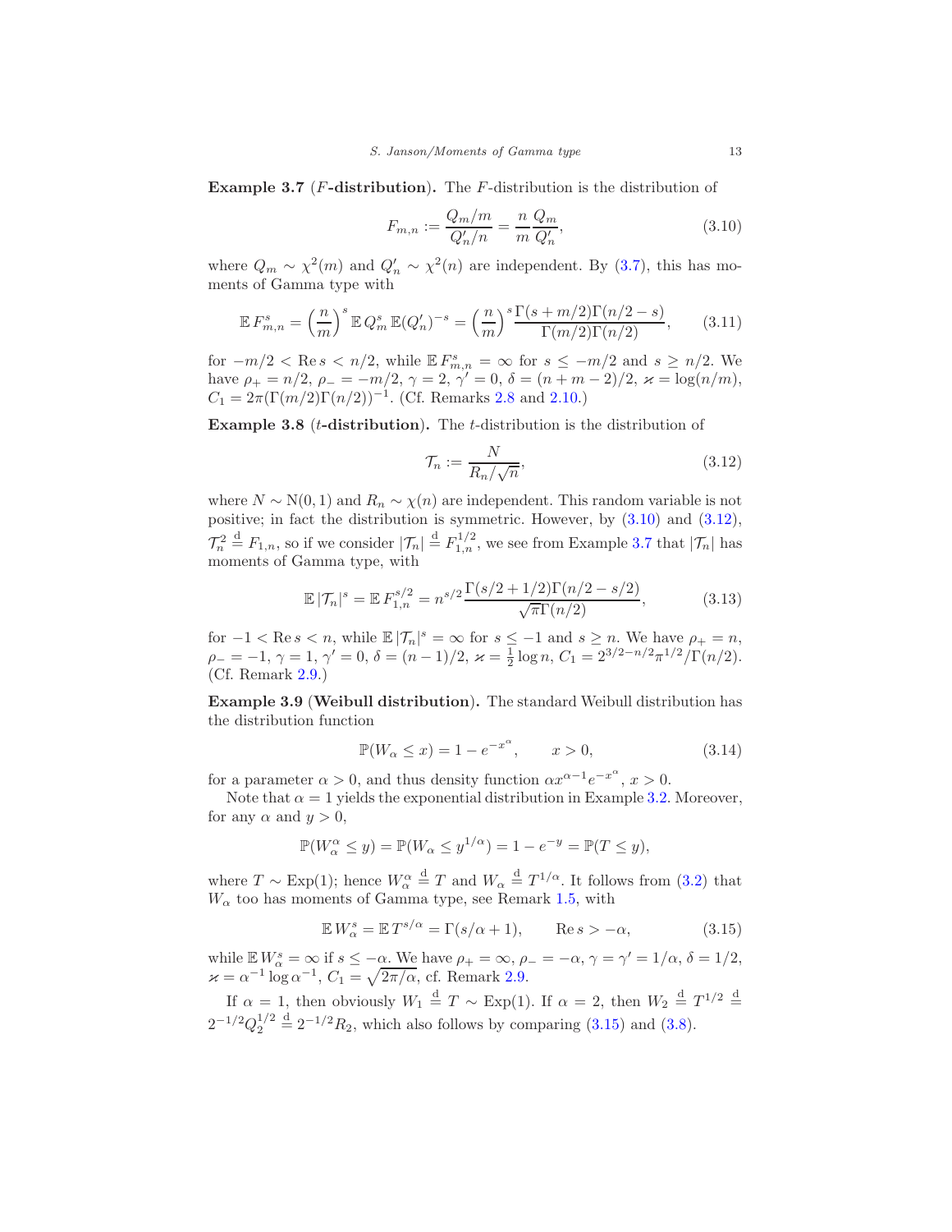**Example 3.7** (**$F$-distribution**). The $F$-distribution is the distribution of

$$F_{m,n} := \frac{Q_m/m}{Q_n'/n} = \frac{n}{m}\frac{Q_m}{Q_n'}, \tag{3.10}$$

where $Q_m \sim \chi^2(m)$ and $Q_n' \sim \chi^2(n)$ are independent. By (3.7), this has moments of Gamma type with

$$\mathbb{E}\, F_{m,n}^s = \Big(\frac{n}{m}\Big)^s \mathbb{E}\, Q_m^s\, \mathbb{E}(Q_n')^{-s} = \Big(\frac{n}{m}\Big)^s \frac{\Gamma(s+m/2)\Gamma(n/2-s)}{\Gamma(m/2)\Gamma(n/2)}, \tag{3.11}$$

for $-m/2 < \operatorname{Re} s < n/2$, while $\mathbb{E}\, F_{m,n}^s = \infty$ for $s \le -m/2$ and $s \ge n/2$. We have $\rho_+ = n/2$, $\rho_- = -m/2$, $\gamma = 2$, $\gamma' = 0$, $\delta = (n+m-2)/2$, $\varkappa = \log(n/m)$, $C_1 = 2\pi(\Gamma(m/2)\Gamma(n/2))^{-1}$. (Cf. Remarks 2.8 and 2.10.)

**Example 3.8** (**$t$-distribution**). The $t$-distribution is the distribution of

$$\mathcal{T}_n := \frac{N}{R_n/\sqrt{n}}, \tag{3.12}$$

where $N \sim \mathrm{N}(0,1)$ and $R_n \sim \chi(n)$ are independent. This random variable is not positive; in fact the distribution is symmetric. However, by (3.10) and (3.12), $\mathcal{T}_n^2 \overset{\mathrm{d}}{=} F_{1,n}$, so if we consider $|\mathcal{T}_n| \overset{\mathrm{d}}{=} F_{1,n}^{1/2}$, we see from Example 3.7 that $|\mathcal{T}_n|$ has moments of Gamma type, with

$$\mathbb{E}\, |\mathcal{T}_n|^s = \mathbb{E}\, F_{1,n}^{s/2} = n^{s/2}\frac{\Gamma(s/2+1/2)\Gamma(n/2-s/2)}{\sqrt{\pi}\,\Gamma(n/2)}, \tag{3.13}$$

for $-1 < \operatorname{Re} s < n$, while $\mathbb{E}\, |\mathcal{T}_n|^s = \infty$ for $s \le -1$ and $s \ge n$. We have $\rho_+ = n$, $\rho_- = -1$, $\gamma = 1$, $\gamma' = 0$, $\delta = (n-1)/2$, $\varkappa = \frac{1}{2}\log n$, $C_1 = 2^{3/2-n/2}\pi^{1/2}/\Gamma(n/2)$. (Cf. Remark 2.9.)

**Example 3.9** (**Weibull distribution**). The standard Weibull distribution has the distribution function

$$\mathbb{P}(W_\alpha \le x) = 1 - e^{-x^\alpha}, \qquad x > 0, \tag{3.14}$$

for a parameter $\alpha > 0$, and thus density function $\alpha x^{\alpha-1}e^{-x^\alpha}$, $x > 0$.

Note that $\alpha = 1$ yields the exponential distribution in Example 3.2. Moreover, for any $\alpha$ and $y > 0$,

$$\mathbb{P}(W_\alpha^\alpha \le y) = \mathbb{P}(W_\alpha \le y^{1/\alpha}) = 1 - e^{-y} = \mathbb{P}(T \le y),$$

where $T \sim \mathrm{Exp}(1)$; hence $W_\alpha^\alpha \overset{\mathrm{d}}{=} T$ and $W_\alpha \overset{\mathrm{d}}{=} T^{1/\alpha}$. It follows from (3.2) that $W_\alpha$ too has moments of Gamma type, see Remark 1.5, with

$$\mathbb{E}\, W_\alpha^s = \mathbb{E}\, T^{s/\alpha} = \Gamma(s/\alpha + 1), \qquad \operatorname{Re} s > -\alpha, \tag{3.15}$$

while $\mathbb{E}\, W_\alpha^s = \infty$ if $s \le -\alpha$. We have $\rho_+ = \infty$, $\rho_- = -\alpha$, $\gamma = \gamma' = 1/\alpha$, $\delta = 1/2$, $\varkappa = \alpha^{-1}\log\alpha^{-1}$, $C_1 = \sqrt{2\pi/\alpha}$, cf. Remark 2.9.

If $\alpha = 1$, then obviously $W_1 \overset{\mathrm{d}}{=} T \sim \mathrm{Exp}(1)$. If $\alpha = 2$, then $W_2 \overset{\mathrm{d}}{=} T^{1/2} \overset{\mathrm{d}}{=} 2^{-1/2}Q_2^{1/2} \overset{\mathrm{d}}{=} 2^{-1/2}R_2$, which also follows by comparing (3.15) and (3.8).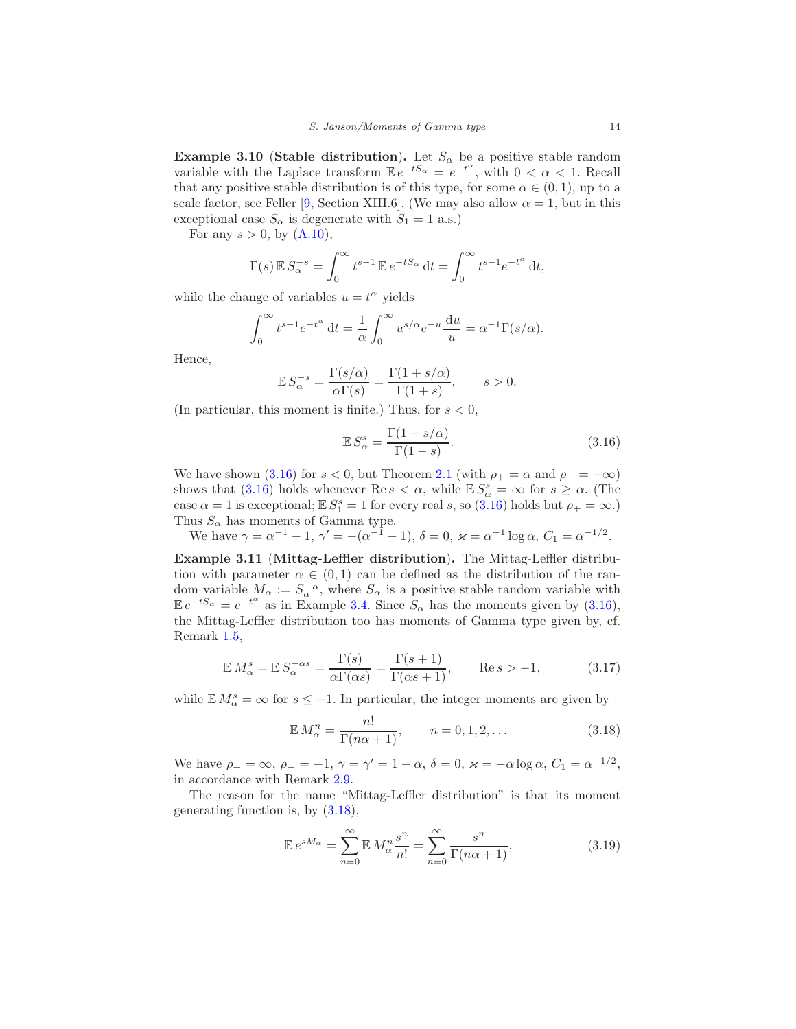**Example 3.10** (**Stable distribution**). Let $S_\alpha$ be a positive stable random variable with the Laplace transform $\mathbb{E}\, e^{-tS_\alpha} = e^{-t^\alpha}$, with $0 < \alpha < 1$. Recall that any positive stable distribution is of this type, for some $\alpha \in (0,1)$, up to a scale factor, see Feller [9, Section XIII.6]. (We may also allow $\alpha = 1$, but in this exceptional case $S_\alpha$ is degenerate with $S_1 = 1$ a.s.)

For any $s > 0$, by (A.10),

$$\Gamma(s)\,\mathbb{E}\, S_\alpha^{-s} = \int_0^\infty t^{s-1}\,\mathbb{E}\, e^{-tS_\alpha}\,\mathrm{d}t = \int_0^\infty t^{s-1} e^{-t^\alpha}\,\mathrm{d}t,$$

while the change of variables $u = t^\alpha$ yields

$$\int_0^\infty t^{s-1} e^{-t^\alpha}\,\mathrm{d}t = \frac{1}{\alpha}\int_0^\infty u^{s/\alpha} e^{-u}\,\frac{\mathrm{d}u}{u} = \alpha^{-1}\Gamma(s/\alpha).$$

Hence,

$$\mathbb{E}\, S_\alpha^{-s} = \frac{\Gamma(s/\alpha)}{\alpha\Gamma(s)} = \frac{\Gamma(1+s/\alpha)}{\Gamma(1+s)}, \qquad s > 0.$$

(In particular, this moment is finite.) Thus, for $s < 0$,

$$\mathbb{E}\, S_\alpha^{s} = \frac{\Gamma(1-s/\alpha)}{\Gamma(1-s)}. \tag{3.16}$$

We have shown (3.16) for $s < 0$, but Theorem 2.1 (with $\rho_+ = \alpha$ and $\rho_- = -\infty$) shows that (3.16) holds whenever $\operatorname{Re} s < \alpha$, while $\mathbb{E}\, S_\alpha^s = \infty$ for $s \geq \alpha$. (The case $\alpha = 1$ is exceptional; $\mathbb{E}\, S_1^s = 1$ for every real $s$, so (3.16) holds but $\rho_+ = \infty$.) Thus $S_\alpha$ has moments of Gamma type.

We have $\gamma = \alpha^{-1} - 1$, $\gamma' = -(\alpha^{-1} - 1)$, $\delta = 0$, $\varkappa = \alpha^{-1}\log\alpha$, $C_1 = \alpha^{-1/2}$.

**Example 3.11** (**Mittag-Leffler distribution**). The Mittag-Leffler distribution with parameter $\alpha \in (0,1)$ can be defined as the distribution of the random variable $M_\alpha := S_\alpha^{-\alpha}$, where $S_\alpha$ is a positive stable random variable with $\mathbb{E}\, e^{-tS_\alpha} = e^{-t^\alpha}$ as in Example 3.4. Since $S_\alpha$ has the moments given by (3.16), the Mittag-Leffler distribution too has moments of Gamma type given by, cf. Remark 1.5,

$$\mathbb{E}\, M_\alpha^s = \mathbb{E}\, S_\alpha^{-\alpha s} = \frac{\Gamma(s)}{\alpha\Gamma(\alpha s)} = \frac{\Gamma(s+1)}{\Gamma(\alpha s + 1)}, \qquad \operatorname{Re} s > -1, \tag{3.17}$$

while $\mathbb{E}\, M_\alpha^s = \infty$ for $s \leq -1$. In particular, the integer moments are given by

$$\mathbb{E}\, M_\alpha^n = \frac{n!}{\Gamma(n\alpha + 1)}, \qquad n = 0, 1, 2, \dots \tag{3.18}$$

We have $\rho_+ = \infty$, $\rho_- = -1$, $\gamma = \gamma' = 1 - \alpha$, $\delta = 0$, $\varkappa = -\alpha\log\alpha$, $C_1 = \alpha^{-1/2}$, in accordance with Remark 2.9.

The reason for the name "Mittag-Leffler distribution" is that its moment generating function is, by (3.18),

$$\mathbb{E}\, e^{sM_\alpha} = \sum_{n=0}^\infty \mathbb{E}\, M_\alpha^n \frac{s^n}{n!} = \sum_{n=0}^\infty \frac{s^n}{\Gamma(n\alpha + 1)}, \tag{3.19}$$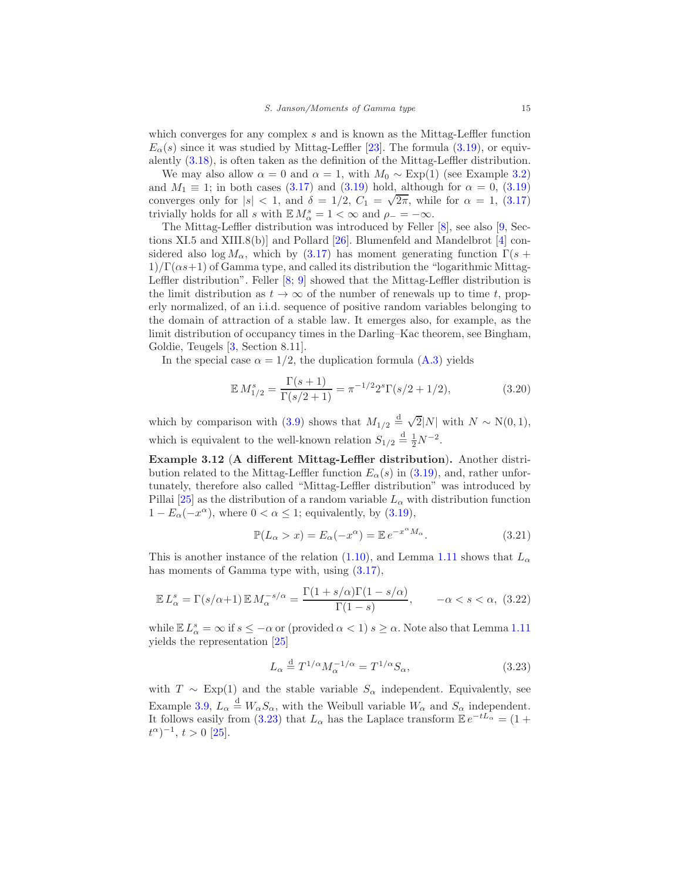which converges for any complex $s$ and is known as the Mittag-Leffler function $E_\alpha(s)$ since it was studied by Mittag-Leffler [23]. The formula (3.19), or equivalently (3.18), is often taken as the definition of the Mittag-Leffler distribution.

We may also allow $\alpha = 0$ and $\alpha = 1$, with $M_0 \sim \mathrm{Exp}(1)$ (see Example 3.2) and $M_1 \equiv 1$; in both cases (3.17) and (3.19) hold, although for $\alpha = 0$, (3.19) converges only for $|s| < 1$, and $\delta = 1/2$, $C_1 = \sqrt{2\pi}$, while for $\alpha = 1$, (3.17) trivially holds for all $s$ with $\mathbb{E}\, M_\alpha^s = 1 < \infty$ and $\rho_- = -\infty$.

The Mittag-Leffler distribution was introduced by Feller [8], see also [9, Sections XI.5 and XIII.8(b)] and Pollard [26]. Blumenfeld and Mandelbrot [4] considered also $\log M_\alpha$, which by (3.17) has moment generating function $\Gamma(s+1)/\Gamma(\alpha s+1)$ of Gamma type, and called its distribution the "logarithmic Mittag-Leffler distribution". Feller [8; 9] showed that the Mittag-Leffler distribution is the limit distribution as $t \to \infty$ of the number of renewals up to time $t$, properly normalized, of an i.i.d. sequence of positive random variables belonging to the domain of attraction of a stable law. It emerges also, for example, as the limit distribution of occupancy times in the Darling–Kac theorem, see Bingham, Goldie, Teugels [3, Section 8.11].

In the special case $\alpha = 1/2$, the duplication formula (A.3) yields

$$\mathbb{E}\, M_{1/2}^s = \frac{\Gamma(s+1)}{\Gamma(s/2+1)} = \pi^{-1/2} 2^s \Gamma(s/2 + 1/2), \tag{3.20}$$

which by comparison with (3.9) shows that $M_{1/2} \overset{\mathrm{d}}{=} \sqrt{2}|N|$ with $N \sim \mathrm{N}(0,1)$, which is equivalent to the well-known relation $S_{1/2} \overset{\mathrm{d}}{=} \frac{1}{2} N^{-2}$.

**Example 3.12** (**A different Mittag-Leffler distribution**). Another distribution related to the Mittag-Leffler function $E_\alpha(s)$ in (3.19), and, rather unfortunately, therefore also called "Mittag-Leffler distribution" was introduced by Pillai [25] as the distribution of a random variable $L_\alpha$ with distribution function $1 - E_\alpha(-x^\alpha)$, where $0 < \alpha \le 1$; equivalently, by (3.19),

$$\mathbb{P}(L_\alpha > x) = E_\alpha(-x^\alpha) = \mathbb{E}\, e^{-x^\alpha M_\alpha}. \tag{3.21}$$

This is another instance of the relation (1.10), and Lemma 1.11 shows that $L_\alpha$ has moments of Gamma type with, using (3.17),

$$\mathbb{E}\, L_\alpha^s = \Gamma(s/\alpha + 1)\, \mathbb{E}\, M_\alpha^{-s/\alpha} = \frac{\Gamma(1 + s/\alpha)\Gamma(1 - s/\alpha)}{\Gamma(1-s)}, \qquad -\alpha < s < \alpha, \tag{3.22}$$

while $\mathbb{E}\, L_\alpha^s = \infty$ if $s \le -\alpha$ or (provided $\alpha < 1$) $s \ge \alpha$. Note also that Lemma 1.11 yields the representation [25]

$$L_\alpha \overset{\mathrm{d}}{=} T^{1/\alpha} M_\alpha^{-1/\alpha} = T^{1/\alpha} S_\alpha, \tag{3.23}$$

with $T \sim \mathrm{Exp}(1)$ and the stable variable $S_\alpha$ independent. Equivalently, see Example 3.9, $L_\alpha \overset{\mathrm{d}}{=} W_\alpha S_\alpha$, with the Weibull variable $W_\alpha$ and $S_\alpha$ independent. It follows easily from (3.23) that $L_\alpha$ has the Laplace transform $\mathbb{E}\, e^{-tL_\alpha} = (1 + t^\alpha)^{-1}$, $t > 0$ [25].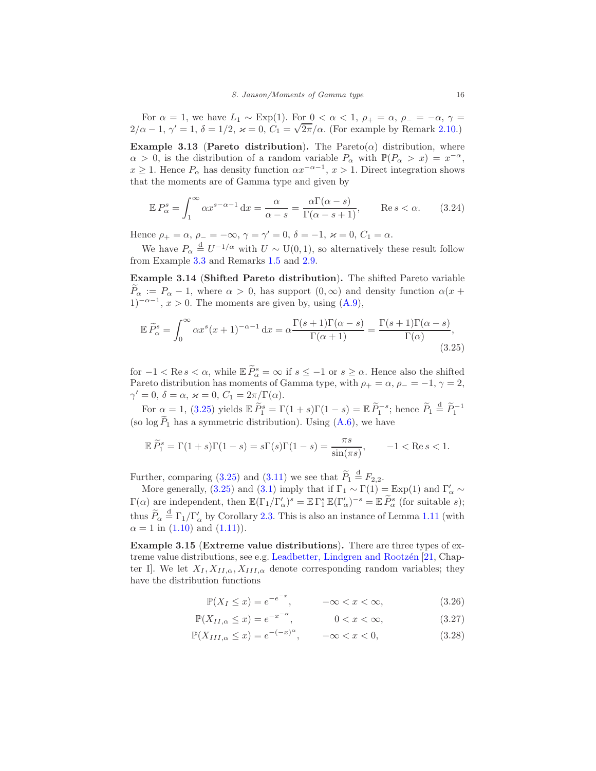For $\alpha = 1$, we have $L_1 \sim \text{Exp}(1)$. For $0 < \alpha < 1$, $\rho_+ = \alpha$, $\rho_- = -\alpha$, $\gamma = 2/\alpha - 1$, $\gamma' = 1$, $\delta = 1/2$, $\varkappa = 0$, $C_1 = \sqrt{2\pi}/\alpha$. (For example by Remark 2.10.)

**Example 3.13** (**Pareto distribution**). The Pareto($\alpha$) distribution, where $\alpha > 0$, is the distribution of a random variable $P_\alpha$ with $\mathbb{P}(P_\alpha > x) = x^{-\alpha}$, $x \geq 1$. Hence $P_\alpha$ has density function $\alpha x^{-\alpha-1}$, $x > 1$. Direct integration shows that the moments are of Gamma type and given by

$$\mathbb{E}\, P_\alpha^s = \int_1^\infty \alpha x^{s-\alpha-1}\,\mathrm{d}x = \frac{\alpha}{\alpha - s} = \frac{\alpha\Gamma(\alpha - s)}{\Gamma(\alpha - s + 1)}, \qquad \operatorname{Re} s < \alpha. \tag{3.24}$$

Hence $\rho_+ = \alpha$, $\rho_- = -\infty$, $\gamma = \gamma' = 0$, $\delta = -1$, $\varkappa = 0$, $C_1 = \alpha$.

We have $P_\alpha \overset{\mathrm{d}}{=} U^{-1/\alpha}$ with $U \sim \mathrm{U}(0,1)$, so alternatively these result follow from Example 3.3 and Remarks 1.5 and 2.9.

**Example 3.14** (**Shifted Pareto distribution**). The shifted Pareto variable $\widetilde{P}_\alpha := P_\alpha - 1$, where $\alpha > 0$, has support $(0, \infty)$ and density function $\alpha(x+1)^{-\alpha-1}$, $x > 0$. The moments are given by, using (A.9),

$$\mathbb{E}\, \widetilde{P}_\alpha^s = \int_0^\infty \alpha x^s (x+1)^{-\alpha-1}\,\mathrm{d}x = \alpha\frac{\Gamma(s+1)\Gamma(\alpha - s)}{\Gamma(\alpha+1)} = \frac{\Gamma(s+1)\Gamma(\alpha - s)}{\Gamma(\alpha)}, \tag{3.25}$$

for $-1 < \operatorname{Re} s < \alpha$, while $\mathbb{E}\, \widetilde{P}_\alpha^s = \infty$ if $s \leq -1$ or $s \geq \alpha$. Hence also the shifted Pareto distribution has moments of Gamma type, with $\rho_+ = \alpha$, $\rho_- = -1$, $\gamma = 2$, $\gamma' = 0$, $\delta = \alpha$, $\varkappa = 0$, $C_1 = 2\pi/\Gamma(\alpha)$.

For $\alpha = 1$, (3.25) yields $\mathbb{E}\, \widetilde{P}_1^s = \Gamma(1+s)\Gamma(1-s) = \mathbb{E}\, \widetilde{P}_1^{-s}$; hence $\widetilde{P}_1 \overset{\mathrm{d}}{=} \widetilde{P}_1^{-1}$ (so $\log \widetilde{P}_1$ has a symmetric distribution). Using (A.6), we have

$$\mathbb{E}\, \widetilde{P}_1^s = \Gamma(1+s)\Gamma(1-s) = s\Gamma(s)\Gamma(1-s) = \frac{\pi s}{\sin(\pi s)}, \qquad -1 < \operatorname{Re} s < 1.$$

Further, comparing (3.25) and (3.11) we see that $\widetilde{P}_1 \overset{\mathrm{d}}{=} F_{2,2}$.

More generally, (3.25) and (3.1) imply that if $\Gamma_1 \sim \Gamma(1) = \text{Exp}(1)$ and $\Gamma'_\alpha \sim \Gamma(\alpha)$ are independent, then $\mathbb{E}(\Gamma_1/\Gamma'_\alpha)^s = \mathbb{E}\, \Gamma_1^s\, \mathbb{E}(\Gamma'_\alpha)^{-s} = \mathbb{E}\, \widetilde{P}_\alpha^s$ (for suitable $s$); thus $\widetilde{P}_\alpha \overset{\mathrm{d}}{=} \Gamma_1/\Gamma'_\alpha$ by Corollary 2.3. This is also an instance of Lemma 1.11 (with $\alpha = 1$ in (1.10) and (1.11)).

**Example 3.15** (**Extreme value distributions**). There are three types of extreme value distributions, see e.g. Leadbetter, Lindgren and Rootzén [21, Chapter I]. We let $X_I, X_{II,\alpha}, X_{III,\alpha}$ denote corresponding random variables; they have the distribution functions

$$\mathbb{P}(X_I \leq x) = e^{-e^{-x}}, \qquad -\infty < x < \infty, \tag{3.26}$$

$$\mathbb{P}(X_{II,\alpha} \leq x) = e^{-x^{-\alpha}}, \qquad 0 < x < \infty, \tag{3.27}$$

$$\mathbb{P}(X_{III,\alpha} \leq x) = e^{-(-x)^\alpha}, \qquad -\infty < x < 0, \tag{3.28}$$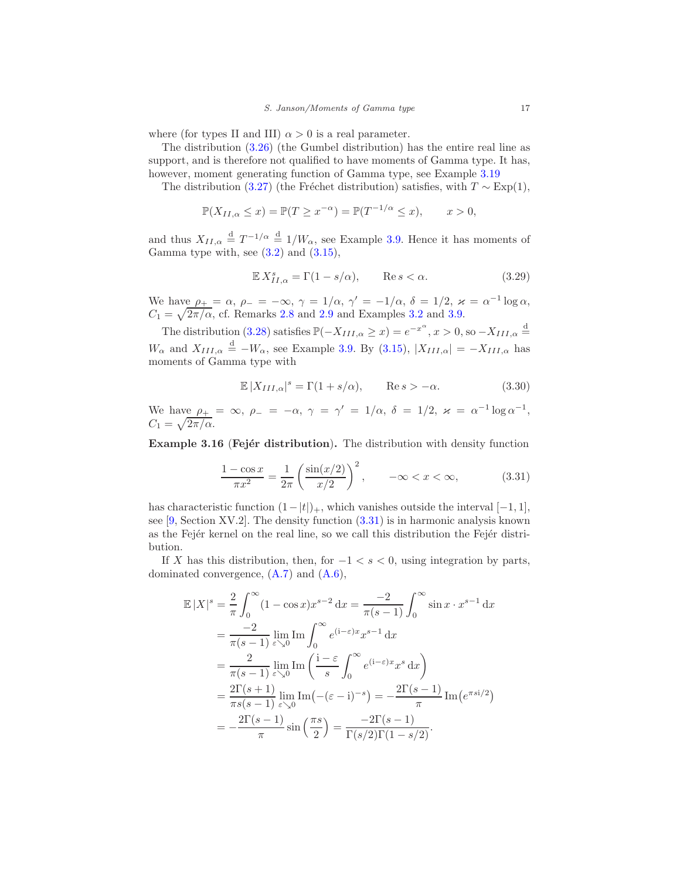where (for types II and III) $\alpha > 0$ is a real parameter.

The distribution (3.26) (the Gumbel distribution) has the entire real line as support, and is therefore not qualified to have moments of Gamma type. It has, however, moment generating function of Gamma type, see Example 3.19

The distribution (3.27) (the Fréchet distribution) satisfies, with $T \sim \text{Exp}(1)$,

$$\mathbb{P}(X_{II,\alpha} \le x) = \mathbb{P}(T \ge x^{-\alpha}) = \mathbb{P}(T^{-1/\alpha} \le x), \qquad x > 0,$$

and thus $X_{II,\alpha} \overset{\text{d}}{=} T^{-1/\alpha} \overset{\text{d}}{=} 1/W_\alpha$, see Example 3.9. Hence it has moments of Gamma type with, see (3.2) and (3.15),

$$\mathbb{E}\, X_{II,\alpha}^s = \Gamma(1 - s/\alpha), \qquad \operatorname{Re} s < \alpha. \tag{3.29}$$

We have $\rho_+ = \alpha$, $\rho_- = -\infty$, $\gamma = 1/\alpha$, $\gamma' = -1/\alpha$, $\delta = 1/2$, $\varkappa = \alpha^{-1}\log\alpha$, $C_1 = \sqrt{2\pi/\alpha}$, cf. Remarks 2.8 and 2.9 and Examples 3.2 and 3.9.

The distribution (3.28) satisfies $\mathbb{P}(-X_{III,\alpha} \ge x) = e^{-x^\alpha}$, $x > 0$, so $-X_{III,\alpha} \overset{\text{d}}{=} W_\alpha$ and $X_{III,\alpha} \overset{\text{d}}{=} -W_\alpha$, see Example 3.9. By (3.15), $|X_{III,\alpha}| = -X_{III,\alpha}$ has moments of Gamma type with

$$\mathbb{E}\, |X_{III,\alpha}|^s = \Gamma(1 + s/\alpha), \qquad \operatorname{Re} s > -\alpha. \tag{3.30}$$

We have $\rho_+ = \infty$, $\rho_- = -\alpha$, $\gamma = \gamma' = 1/\alpha$, $\delta = 1/2$, $\varkappa = \alpha^{-1}\log\alpha^{-1}$, $C_1 = \sqrt{2\pi/\alpha}$.

**Example 3.16** (**Fejér distribution**)**.** The distribution with density function

$$\frac{1-\cos x}{\pi x^2} = \frac{1}{2\pi}\left(\frac{\sin(x/2)}{x/2}\right)^2, \qquad -\infty < x < \infty, \tag{3.31}$$

has characteristic function $(1-|t|)_+$, which vanishes outside the interval $[-1, 1]$, see [9, Section XV.2]. The density function (3.31) is in harmonic analysis known as the Fejér kernel on the real line, so we call this distribution the Fejér distribution.

If $X$ has this distribution, then, for $-1 < s < 0$, using integration by parts, dominated convergence, (A.7) and (A.6),

$$\begin{aligned}
\mathbb{E}\,|X|^s &= \frac{2}{\pi}\int_0^\infty (1-\cos x) x^{s-2}\,\mathrm{d}x = \frac{-2}{\pi(s-1)}\int_0^\infty \sin x \cdot x^{s-1}\,\mathrm{d}x \\
&= \frac{-2}{\pi(s-1)}\lim_{\varepsilon\searrow 0}\operatorname{Im}\int_0^\infty e^{(\mathrm{i}-\varepsilon)x} x^{s-1}\,\mathrm{d}x \\
&= \frac{2}{\pi(s-1)}\lim_{\varepsilon\searrow 0}\operatorname{Im}\left(\frac{\mathrm{i}-\varepsilon}{s}\int_0^\infty e^{(\mathrm{i}-\varepsilon)x} x^{s}\,\mathrm{d}x\right) \\
&= \frac{2\Gamma(s+1)}{\pi s(s-1)}\lim_{\varepsilon\searrow 0}\operatorname{Im}\bigl(-(\varepsilon-\mathrm{i})^{-s}\bigr) = -\frac{2\Gamma(s-1)}{\pi}\operatorname{Im}\bigl(e^{\pi s \mathrm{i}/2}\bigr) \\
&= -\frac{2\Gamma(s-1)}{\pi}\sin\Bigl(\frac{\pi s}{2}\Bigr) = \frac{-2\Gamma(s-1)}{\Gamma(s/2)\Gamma(1-s/2)}.
\end{aligned}$$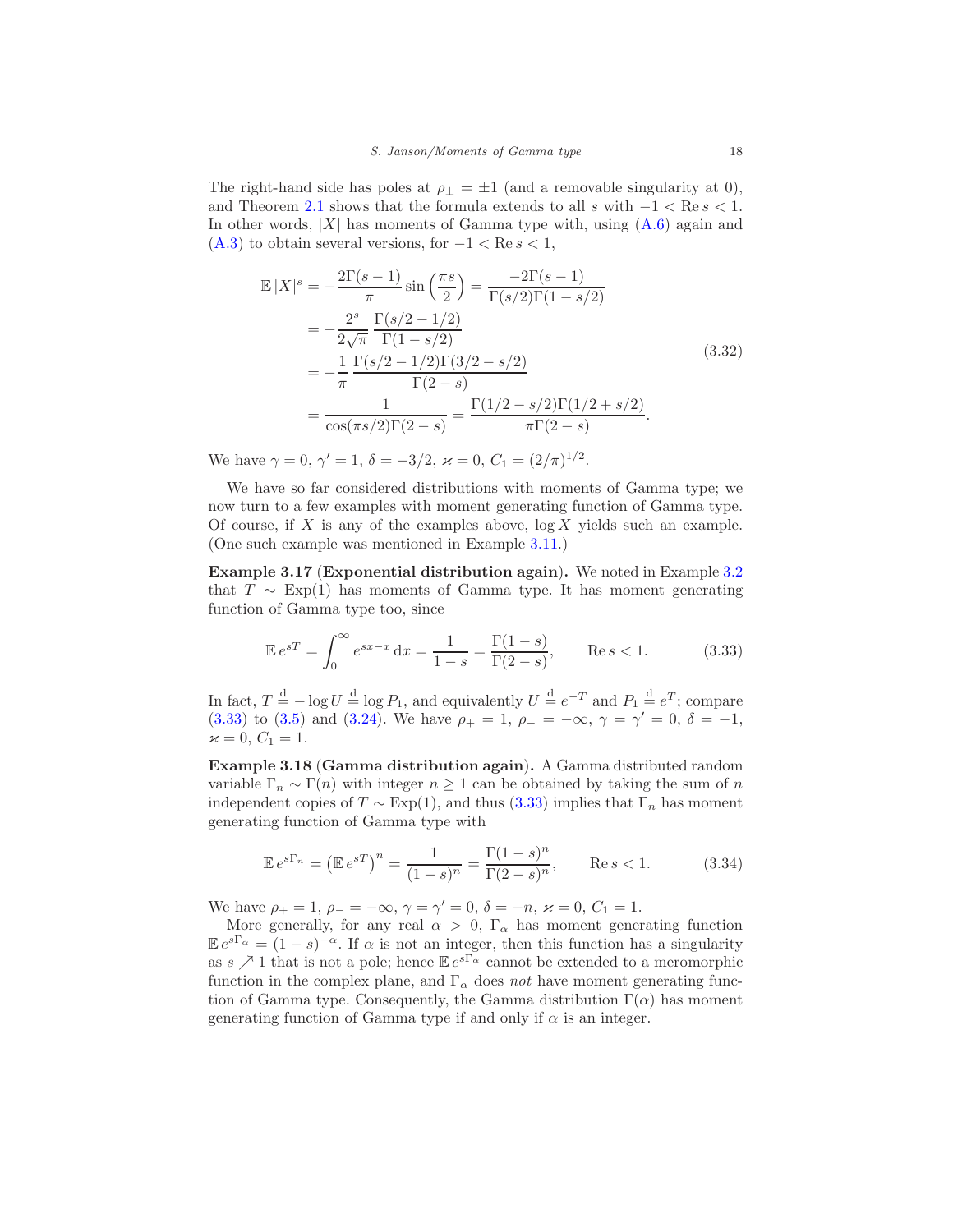The right-hand side has poles at $\rho_\pm = \pm 1$ (and a removable singularity at 0), and Theorem 2.1 shows that the formula extends to all $s$ with $-1 < \operatorname{Re} s < 1$. In other words, $|X|$ has moments of Gamma type with, using (A.6) again and (A.3) to obtain several versions, for $-1 < \operatorname{Re} s < 1$,

$$
\begin{aligned}
\mathbb{E}\,|X|^s &= -\frac{2\Gamma(s-1)}{\pi}\sin\Bigl(\frac{\pi s}{2}\Bigr) = \frac{-2\Gamma(s-1)}{\Gamma(s/2)\Gamma(1-s/2)} \\
&= -\frac{2^s}{2\sqrt{\pi}}\,\frac{\Gamma(s/2-1/2)}{\Gamma(1-s/2)} \\
&= -\frac{1}{\pi}\,\frac{\Gamma(s/2-1/2)\Gamma(3/2-s/2)}{\Gamma(2-s)} \\
&= \frac{1}{\cos(\pi s/2)\Gamma(2-s)} = \frac{\Gamma(1/2-s/2)\Gamma(1/2+s/2)}{\pi\Gamma(2-s)}.
\end{aligned}
\tag{3.32}
$$

We have $\gamma = 0$, $\gamma' = 1$, $\delta = -3/2$, $\varkappa = 0$, $C_1 = (2/\pi)^{1/2}$.

We have so far considered distributions with moments of Gamma type; we now turn to a few examples with moment generating function of Gamma type. Of course, if $X$ is any of the examples above, $\log X$ yields such an example. (One such example was mentioned in Example 3.11.)

**Example 3.17** (**Exponential distribution again**). We noted in Example 3.2 that $T \sim \operatorname{Exp}(1)$ has moments of Gamma type. It has moment generating function of Gamma type too, since

$$
\mathbb{E}\,e^{sT} = \int_0^\infty e^{sx-x}\,\mathrm{d}x = \frac{1}{1-s} = \frac{\Gamma(1-s)}{\Gamma(2-s)}, \qquad \operatorname{Re} s < 1. \tag{3.33}
$$

In fact, $T \overset{\mathrm{d}}{=} -\log U \overset{\mathrm{d}}{=} \log P_1$, and equivalently $U \overset{\mathrm{d}}{=} e^{-T}$ and $P_1 \overset{\mathrm{d}}{=} e^T$; compare (3.33) to (3.5) and (3.24). We have $\rho_+ = 1$, $\rho_- = -\infty$, $\gamma = \gamma' = 0$, $\delta = -1$, $\varkappa = 0$, $C_1 = 1$.

**Example 3.18** (**Gamma distribution again**). A Gamma distributed random variable $\Gamma_n \sim \Gamma(n)$ with integer $n \geq 1$ can be obtained by taking the sum of $n$ independent copies of $T \sim \operatorname{Exp}(1)$, and thus (3.33) implies that $\Gamma_n$ has moment generating function of Gamma type with

$$
\mathbb{E}\,e^{s\Gamma_n} = \bigl(\mathbb{E}\,e^{sT}\bigr)^n = \frac{1}{(1-s)^n} = \frac{\Gamma(1-s)^n}{\Gamma(2-s)^n}, \qquad \operatorname{Re} s < 1. \tag{3.34}
$$

We have $\rho_+ = 1$, $\rho_- = -\infty$, $\gamma = \gamma' = 0$, $\delta = -n$, $\varkappa = 0$, $C_1 = 1$.

More generally, for any real $\alpha > 0$, $\Gamma_\alpha$ has moment generating function $\mathbb{E}\,e^{s\Gamma_\alpha} = (1-s)^{-\alpha}$. If $\alpha$ is not an integer, then this function has a singularity as $s \nearrow 1$ that is not a pole; hence $\mathbb{E}\,e^{s\Gamma_\alpha}$ cannot be extended to a meromorphic function in the complex plane, and $\Gamma_\alpha$ does *not* have moment generating function of Gamma type. Consequently, the Gamma distribution $\Gamma(\alpha)$ has moment generating function of Gamma type if and only if $\alpha$ is an integer.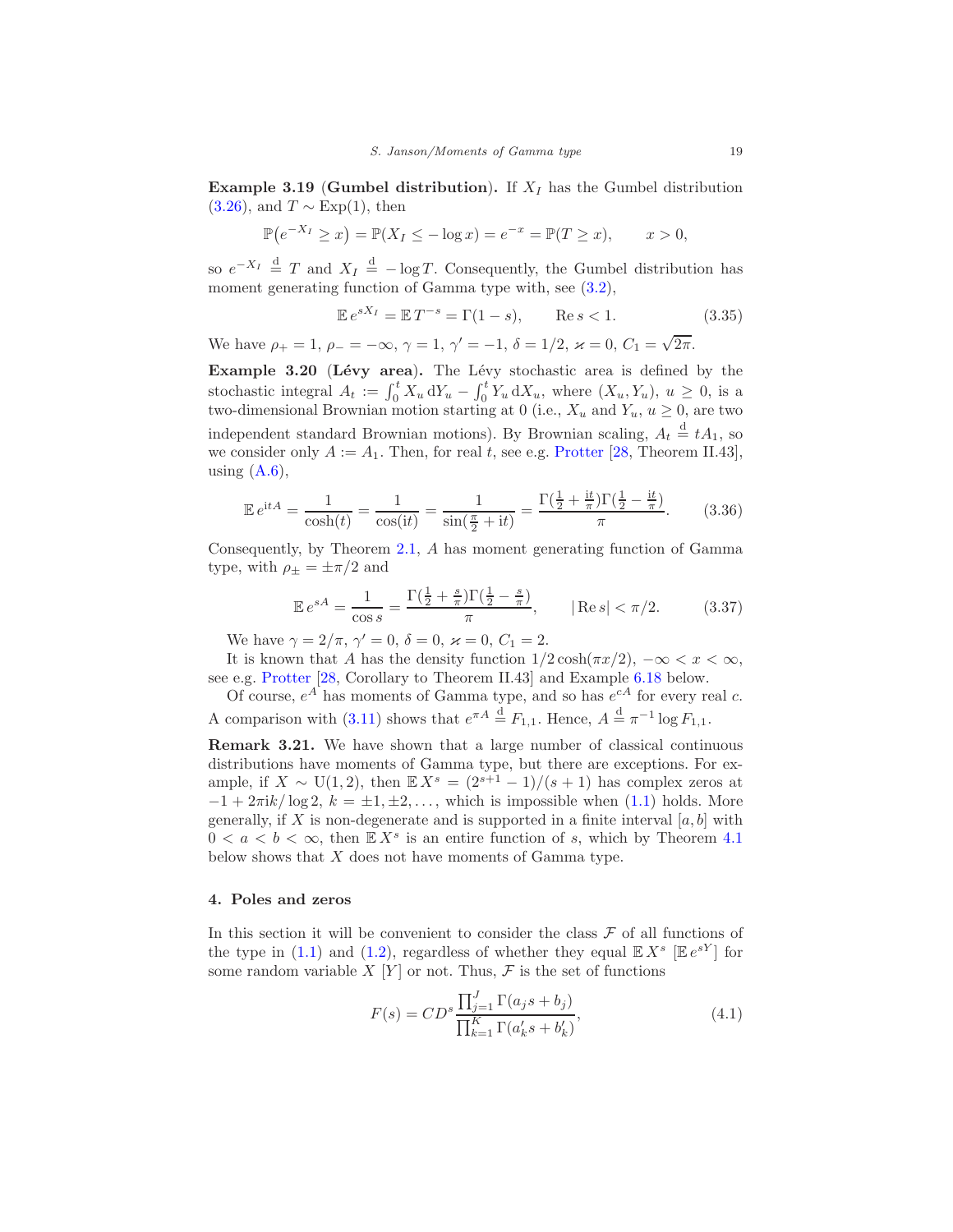**Example 3.19** (**Gumbel distribution**)**.** If $X_I$ has the Gumbel distribution (3.26), and $T \sim \text{Exp}(1)$, then

$$\mathbb{P}\big(e^{-X_I} \geq x\big) = \mathbb{P}(X_I \leq -\log x) = e^{-x} = \mathbb{P}(T \geq x), \qquad x > 0,$$

so $e^{-X_I} \overset{\mathrm{d}}{=} T$ and $X_I \overset{\mathrm{d}}{=} -\log T$. Consequently, the Gumbel distribution has moment generating function of Gamma type with, see (3.2),

$$\mathbb{E}\, e^{sX_I} = \mathbb{E}\, T^{-s} = \Gamma(1-s), \qquad \operatorname{Re} s < 1. \tag{3.35}$$

We have $\rho_+ = 1$, $\rho_- = -\infty$, $\gamma = 1$, $\gamma' = -1$, $\delta = 1/2$, $\varkappa = 0$, $C_1 = \sqrt{2\pi}$.

**Example 3.20** (**Lévy area**)**.** The Lévy stochastic area is defined by the stochastic integral $A_t := \int_0^t X_u \,\mathrm{d}Y_u - \int_0^t Y_u \,\mathrm{d}X_u$, where $(X_u, Y_u)$, $u \geq 0$, is a two-dimensional Brownian motion starting at 0 (i.e., $X_u$ and $Y_u$, $u \geq 0$, are two independent standard Brownian motions). By Brownian scaling, $A_t \overset{\mathrm{d}}{=} tA_1$, so we consider only $A := A_1$. Then, for real $t$, see e.g. Protter [28, Theorem II.43], using (A.6),

$$\mathbb{E}\, e^{\mathrm{i}tA} = \frac{1}{\cosh(t)} = \frac{1}{\cos(\mathrm{i}t)} = \frac{1}{\sin(\frac{\pi}{2} + \mathrm{i}t)} = \frac{\Gamma(\frac{1}{2} + \frac{\mathrm{i}t}{\pi})\Gamma(\frac{1}{2} - \frac{\mathrm{i}t}{\pi})}{\pi}. \tag{3.36}$$

Consequently, by Theorem 2.1, $A$ has moment generating function of Gamma type, with $\rho_\pm = \pm\pi/2$ and

$$\mathbb{E}\, e^{sA} = \frac{1}{\cos s} = \frac{\Gamma(\frac{1}{2} + \frac{s}{\pi})\Gamma(\frac{1}{2} - \frac{s}{\pi})}{\pi}, \qquad |\operatorname{Re} s| < \pi/2. \tag{3.37}$$

We have $\gamma = 2/\pi$, $\gamma' = 0$, $\delta = 0$, $\varkappa = 0$, $C_1 = 2$.

It is known that $A$ has the density function $1/2\cosh(\pi x/2)$, $-\infty < x < \infty$, see e.g. Protter [28, Corollary to Theorem II.43] and Example 6.18 below.

Of course, $e^A$ has moments of Gamma type, and so has $e^{cA}$ for every real $c$. A comparison with (3.11) shows that $e^{\pi A} \overset{\mathrm{d}}{=} F_{1,1}$. Hence, $A \overset{\mathrm{d}}{=} \pi^{-1} \log F_{1,1}$.

**Remark 3.21.** We have shown that a large number of classical continuous distributions have moments of Gamma type, but there are exceptions. For example, if $X \sim \mathrm{U}(1,2)$, then $\mathbb{E}\, X^s = (2^{s+1} - 1)/(s+1)$ has complex zeros at $-1 + 2\pi\mathrm{i}k/\log 2$, $k = \pm 1, \pm 2, \dots$, which is impossible when (1.1) holds. More generally, if $X$ is non-degenerate and is supported in a finite interval $[a,b]$ with $0 < a < b < \infty$, then $\mathbb{E}\, X^s$ is an entire function of $s$, which by Theorem 4.1 below shows that $X$ does not have moments of Gamma type.

## 4. Poles and zeros

In this section it will be convenient to consider the class $\mathcal{F}$ of all functions of the type in (1.1) and (1.2), regardless of whether they equal $\mathbb{E}\, X^s$ [$\mathbb{E}\, e^{sY}$] for some random variable $X$ [$Y$] or not. Thus, $\mathcal{F}$ is the set of functions

$$F(s) = CD^s \frac{\prod_{j=1}^J \Gamma(a_j s + b_j)}{\prod_{k=1}^K \Gamma(a'_k s + b'_k)}, \tag{4.1}$$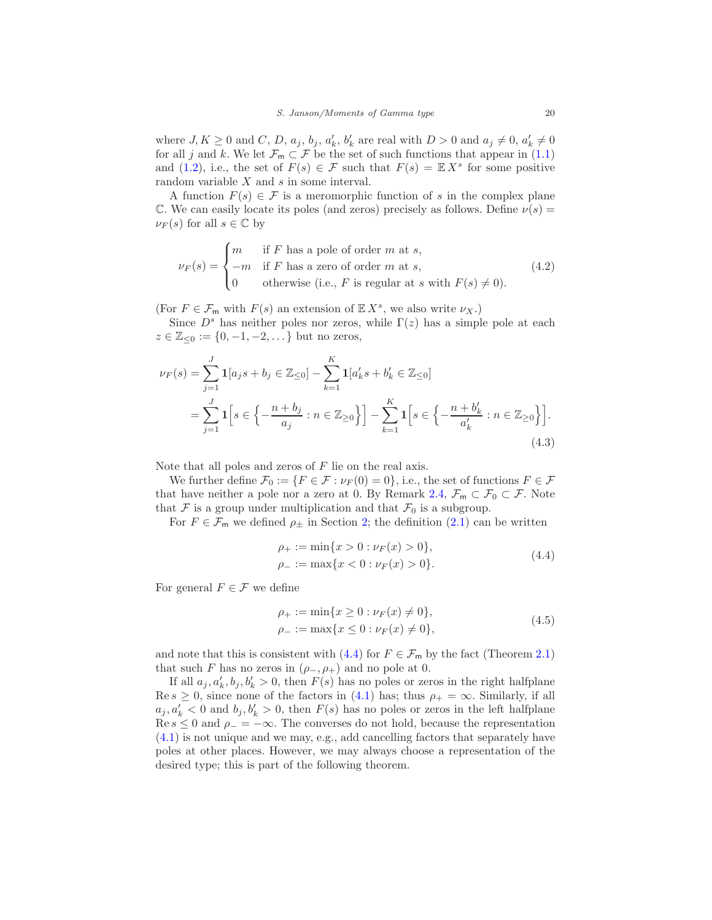where $J, K \geq 0$ and $C$, $D$, $a_j$, $b_j$, $a'_k$, $b'_k$ are real with $D > 0$ and $a_j \neq 0$, $a'_k \neq 0$ for all $j$ and $k$. We let $\mathcal{F}_\mathsf{m} \subset \mathcal{F}$ be the set of such functions that appear in (1.1) and (1.2), i.e., the set of $F(s) \in \mathcal{F}$ such that $F(s) = \mathbb{E}\, X^s$ for some positive random variable $X$ and $s$ in some interval.

A function $F(s) \in \mathcal{F}$ is a meromorphic function of $s$ in the complex plane $\mathbb{C}$. We can easily locate its poles (and zeros) precisely as follows. Define $\nu(s) = \nu_F(s)$ for all $s \in \mathbb{C}$ by

$$\nu_F(s) = \begin{cases} m & \text{if } F \text{ has a pole of order } m \text{ at } s, \\ -m & \text{if } F \text{ has a zero of order } m \text{ at } s, \\ 0 & \text{otherwise (i.e., } F \text{ is regular at } s \text{ with } F(s) \neq 0). \end{cases} \tag{4.2}$$

(For $F \in \mathcal{F}_\mathsf{m}$ with $F(s)$ an extension of $\mathbb{E}\, X^s$, we also write $\nu_X$.)

Since $D^s$ has neither poles nor zeros, while $\Gamma(z)$ has a simple pole at each $z \in \mathbb{Z}_{\leq 0} := \{0, -1, -2, \dots\}$ but no zeros,

$$\begin{aligned} \nu_F(s) &= \sum_{j=1}^{J} \mathbf{1}[a_j s + b_j \in \mathbb{Z}_{\leq 0}] - \sum_{k=1}^{K} \mathbf{1}[a'_k s + b'_k \in \mathbb{Z}_{\leq 0}] \\ &= \sum_{j=1}^{J} \mathbf{1}\Big[s \in \Big\{-\frac{n + b_j}{a_j} : n \in \mathbb{Z}_{\geq 0}\Big\}\Big] - \sum_{k=1}^{K} \mathbf{1}\Big[s \in \Big\{-\frac{n + b'_k}{a'_k} : n \in \mathbb{Z}_{\geq 0}\Big\}\Big]. \end{aligned} \tag{4.3}$$

Note that all poles and zeros of $F$ lie on the real axis.

We further define $\mathcal{F}_0 := \{F \in \mathcal{F} : \nu_F(0) = 0\}$, i.e., the set of functions $F \in \mathcal{F}$ that have neither a pole nor a zero at 0. By Remark 2.4, $\mathcal{F}_\mathsf{m} \subset \mathcal{F}_0 \subset \mathcal{F}$. Note that $\mathcal{F}$ is a group under multiplication and that $\mathcal{F}_0$ is a subgroup.

For $F \in \mathcal{F}_\mathsf{m}$ we defined $\rho_\pm$ in Section 2; the definition (2.1) can be written

$$\begin{aligned} \rho_+ &:= \min\{x > 0 : \nu_F(x) > 0\}, \\ \rho_- &:= \max\{x < 0 : \nu_F(x) > 0\}. \end{aligned} \tag{4.4}$$

For general $F \in \mathcal{F}$ we define

$$\begin{aligned} \rho_+ &:= \min\{x \geq 0 : \nu_F(x) \neq 0\}, \\ \rho_- &:= \max\{x \leq 0 : \nu_F(x) \neq 0\}, \end{aligned} \tag{4.5}$$

and note that this is consistent with (4.4) for $F \in \mathcal{F}_\mathsf{m}$ by the fact (Theorem 2.1) that such $F$ has no zeros in $(\rho_-, \rho_+)$ and no pole at 0.

If all $a_j, a'_k, b_j, b'_k > 0$, then $F(s)$ has no poles or zeros in the right halfplane $\operatorname{Re} s \geq 0$, since none of the factors in (4.1) has; thus $\rho_+ = \infty$. Similarly, if all $a_j, a'_k < 0$ and $b_j, b'_k > 0$, then $F(s)$ has no poles or zeros in the left halfplane $\operatorname{Re} s \leq 0$ and $\rho_- = -\infty$. The converses do not hold, because the representation (4.1) is not unique and we may, e.g., add cancelling factors that separately have poles at other places. However, we may always choose a representation of the desired type; this is part of the following theorem.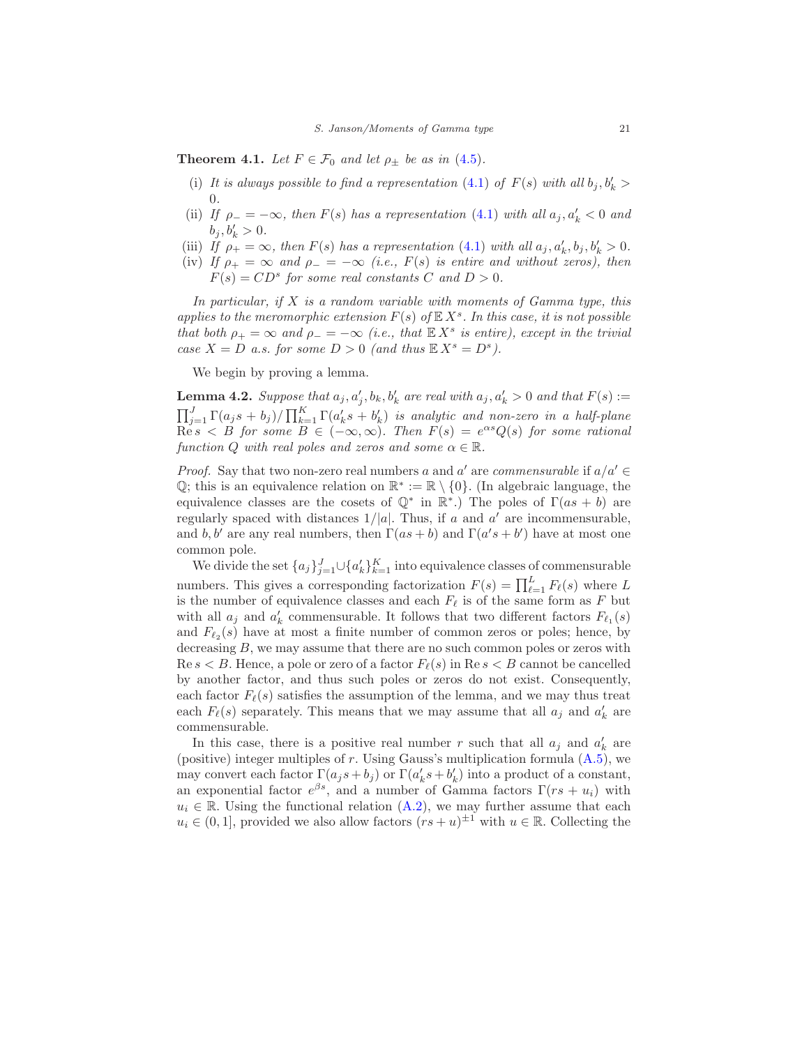**Theorem 4.1.** *Let $F \in \mathcal{F}_0$ and let $\rho_\pm$ be as in (4.5).*

(i) *It is always possible to find a representation (4.1) of $F(s)$ with all $b_j, b'_k > 0$.*
(ii) *If $\rho_- = -\infty$, then $F(s)$ has a representation (4.1) with all $a_j, a'_k < 0$ and $b_j, b'_k > 0$.*
(iii) *If $\rho_+ = \infty$, then $F(s)$ has a representation (4.1) with all $a_j, a'_k, b_j, b'_k > 0$.*
(iv) *If $\rho_+ = \infty$ and $\rho_- = -\infty$ (i.e., $F(s)$ is entire and without zeros), then $F(s) = CD^s$ for some real constants $C$ and $D > 0$.*

*In particular, if $X$ is a random variable with moments of Gamma type, this applies to the meromorphic extension $F(s)$ of $\mathbb{E} X^s$. In this case, it is not possible that both $\rho_+ = \infty$ and $\rho_- = -\infty$ (i.e., that $\mathbb{E} X^s$ is entire), except in the trivial case $X = D$ a.s. for some $D > 0$ (and thus $\mathbb{E} X^s = D^s$).*

We begin by proving a lemma.

**Lemma 4.2.** *Suppose that $a_j, a'_j, b_k, b'_k$ are real with $a_j, a'_k > 0$ and that $F(s) := \prod_{j=1}^J \Gamma(a_j s + b_j) / \prod_{k=1}^K \Gamma(a'_k s + b'_k)$ is analytic and non-zero in a half-plane $\operatorname{Re} s < B$ for some $B \in (-\infty, \infty)$. Then $F(s) = e^{\alpha s} Q(s)$ for some rational function $Q$ with real poles and zeros and some $\alpha \in \mathbb{R}$.*

*Proof.* Say that two non-zero real numbers $a$ and $a'$ are *commensurable* if $a/a' \in \mathbb{Q}$; this is an equivalence relation on $\mathbb{R}^* := \mathbb{R} \setminus \{0\}$. (In algebraic language, the equivalence classes are the cosets of $\mathbb{Q}^*$ in $\mathbb{R}^*$.) The poles of $\Gamma(as + b)$ are regularly spaced with distances $1/|a|$. Thus, if $a$ and $a'$ are incommensurable, and $b, b'$ are any real numbers, then $\Gamma(as + b)$ and $\Gamma(a's + b')$ have at most one common pole.

We divide the set $\{a_j\}_{j=1}^J \cup \{a'_k\}_{k=1}^K$ into equivalence classes of commensurable numbers. This gives a corresponding factorization $F(s) = \prod_{\ell=1}^L F_\ell(s)$ where $L$ is the number of equivalence classes and each $F_\ell$ is of the same form as $F$ but with all $a_j$ and $a'_k$ commensurable. It follows that two different factors $F_{\ell_1}(s)$ and $F_{\ell_2}(s)$ have at most a finite number of common zeros or poles; hence, by decreasing $B$, we may assume that there are no such common poles or zeros with $\operatorname{Re} s < B$. Hence, a pole or zero of a factor $F_\ell(s)$ in $\operatorname{Re} s < B$ cannot be cancelled by another factor, and thus such poles or zeros do not exist. Consequently, each factor $F_\ell(s)$ satisfies the assumption of the lemma, and we may thus treat each $F_\ell(s)$ separately. This means that we may assume that all $a_j$ and $a'_k$ are commensurable.

In this case, there is a positive real number $r$ such that all $a_j$ and $a'_k$ are (positive) integer multiples of $r$. Using Gauss's multiplication formula (A.5), we may convert each factor $\Gamma(a_j s + b_j)$ or $\Gamma(a'_k s + b'_k)$ into a product of a constant, an exponential factor $e^{\beta s}$, and a number of Gamma factors $\Gamma(rs + u_i)$ with $u_i \in \mathbb{R}$. Using the functional relation (A.2), we may further assume that each $u_i \in (0, 1]$, provided we also allow factors $(rs + u)^{\pm 1}$ with $u \in \mathbb{R}$. Collecting the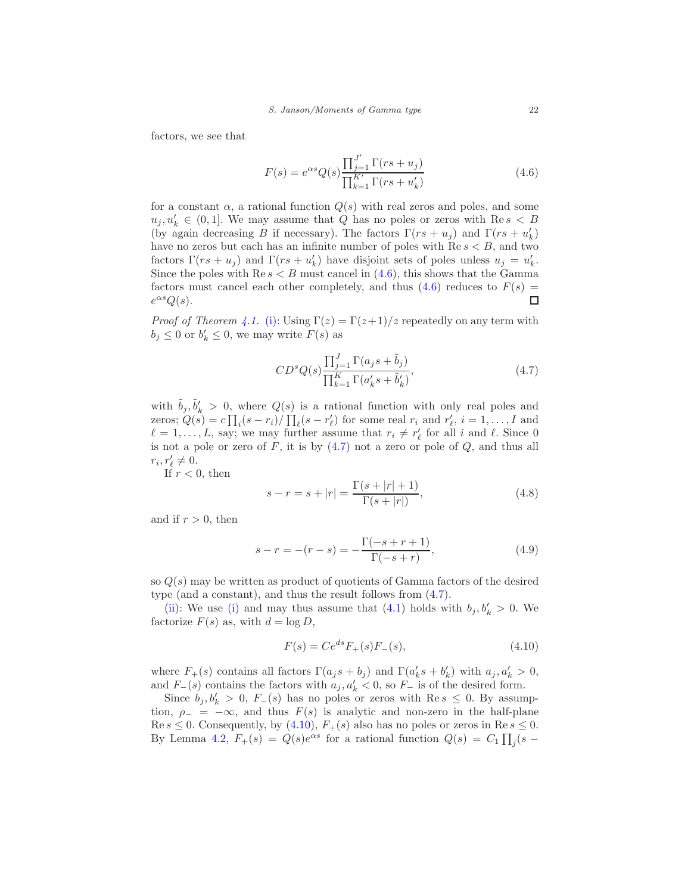factors, we see that

$$F(s) = e^{\alpha s} Q(s) \frac{\prod_{j=1}^{J'} \Gamma(rs + u_j)}{\prod_{k=1}^{K'} \Gamma(rs + u'_k)} \tag{4.6}$$

for a constant $\alpha$, a rational function $Q(s)$ with real zeros and poles, and some $u_j, u'_k \in (0, 1]$. We may assume that $Q$ has no poles or zeros with $\operatorname{Re} s < B$ (by again decreasing $B$ if necessary). The factors $\Gamma(rs + u_j)$ and $\Gamma(rs + u'_k)$ have no zeros but each has an infinite number of poles with $\operatorname{Re} s < B$, and two factors $\Gamma(rs + u_j)$ and $\Gamma(rs + u'_k)$ have disjoint sets of poles unless $u_j = u'_k$. Since the poles with $\operatorname{Re} s < B$ must cancel in (4.6), this shows that the Gamma factors must cancel each other completely, and thus (4.6) reduces to $F(s) = e^{\alpha s} Q(s)$. ∎

*Proof of Theorem 4.1.* (i): Using $\Gamma(z) = \Gamma(z+1)/z$ repeatedly on any term with $b_j \leq 0$ or $b'_k \leq 0$, we may write $F(s)$ as

$$C D^s Q(s) \frac{\prod_{j=1}^{J} \Gamma(a_j s + \tilde{b}_j)}{\prod_{k=1}^{K} \Gamma(a'_k s + \tilde{b}'_k)}, \tag{4.7}$$

with $\tilde{b}_j, \tilde{b}'_k > 0$, where $Q(s)$ is a rational function with only real poles and zeros; $Q(s) = c \prod_i (s - r_i) / \prod_\ell (s - r'_\ell)$ for some real $r_i$ and $r'_\ell$, $i = 1, \dots, I$ and $\ell = 1, \dots, L$, say; we may further assume that $r_i \neq r'_\ell$ for all $i$ and $\ell$. Since 0 is not a pole or zero of $F$, it is by (4.7) not a zero or pole of $Q$, and thus all $r_i, r'_\ell \neq 0$.

If $r < 0$, then

$$s - r = s + |r| = \frac{\Gamma(s + |r| + 1)}{\Gamma(s + |r|)}, \tag{4.8}$$

and if $r > 0$, then

$$s - r = -(r - s) = -\frac{\Gamma(-s + r + 1)}{\Gamma(-s + r)}, \tag{4.9}$$

so $Q(s)$ may be written as product of quotients of Gamma factors of the desired type (and a constant), and thus the result follows from (4.7).

(ii): We use (i) and may thus assume that (4.1) holds with $b_j, b'_k > 0$. We factorize $F(s)$ as, with $d = \log D$,

$$F(s) = C e^{ds} F_+(s) F_-(s), \tag{4.10}$$

where $F_+(s)$ contains all factors $\Gamma(a_j s + b_j)$ and $\Gamma(a'_k s + b'_k)$ with $a_j, a'_k > 0$, and $F_-(s)$ contains the factors with $a_j, a'_k < 0$, so $F_-$ is of the desired form.

Since $b_j, b'_k > 0$, $F_-(s)$ has no poles or zeros with $\operatorname{Re} s \leq 0$. By assumption, $\rho_- = -\infty$, and thus $F(s)$ is analytic and non-zero in the half-plane $\operatorname{Re} s \leq 0$. Consequently, by (4.10), $F_+(s)$ also has no poles or zeros in $\operatorname{Re} s \leq 0$. By Lemma 4.2, $F_+(s) = Q(s) e^{\alpha s}$ for a rational function $Q(s) = C_1 \prod_j (s -$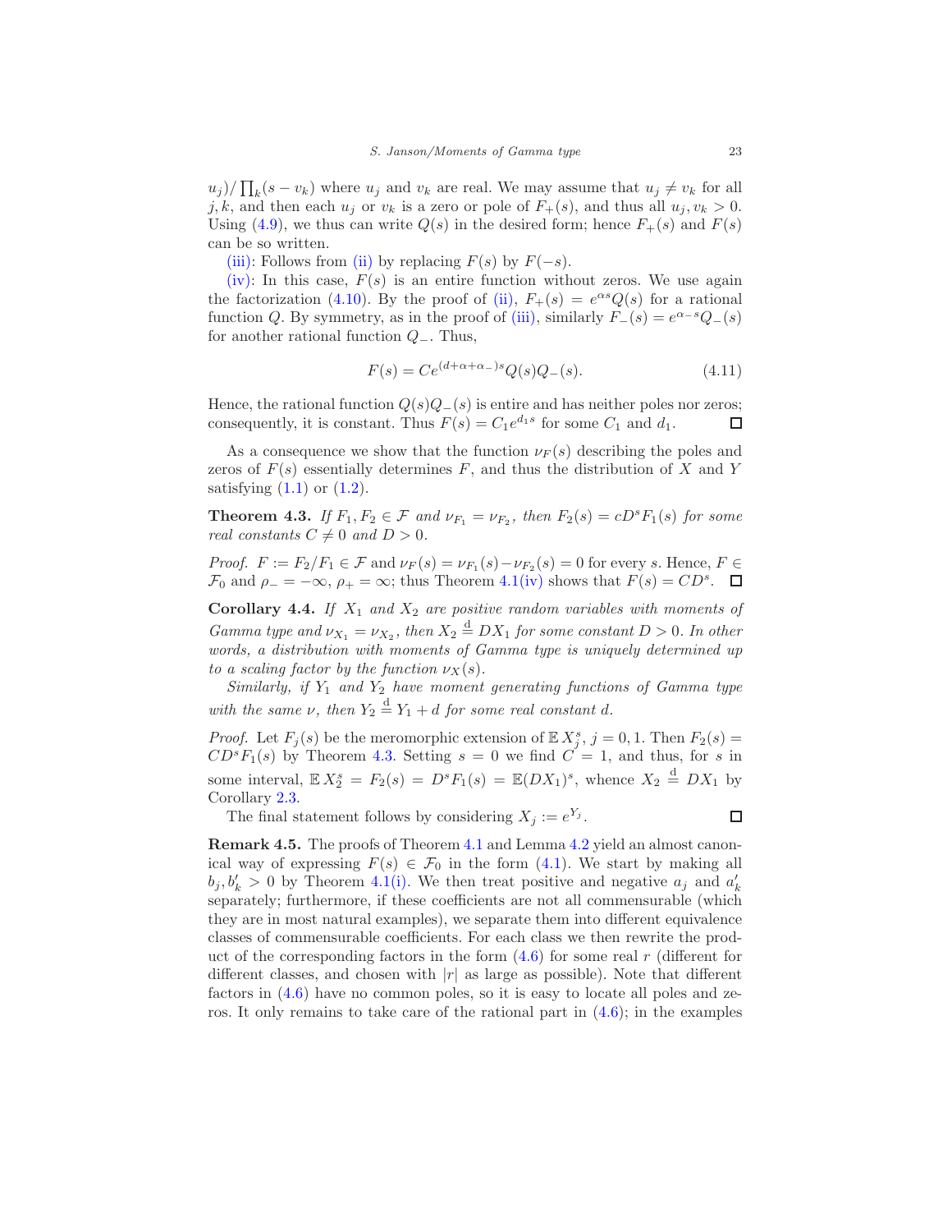$u_j)/\prod_k(s-v_k)$ where $u_j$ and $v_k$ are real. We may assume that $u_j \neq v_k$ for all $j,k$, and then each $u_j$ or $v_k$ is a zero or pole of $F_+(s)$, and thus all $u_j, v_k > 0$. Using (4.9), we thus can write $Q(s)$ in the desired form; hence $F_+(s)$ and $F(s)$ can be so written.

(iii): Follows from (ii) by replacing $F(s)$ by $F(-s)$.

(iv): In this case, $F(s)$ is an entire function without zeros. We use again the factorization (4.10). By the proof of (ii), $F_+(s) = e^{\alpha s}Q(s)$ for a rational function $Q$. By symmetry, as in the proof of (iii), similarly $F_-(s) = e^{\alpha_- s}Q_-(s)$ for another rational function $Q_-$. Thus,

$$F(s) = Ce^{(d+\alpha+\alpha_-)s}Q(s)Q_-(s). \tag{4.11}$$

Hence, the rational function $Q(s)Q_-(s)$ is entire and has neither poles nor zeros; consequently, it is constant. Thus $F(s) = C_1 e^{d_1 s}$ for some $C_1$ and $d_1$. ∎

As a consequence we show that the function $\nu_F(s)$ describing the poles and zeros of $F(s)$ essentially determines $F$, and thus the distribution of $X$ and $Y$ satisfying (1.1) or (1.2).

**Theorem 4.3.** *If $F_1, F_2 \in \mathcal{F}$ and $\nu_{F_1} = \nu_{F_2}$, then $F_2(s) = cD^sF_1(s)$ for some real constants $C \neq 0$ and $D > 0$.*

*Proof.* $F := F_2/F_1 \in \mathcal{F}$ and $\nu_F(s) = \nu_{F_1}(s) - \nu_{F_2}(s) = 0$ for every $s$. Hence, $F \in \mathcal{F}_0$ and $\rho_- = -\infty$, $\rho_+ = \infty$; thus Theorem 4.1(iv) shows that $F(s) = CD^s$. ∎

**Corollary 4.4.** *If $X_1$ and $X_2$ are positive random variables with moments of Gamma type and $\nu_{X_1} = \nu_{X_2}$, then $X_2 \overset{\mathrm{d}}{=} DX_1$ for some constant $D > 0$. In other words, a distribution with moments of Gamma type is uniquely determined up to a scaling factor by the function $\nu_X(s)$.*

*Similarly, if $Y_1$ and $Y_2$ have moment generating functions of Gamma type with the same $\nu$, then $Y_2 \overset{\mathrm{d}}{=} Y_1 + d$ for some real constant $d$.*

*Proof.* Let $F_j(s)$ be the meromorphic extension of $\mathbb{E}\, X_j^s$, $j = 0, 1$. Then $F_2(s) = CD^sF_1(s)$ by Theorem 4.3. Setting $s = 0$ we find $C = 1$, and thus, for $s$ in some interval, $\mathbb{E}\, X_2^s = F_2(s) = D^sF_1(s) = \mathbb{E}(DX_1)^s$, whence $X_2 \overset{\mathrm{d}}{=} DX_1$ by Corollary 2.3.

The final statement follows by considering $X_j := e^{Y_j}$. ∎

**Remark 4.5.** The proofs of Theorem 4.1 and Lemma 4.2 yield an almost canonical way of expressing $F(s) \in \mathcal{F}_0$ in the form (4.1). We start by making all $b_j, b'_k > 0$ by Theorem 4.1(i). We then treat positive and negative $a_j$ and $a'_k$ separately; furthermore, if these coefficients are not all commensurable (which they are in most natural examples), we separate them into different equivalence classes of commensurable coefficients. For each class we then rewrite the product of the corresponding factors in the form (4.6) for some real $r$ (different for different classes, and chosen with $|r|$ as large as possible). Note that different factors in (4.6) have no common poles, so it is easy to locate all poles and zeros. It only remains to take care of the rational part in (4.6); in the examples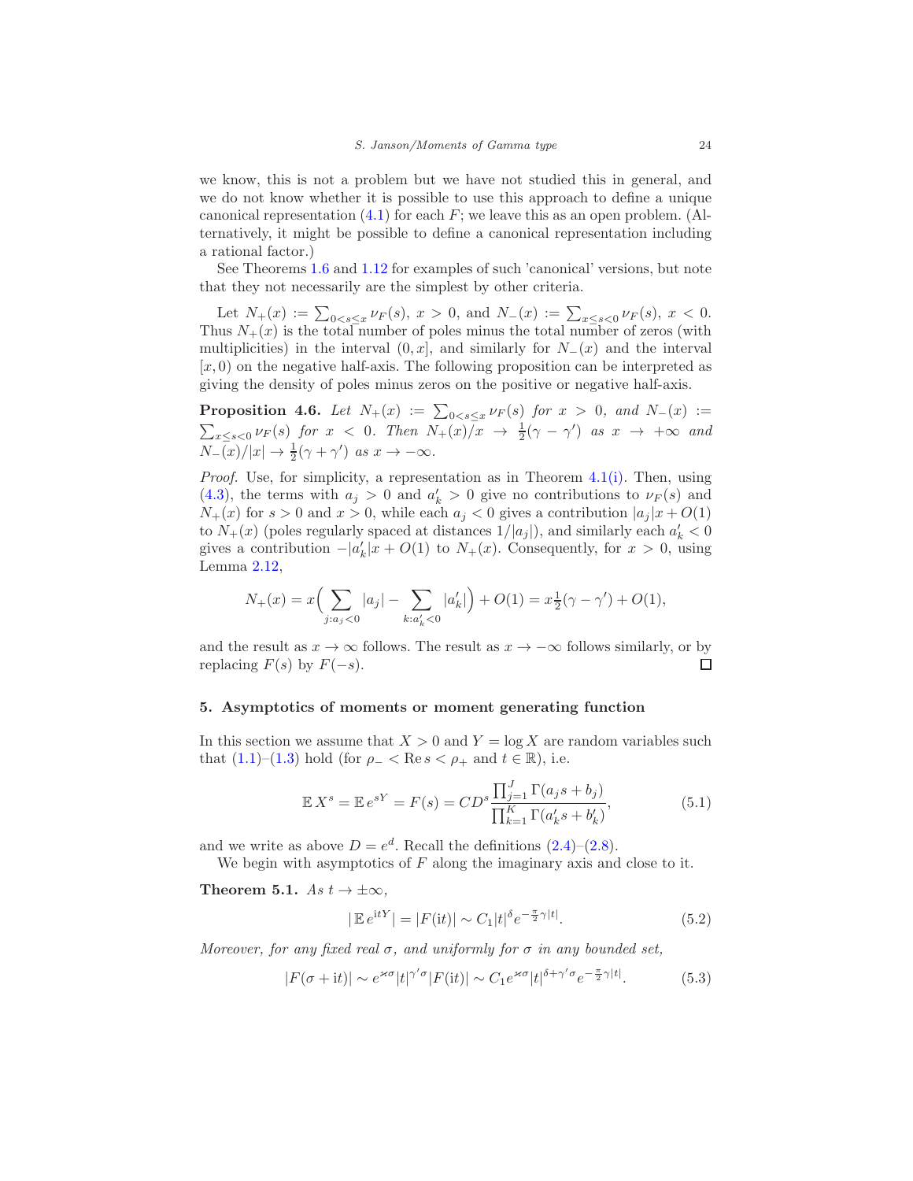we know, this is not a problem but we have not studied this in general, and we do not know whether it is possible to use this approach to define a unique canonical representation (4.1) for each $F$; we leave this as an open problem. (Alternatively, it might be possible to define a canonical representation including a rational factor.)

See Theorems 1.6 and 1.12 for examples of such 'canonical' versions, but note that they not necessarily are the simplest by other criteria.

Let $N_+(x) := \sum_{0<s\le x} \nu_F(s)$, $x > 0$, and $N_-(x) := \sum_{x\le s<0} \nu_F(s)$, $x < 0$. Thus $N_+(x)$ is the total number of poles minus the total number of zeros (with multiplicities) in the interval $(0, x]$, and similarly for $N_-(x)$ and the interval $[x, 0)$ on the negative half-axis. The following proposition can be interpreted as giving the density of poles minus zeros on the positive or negative half-axis.

**Proposition 4.6.** *Let $N_+(x) := \sum_{0<s\le x} \nu_F(s)$ for $x > 0$, and $N_-(x) := \sum_{x\le s<0} \nu_F(s)$ for $x < 0$. Then $N_+(x)/x \to \frac{1}{2}(\gamma - \gamma')$ as $x \to +\infty$ and $N_-(x)/|x| \to \frac{1}{2}(\gamma + \gamma')$ as $x \to -\infty$.*

*Proof.* Use, for simplicity, a representation as in Theorem 4.1(i). Then, using (4.3), the terms with $a_j > 0$ and $a'_k > 0$ give no contributions to $\nu_F(s)$ and $N_+(x)$ for $s > 0$ and $x > 0$, while each $a_j < 0$ gives a contribution $|a_j|x + O(1)$ to $N_+(x)$ (poles regularly spaced at distances $1/|a_j|$), and similarly each $a'_k < 0$ gives a contribution $-|a'_k|x + O(1)$ to $N_+(x)$. Consequently, for $x > 0$, using Lemma 2.12,

$$N_+(x) = x\Big(\sum_{j:a_j<0} |a_j| - \sum_{k:a'_k<0} |a'_k|\Big) + O(1) = x\tfrac{1}{2}(\gamma - \gamma') + O(1),$$

and the result as $x \to \infty$ follows. The result as $x \to -\infty$ follows similarly, or by replacing $F(s)$ by $F(-s)$. ∎

## 5. Asymptotics of moments or moment generating function

In this section we assume that $X > 0$ and $Y = \log X$ are random variables such that (1.1)–(1.3) hold (for $\rho_- < \operatorname{Re} s < \rho_+$ and $t \in \mathbb{R}$), i.e.

$$\mathbb{E}\, X^s = \mathbb{E}\, e^{sY} = F(s) = CD^s \frac{\prod_{j=1}^{J} \Gamma(a_j s + b_j)}{\prod_{k=1}^{K} \Gamma(a'_k s + b'_k)}, \tag{5.1}$$

and we write as above $D = e^d$. Recall the definitions (2.4)–(2.8).

We begin with asymptotics of $F$ along the imaginary axis and close to it.

**Theorem 5.1.** *As $t \to \pm\infty$,*

$$|\,\mathbb{E}\, e^{\mathrm{i}tY}| = |F(\mathrm{i}t)| \sim C_1 |t|^{\delta} e^{-\frac{\pi}{2}\gamma|t|}. \tag{5.2}$$

*Moreover, for any fixed real $\sigma$, and uniformly for $\sigma$ in any bounded set,*

$$|F(\sigma + \mathrm{i}t)| \sim e^{\varkappa\sigma} |t|^{\gamma'\sigma} |F(\mathrm{i}t)| \sim C_1 e^{\varkappa\sigma} |t|^{\delta+\gamma'\sigma} e^{-\frac{\pi}{2}\gamma|t|}. \tag{5.3}$$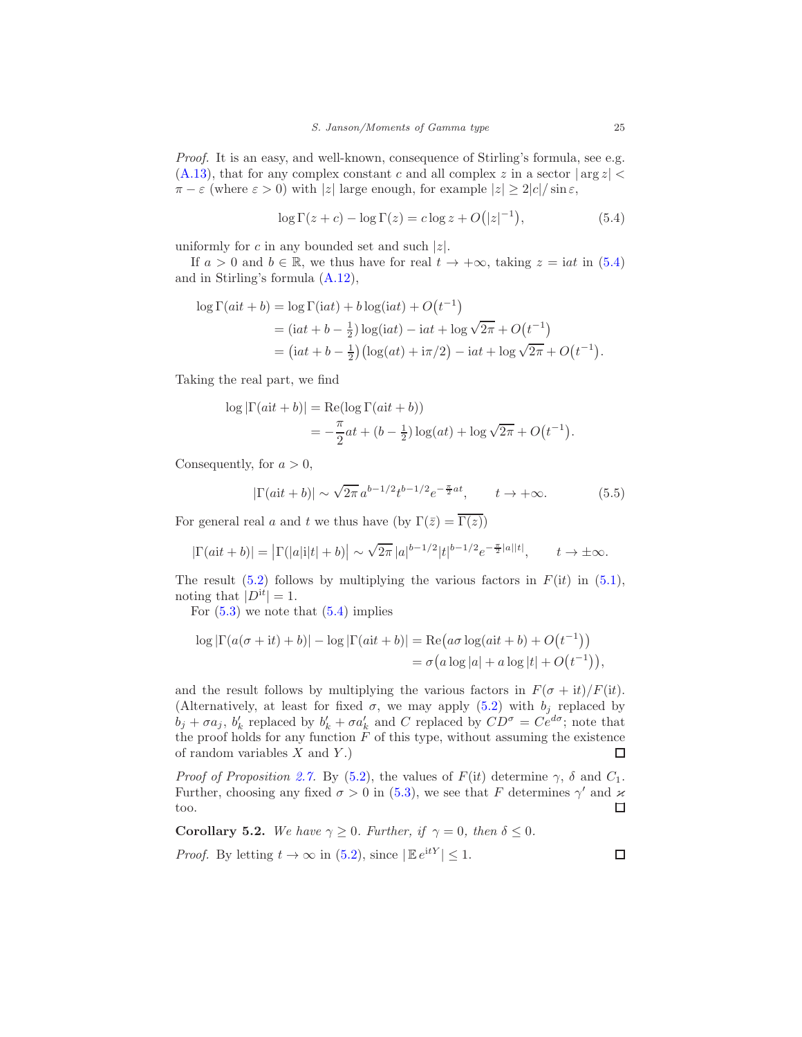*Proof.* It is an easy, and well-known, consequence of Stirling's formula, see e.g. (A.13), that for any complex constant $c$ and all complex $z$ in a sector $|\arg z| < \pi - \varepsilon$ (where $\varepsilon > 0$) with $|z|$ large enough, for example $|z| \geq 2|c|/\sin\varepsilon$,

$$\log\Gamma(z+c) - \log\Gamma(z) = c\log z + O\big(|z|^{-1}\big), \tag{5.4}$$

uniformly for $c$ in any bounded set and such $|z|$.

If $a > 0$ and $b \in \mathbb{R}$, we thus have for real $t \to +\infty$, taking $z = \mathrm{i}at$ in (5.4) and in Stirling's formula (A.12),

$$\begin{aligned}
\log\Gamma(a\mathrm{i}t + b) &= \log\Gamma(\mathrm{i}at) + b\log(\mathrm{i}at) + O\big(t^{-1}\big)\\
&= \big(\mathrm{i}at + b - \tfrac12\big)\log(\mathrm{i}at) - \mathrm{i}at + \log\sqrt{2\pi} + O\big(t^{-1}\big)\\
&= \big(\mathrm{i}at + b - \tfrac12\big)\big(\log(at) + \mathrm{i}\pi/2\big) - \mathrm{i}at + \log\sqrt{2\pi} + O\big(t^{-1}\big).
\end{aligned}$$

Taking the real part, we find

$$\begin{aligned}
\log|\Gamma(a\mathrm{i}t + b)| &= \operatorname{Re}(\log\Gamma(a\mathrm{i}t + b))\\
&= -\frac{\pi}{2}at + (b - \tfrac12)\log(at) + \log\sqrt{2\pi} + O\big(t^{-1}\big).
\end{aligned}$$

Consequently, for $a > 0$,

$$|\Gamma(a\mathrm{i}t + b)| \sim \sqrt{2\pi}\, a^{b-1/2} t^{b-1/2} e^{-\frac{\pi}{2}at}, \qquad t \to +\infty. \tag{5.5}$$

For general real $a$ and $t$ we thus have (by $\Gamma(\bar z) = \overline{\Gamma(z)}$)

$$|\Gamma(a\mathrm{i}t + b)| = \big|\Gamma(|a|\mathrm{i}|t| + b)\big| \sim \sqrt{2\pi}\,|a|^{b-1/2}|t|^{b-1/2}e^{-\frac{\pi}{2}|a||t|}, \qquad t \to \pm\infty.$$

The result (5.2) follows by multiplying the various factors in $F(\mathrm{i}t)$ in (5.1), noting that $|D^{\mathrm{i}t}| = 1$.

For (5.3) we note that (5.4) implies

$$\begin{aligned}
\log|\Gamma(a(\sigma + \mathrm{i}t) + b)| - \log|\Gamma(a\mathrm{i}t + b)| &= \operatorname{Re}\big(a\sigma\log(a\mathrm{i}t + b) + O\big(t^{-1}\big)\big)\\
&= \sigma\big(a\log|a| + a\log|t| + O\big(t^{-1}\big)\big),
\end{aligned}$$

and the result follows by multiplying the various factors in $F(\sigma + \mathrm{i}t)/F(\mathrm{i}t)$. (Alternatively, at least for fixed $\sigma$, we may apply (5.2) with $b_j$ replaced by $b_j + \sigma a_j$, $b'_k$ replaced by $b'_k + \sigma a'_k$ and $C$ replaced by $CD^\sigma = Ce^{d\sigma}$; note that the proof holds for any function $F$ of this type, without assuming the existence of random variables $X$ and $Y$.) ◻

*Proof of Proposition 2.7.* By (5.2), the values of $F(\mathrm{i}t)$ determine $\gamma$, $\delta$ and $C_1$. Further, choosing any fixed $\sigma > 0$ in (5.3), we see that $F$ determines $\gamma'$ and $\varkappa$ too. ◻

**Corollary 5.2.** *We have $\gamma \geq 0$. Further, if $\gamma = 0$, then $\delta \leq 0$.*

*Proof.* By letting $t \to \infty$ in (5.2), since $|\mathbb{E}\, e^{\mathrm{i}tY}| \leq 1$. ◻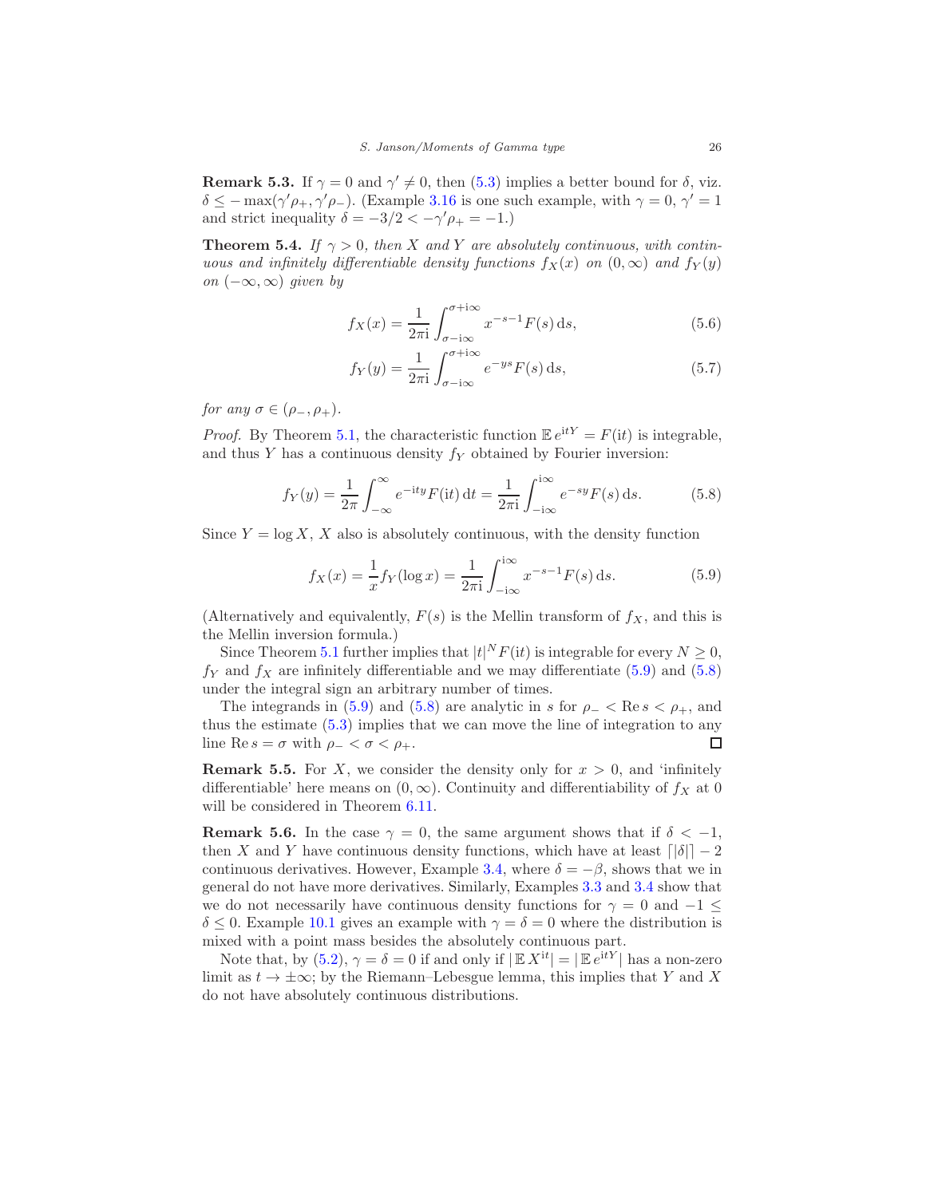**Remark 5.3.** If $\gamma = 0$ and $\gamma' \neq 0$, then (5.3) implies a better bound for $\delta$, viz. $\delta \leq -\max(\gamma'\rho_+, \gamma'\rho_-)$. (Example 3.16 is one such example, with $\gamma = 0$, $\gamma' = 1$ and strict inequality $\delta = -3/2 < -\gamma'\rho_+ = -1$.)

**Theorem 5.4.** *If $\gamma > 0$, then $X$ and $Y$ are absolutely continuous, with continuous and infinitely differentiable density functions $f_X(x)$ on $(0, \infty)$ and $f_Y(y)$ on $(-\infty, \infty)$ given by*

$$f_X(x) = \frac{1}{2\pi \mathrm{i}} \int_{\sigma - \mathrm{i}\infty}^{\sigma + \mathrm{i}\infty} x^{-s-1} F(s) \, \mathrm{d}s, \tag{5.6}$$

$$f_Y(y) = \frac{1}{2\pi \mathrm{i}} \int_{\sigma - \mathrm{i}\infty}^{\sigma + \mathrm{i}\infty} e^{-ys} F(s) \, \mathrm{d}s, \tag{5.7}$$

*for any $\sigma \in (\rho_-, \rho_+)$.*

*Proof.* By Theorem 5.1, the characteristic function $\mathbb{E}\, e^{\mathrm{i}tY} = F(\mathrm{i}t)$ is integrable, and thus $Y$ has a continuous density $f_Y$ obtained by Fourier inversion:

$$f_Y(y) = \frac{1}{2\pi} \int_{-\infty}^{\infty} e^{-\mathrm{i}ty} F(\mathrm{i}t) \, \mathrm{d}t = \frac{1}{2\pi \mathrm{i}} \int_{-\mathrm{i}\infty}^{\mathrm{i}\infty} e^{-sy} F(s) \, \mathrm{d}s. \tag{5.8}$$

Since $Y = \log X$, $X$ also is absolutely continuous, with the density function

$$f_X(x) = \frac{1}{x} f_Y(\log x) = \frac{1}{2\pi \mathrm{i}} \int_{-\mathrm{i}\infty}^{\mathrm{i}\infty} x^{-s-1} F(s) \, \mathrm{d}s. \tag{5.9}$$

(Alternatively and equivalently, $F(s)$ is the Mellin transform of $f_X$, and this is the Mellin inversion formula.)

Since Theorem 5.1 further implies that $|t|^N F(\mathrm{i}t)$ is integrable for every $N \geq 0$, $f_Y$ and $f_X$ are infinitely differentiable and we may differentiate (5.9) and (5.8) under the integral sign an arbitrary number of times.

The integrands in (5.9) and (5.8) are analytic in $s$ for $\rho_- < \operatorname{Re} s < \rho_+$, and thus the estimate (5.3) implies that we can move the line of integration to any line $\operatorname{Re} s = \sigma$ with $\rho_- < \sigma < \rho_+$. ∎

**Remark 5.5.** For $X$, we consider the density only for $x > 0$, and 'infinitely differentiable' here means on $(0, \infty)$. Continuity and differentiability of $f_X$ at 0 will be considered in Theorem 6.11.

**Remark 5.6.** In the case $\gamma = 0$, the same argument shows that if $\delta < -1$, then $X$ and $Y$ have continuous density functions, which have at least $\lceil |\delta| \rceil - 2$ continuous derivatives. However, Example 3.4, where $\delta = -\beta$, shows that we in general do not have more derivatives. Similarly, Examples 3.3 and 3.4 show that we do not necessarily have continuous density functions for $\gamma = 0$ and $-1 \leq \delta \leq 0$. Example 10.1 gives an example with $\gamma = \delta = 0$ where the distribution is mixed with a point mass besides the absolutely continuous part.

Note that, by (5.2), $\gamma = \delta = 0$ if and only if $|\mathbb{E}\, X^{\mathrm{i}t}| = |\mathbb{E}\, e^{\mathrm{i}tY}|$ has a non-zero limit as $t \to \pm\infty$; by the Riemann–Lebesgue lemma, this implies that $Y$ and $X$ do not have absolutely continuous distributions.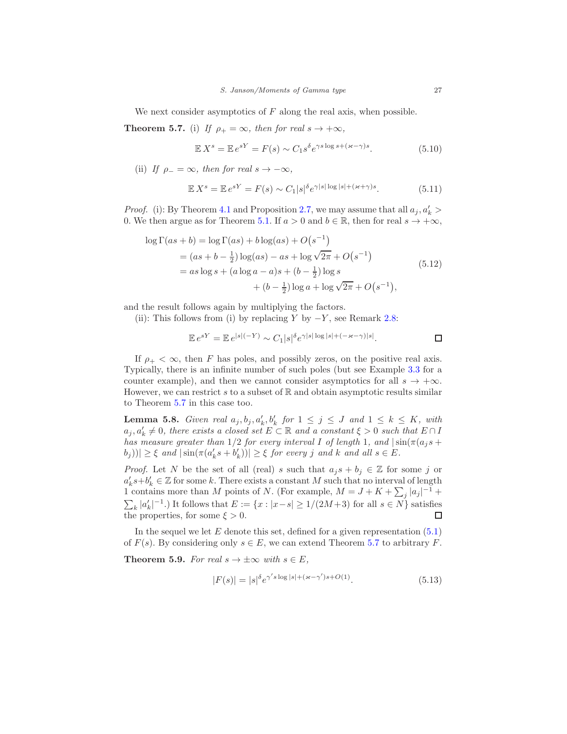We next consider asymptotics of $F$ along the real axis, when possible.

**Theorem 5.7.** (i) *If $\rho_+ = \infty$, then for real $s \to +\infty$,*

$$\mathbb{E}\, X^s = \mathbb{E}\, e^{sY} = F(s) \sim C_1 s^\delta e^{\gamma s \log s + (\varkappa - \gamma)s}. \tag{5.10}$$

(ii) *If $\rho_- = \infty$, then for real $s \to -\infty$,*

$$\mathbb{E}\, X^s = \mathbb{E}\, e^{sY} = F(s) \sim C_1 |s|^\delta e^{\gamma |s| \log |s| + (\varkappa + \gamma)s}. \tag{5.11}$$

*Proof.* (i): By Theorem 4.1 and Proposition 2.7, we may assume that all $a_j, a'_k > 0$. We then argue as for Theorem 5.1. If $a > 0$ and $b \in \mathbb{R}$, then for real $s \to +\infty$,

$$\begin{aligned}
\log \Gamma(as + b) &= \log \Gamma(as) + b \log(as) + O\big(s^{-1}\big) \\
&= \big(as + b - \tfrac{1}{2}\big) \log(as) - as + \log \sqrt{2\pi} + O\big(s^{-1}\big) \\
&= as \log s + (a \log a - a)s + \big(b - \tfrac{1}{2}\big) \log s \\
&\qquad\qquad + \big(b - \tfrac{1}{2}\big) \log a + \log \sqrt{2\pi} + O\big(s^{-1}\big),
\end{aligned} \tag{5.12}$$

and the result follows again by multiplying the factors.

(ii): This follows from (i) by replacing $Y$ by $-Y$, see Remark 2.8:

$$\mathbb{E}\, e^{sY} = \mathbb{E}\, e^{|s|(-Y)} \sim C_1 |s|^\delta e^{\gamma |s| \log |s| + (-\varkappa - \gamma)|s|}.$$

∎

If $\rho_+ < \infty$, then $F$ has poles, and possibly zeros, on the positive real axis. Typically, there is an infinite number of such poles (but see Example 3.3 for a counter example), and then we cannot consider asymptotics for all $s \to +\infty$. However, we can restrict $s$ to a subset of $\mathbb{R}$ and obtain asymptotic results similar to Theorem 5.7 in this case too.

**Lemma 5.8.** *Given real $a_j, b_j, a'_k, b'_k$ for $1 \le j \le J$ and $1 \le k \le K$, with $a_j, a'_k \ne 0$, there exists a closed set $E \subset \mathbb{R}$ and a constant $\xi > 0$ such that $E \cap I$ has measure greater than $1/2$ for every interval $I$ of length 1, and $|\sin(\pi(a_j s + b_j))| \ge \xi$ and $|\sin(\pi(a'_k s + b'_k))| \ge \xi$ for every $j$ and $k$ and all $s \in E$.*

*Proof.* Let $N$ be the set of all (real) $s$ such that $a_j s + b_j \in \mathbb{Z}$ for some $j$ or $a'_k s + b'_k \in \mathbb{Z}$ for some $k$. There exists a constant $M$ such that no interval of length 1 contains more than $M$ points of $N$. (For example, $M = J + K + \sum_j |a_j|^{-1} + \sum_k |a'_k|^{-1}$.) It follows that $E := \{x : |x - s| \ge 1/(2M+3) \text{ for all } s \in N\}$ satisfies the properties, for some $\xi > 0$. ∎

In the sequel we let $E$ denote this set, defined for a given representation (5.1) of $F(s)$. By considering only $s \in E$, we can extend Theorem 5.7 to arbitrary $F$.

**Theorem 5.9.** *For real $s \to \pm\infty$ with $s \in E$,*

$$|F(s)| = |s|^\delta e^{\gamma' s \log |s| + (\varkappa - \gamma')s + O(1)}. \tag{5.13}$$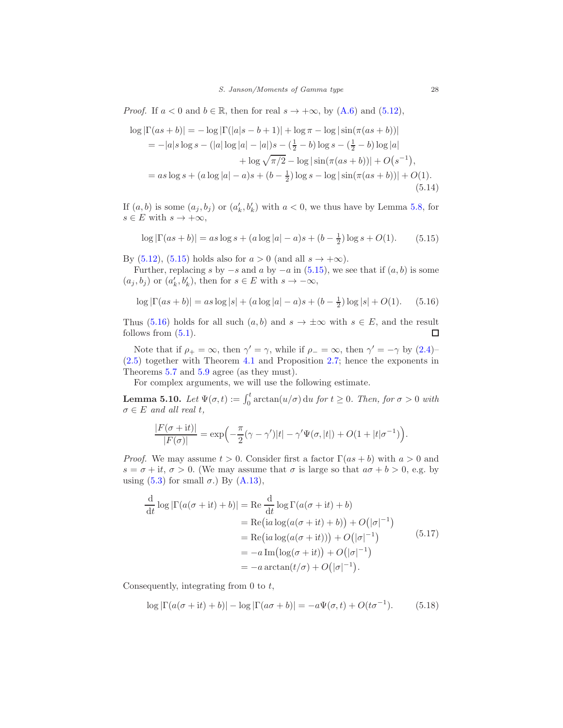*Proof.* If $a < 0$ and $b \in \mathbb{R}$, then for real $s \to +\infty$, by (A.6) and (5.12),

$$
\begin{aligned}
\log|\Gamma(as+b)| &= -\log|\Gamma(|a|s-b+1)| + \log\pi - \log|\sin(\pi(as+b))| \\
&= -|a|s\log s - (|a|\log|a| - |a|)s - (\tfrac{1}{2}-b)\log s - (\tfrac{1}{2}-b)\log|a| \\
&\qquad\qquad + \log\sqrt{\pi/2} - \log|\sin(\pi(as+b))| + O\big(s^{-1}\big), \\
&= as\log s + (a\log|a| - a)s + (b-\tfrac{1}{2})\log s - \log|\sin(\pi(as+b))| + O(1).
\end{aligned}
\tag{5.14}
$$

If $(a,b)$ is some $(a_j,b_j)$ or $(a'_k,b'_k)$ with $a<0$, we thus have by Lemma 5.8, for $s\in E$ with $s\to+\infty$,

$$
\log|\Gamma(as+b)| = as\log s + (a\log|a| - a)s + (b-\tfrac{1}{2})\log s + O(1). \tag{5.15}
$$

By (5.12), (5.15) holds also for $a>0$ (and all $s\to+\infty$).

Further, replacing $s$ by $-s$ and $a$ by $-a$ in (5.15), we see that if $(a,b)$ is some $(a_j,b_j)$ or $(a'_k,b'_k)$, then for $s\in E$ with $s\to-\infty$,

$$
\log|\Gamma(as+b)| = as\log|s| + (a\log|a| - a)s + (b-\tfrac{1}{2})\log|s| + O(1). \tag{5.16}
$$

Thus (5.16) holds for all such $(a,b)$ and $s\to\pm\infty$ with $s\in E$, and the result follows from (5.1). $\square$

Note that if $\rho_+=\infty$, then $\gamma'=\gamma$, while if $\rho_-=\infty$, then $\gamma'=-\gamma$ by (2.4)–(2.5) together with Theorem 4.1 and Proposition 2.7; hence the exponents in Theorems 5.7 and 5.9 agree (as they must).

For complex arguments, we will use the following estimate.

**Lemma 5.10.** *Let $\Psi(\sigma,t) := \int_0^t \arctan(u/\sigma)\,\mathrm{d}u$ for $t\ge 0$. Then, for $\sigma>0$ with $\sigma\in E$ and all real $t$,*

$$
\frac{|F(\sigma+\mathrm{i}t)|}{|F(\sigma)|} = \exp\Big(-\frac{\pi}{2}(\gamma-\gamma')|t| - \gamma'\Psi(\sigma,|t|) + O(1+|t|\sigma^{-1})\Big).
$$

*Proof.* We may assume $t>0$. Consider first a factor $\Gamma(as+b)$ with $a>0$ and $s=\sigma+\mathrm{i}t$, $\sigma>0$. (We may assume that $\sigma$ is large so that $a\sigma+b>0$, e.g. by using (5.3) for small $\sigma$.) By (A.13),

$$
\begin{aligned}
\frac{\mathrm{d}}{\mathrm{d}t}\log|\Gamma(a(\sigma+\mathrm{i}t)+b)| &= \operatorname{Re}\frac{\mathrm{d}}{\mathrm{d}t}\log\Gamma(a(\sigma+\mathrm{i}t)+b) \\
&= \operatorname{Re}\big(\mathrm{i}a\log(a(\sigma+\mathrm{i}t)+b)\big) + O\big(|\sigma|^{-1}\big) \\
&= \operatorname{Re}\big(\mathrm{i}a\log(a(\sigma+\mathrm{i}t))\big) + O\big(|\sigma|^{-1}\big) \\
&= -a\operatorname{Im}\big(\log(\sigma+\mathrm{i}t)\big) + O\big(|\sigma|^{-1}\big) \\
&= -a\arctan(t/\sigma) + O\big(|\sigma|^{-1}\big).
\end{aligned}
\tag{5.17}
$$

Consequently, integrating from 0 to $t$,

$$
\log|\Gamma(a(\sigma+\mathrm{i}t)+b)| - \log|\Gamma(a\sigma+b)| = -a\Psi(\sigma,t) + O(t\sigma^{-1}). \tag{5.18}
$$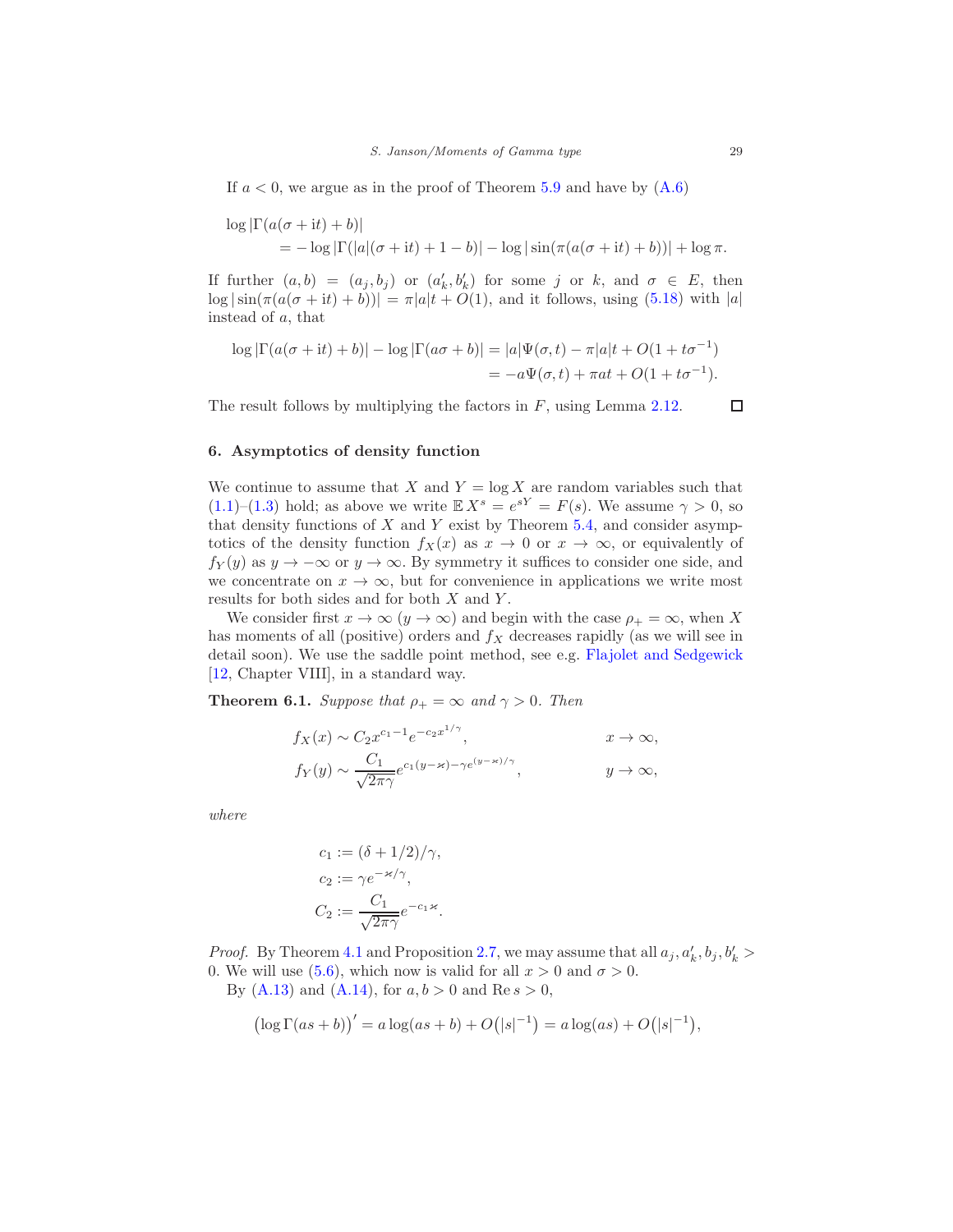If $a < 0$, we argue as in the proof of Theorem 5.9 and have by (A.6)

$$\log|\Gamma(a(\sigma+\mathrm{i}t)+b)| \\ = -\log|\Gamma(|a|(\sigma+\mathrm{i}t)+1-b)| - \log|\sin(\pi(a(\sigma+\mathrm{i}t)+b))| + \log\pi.$$

If further $(a,b) = (a_j,b_j)$ or $(a'_k,b'_k)$ for some $j$ or $k$, and $\sigma \in E$, then $\log|\sin(\pi(a(\sigma+\mathrm{i}t)+b))| = \pi|a|t + O(1)$, and it follows, using (5.18) with $|a|$ instead of $a$, that

$$\begin{aligned}\log|\Gamma(a(\sigma+\mathrm{i}t)+b)| - \log|\Gamma(a\sigma+b)| &= |a|\Psi(\sigma,t) - \pi|a|t + O(1+t\sigma^{-1}) \\ &= -a\Psi(\sigma,t) + \pi a t + O(1+t\sigma^{-1}).\end{aligned}$$

The result follows by multiplying the factors in $F$, using Lemma 2.12. $\square$

## 6. Asymptotics of density function

We continue to assume that $X$ and $Y = \log X$ are random variables such that (1.1)–(1.3) hold; as above we write $\mathbb{E}\,X^s = e^{sY} = F(s)$. We assume $\gamma > 0$, so that density functions of $X$ and $Y$ exist by Theorem 5.4, and consider asymptotics of the density function $f_X(x)$ as $x \to 0$ or $x \to \infty$, or equivalently of $f_Y(y)$ as $y \to -\infty$ or $y \to \infty$. By symmetry it suffices to consider one side, and we concentrate on $x \to \infty$, but for convenience in applications we write most results for both sides and for both $X$ and $Y$.

We consider first $x \to \infty$ ($y \to \infty$) and begin with the case $\rho_+ = \infty$, when $X$ has moments of all (positive) orders and $f_X$ decreases rapidly (as we will see in detail soon). We use the saddle point method, see e.g. Flajolet and Sedgewick [12, Chapter VIII], in a standard way.

**Theorem 6.1.** *Suppose that $\rho_+ = \infty$ and $\gamma > 0$. Then*

$$\begin{aligned} f_X(x) &\sim C_2 x^{c_1-1} e^{-c_2 x^{1/\gamma}}, && x \to \infty, \\ f_Y(y) &\sim \frac{C_1}{\sqrt{2\pi\gamma}} e^{c_1(y-\varkappa)-\gamma e^{(y-\varkappa)/\gamma}}, && y \to \infty, \end{aligned}$$

*where*

$$\begin{aligned} c_1 &:= (\delta + 1/2)/\gamma, \\ c_2 &:= \gamma e^{-\varkappa/\gamma}, \\ C_2 &:= \frac{C_1}{\sqrt{2\pi\gamma}} e^{-c_1\varkappa}. \end{aligned}$$

*Proof.* By Theorem 4.1 and Proposition 2.7, we may assume that all $a_j, a'_k, b_j, b'_k > 0$. We will use (5.6), which now is valid for all $x > 0$ and $\sigma > 0$.

By (A.13) and (A.14), for $a, b > 0$ and $\operatorname{Re} s > 0$,

$$\big(\log\Gamma(as+b)\big)' = a\log(as+b) + O\big(|s|^{-1}\big) = a\log(as) + O\big(|s|^{-1}\big),$$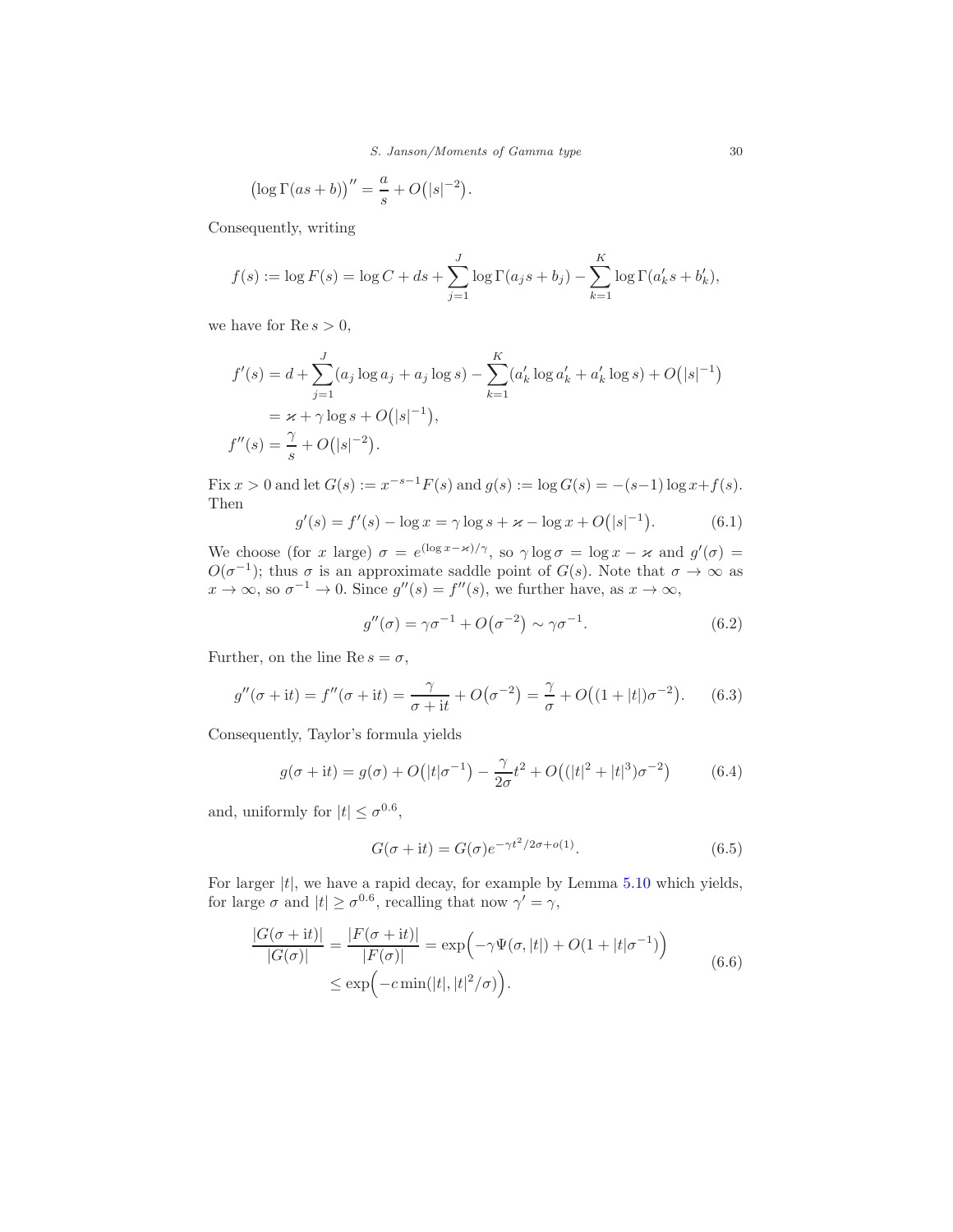$$\big(\log\Gamma(as+b)\big)'' = \frac{a}{s} + O\big(|s|^{-2}\big).$$

Consequently, writing

$$f(s) := \log F(s) = \log C + ds + \sum_{j=1}^{J}\log\Gamma(a_js+b_j) - \sum_{k=1}^{K}\log\Gamma(a'_ks+b'_k),$$

we have for $\operatorname{Re} s > 0$,

$$\begin{aligned}
f'(s) &= d + \sum_{j=1}^{J}(a_j\log a_j + a_j\log s) - \sum_{k=1}^{K}(a'_k\log a'_k + a'_k\log s) + O\big(|s|^{-1}\big)\\
&= \varkappa + \gamma\log s + O\big(|s|^{-1}\big),\\
f''(s) &= \frac{\gamma}{s} + O\big(|s|^{-2}\big).
\end{aligned}$$

Fix $x > 0$ and let $G(s) := x^{-s-1}F(s)$ and $g(s) := \log G(s) = -(s-1)\log x + f(s)$. Then

$$g'(s) = f'(s) - \log x = \gamma\log s + \varkappa - \log x + O\big(|s|^{-1}\big). \tag{6.1}$$

We choose (for $x$ large) $\sigma = e^{(\log x - \varkappa)/\gamma}$, so $\gamma\log\sigma = \log x - \varkappa$ and $g'(\sigma) = O(\sigma^{-1})$; thus $\sigma$ is an approximate saddle point of $G(s)$. Note that $\sigma\to\infty$ as $x\to\infty$, so $\sigma^{-1}\to 0$. Since $g''(s) = f''(s)$, we further have, as $x\to\infty$,

$$g''(\sigma) = \gamma\sigma^{-1} + O\big(\sigma^{-2}\big) \sim \gamma\sigma^{-1}. \tag{6.2}$$

Further, on the line $\operatorname{Re} s = \sigma$,

$$g''(\sigma+\mathrm{i}t) = f''(\sigma+\mathrm{i}t) = \frac{\gamma}{\sigma+\mathrm{i}t} + O\big(\sigma^{-2}\big) = \frac{\gamma}{\sigma} + O\big((1+|t|)\sigma^{-2}\big). \tag{6.3}$$

Consequently, Taylor's formula yields

$$g(\sigma+\mathrm{i}t) = g(\sigma) + O\big(|t|\sigma^{-1}\big) - \frac{\gamma}{2\sigma}t^2 + O\big((|t|^2+|t|^3)\sigma^{-2}\big) \tag{6.4}$$

and, uniformly for $|t| \le \sigma^{0.6}$,

$$G(\sigma+\mathrm{i}t) = G(\sigma)e^{-\gamma t^2/2\sigma + o(1)}. \tag{6.5}$$

For larger $|t|$, we have a rapid decay, for example by Lemma 5.10 which yields, for large $\sigma$ and $|t| \ge \sigma^{0.6}$, recalling that now $\gamma' = \gamma$,

$$\begin{aligned}
\frac{|G(\sigma+\mathrm{i}t)|}{|G(\sigma)|} = \frac{|F(\sigma+\mathrm{i}t)|}{|F(\sigma)|} &= \exp\Big(-\gamma\Psi(\sigma,|t|) + O(1+|t|\sigma^{-1})\Big)\\
&\le \exp\Big(-c\min(|t|,|t|^2/\sigma)\Big).
\end{aligned} \tag{6.6}$$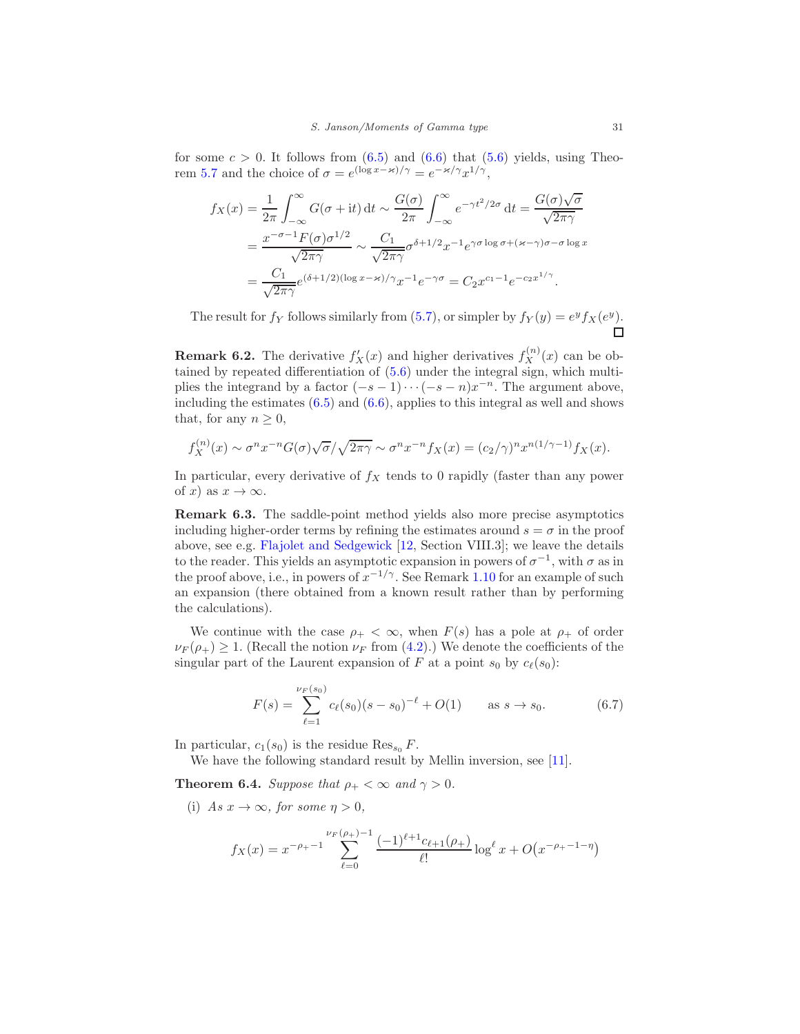for some $c > 0$. It follows from (6.5) and (6.6) that (5.6) yields, using Theorem 5.7 and the choice of $\sigma = e^{(\log x - \varkappa)/\gamma} = e^{-\varkappa/\gamma} x^{1/\gamma}$,

$$
\begin{aligned}
f_X(x) &= \frac{1}{2\pi} \int_{-\infty}^{\infty} G(\sigma + \mathrm{i}t)\,\mathrm{d}t \sim \frac{G(\sigma)}{2\pi} \int_{-\infty}^{\infty} e^{-\gamma t^2/2\sigma}\,\mathrm{d}t = \frac{G(\sigma)\sqrt{\sigma}}{\sqrt{2\pi\gamma}} \\
&= \frac{x^{-\sigma-1} F(\sigma) \sigma^{1/2}}{\sqrt{2\pi\gamma}} \sim \frac{C_1}{\sqrt{2\pi\gamma}} \sigma^{\delta+1/2} x^{-1} e^{\gamma\sigma \log\sigma + (\varkappa - \gamma)\sigma - \sigma \log x} \\
&= \frac{C_1}{\sqrt{2\pi\gamma}} e^{(\delta+1/2)(\log x - \varkappa)/\gamma} x^{-1} e^{-\gamma\sigma} = C_2 x^{c_1 - 1} e^{-c_2 x^{1/\gamma}}.
\end{aligned}
$$

The result for $f_Y$ follows similarly from (5.7), or simpler by $f_Y(y) = e^y f_X(e^y)$. ∎

**Remark 6.2.** The derivative $f_X'(x)$ and higher derivatives $f_X^{(n)}(x)$ can be obtained by repeated differentiation of (5.6) under the integral sign, which multiplies the integrand by a factor $(-s-1)\cdots(-s-n)x^{-n}$. The argument above, including the estimates (6.5) and (6.6), applies to this integral as well and shows that, for any $n \geq 0$,

$$
f_X^{(n)}(x) \sim \sigma^n x^{-n} G(\sigma)\sqrt{\sigma}/\sqrt{2\pi\gamma} \sim \sigma^n x^{-n} f_X(x) = (c_2/\gamma)^n x^{n(1/\gamma - 1)} f_X(x).
$$

In particular, every derivative of $f_X$ tends to 0 rapidly (faster than any power of $x$) as $x \to \infty$.

**Remark 6.3.** The saddle-point method yields also more precise asymptotics including higher-order terms by refining the estimates around $s = \sigma$ in the proof above, see e.g. Flajolet and Sedgewick [12, Section VIII.3]; we leave the details to the reader. This yields an asymptotic expansion in powers of $\sigma^{-1}$, with $\sigma$ as in the proof above, i.e., in powers of $x^{-1/\gamma}$. See Remark 1.10 for an example of such an expansion (there obtained from a known result rather than by performing the calculations).

We continue with the case $\rho_+ < \infty$, when $F(s)$ has a pole at $\rho_+$ of order $\nu_F(\rho_+) \geq 1$. (Recall the notion $\nu_F$ from (4.2).) We denote the coefficients of the singular part of the Laurent expansion of $F$ at a point $s_0$ by $c_\ell(s_0)$:

$$
F(s) = \sum_{\ell=1}^{\nu_F(s_0)} c_\ell(s_0)(s - s_0)^{-\ell} + O(1) \qquad \text{as } s \to s_0. \tag{6.7}
$$

In particular, $c_1(s_0)$ is the residue $\operatorname{Res}_{s_0} F$.

We have the following standard result by Mellin inversion, see [11].

**Theorem 6.4.** *Suppose that $\rho_+ < \infty$ and $\gamma > 0$.*

(i) *As $x \to \infty$, for some $\eta > 0$,*

$$
f_X(x) = x^{-\rho_+ - 1} \sum_{\ell=0}^{\nu_F(\rho_+)-1} \frac{(-1)^{\ell+1} c_{\ell+1}(\rho_+)}{\ell!} \log^\ell x + O\big(x^{-\rho_+ - 1 - \eta}\big)
$$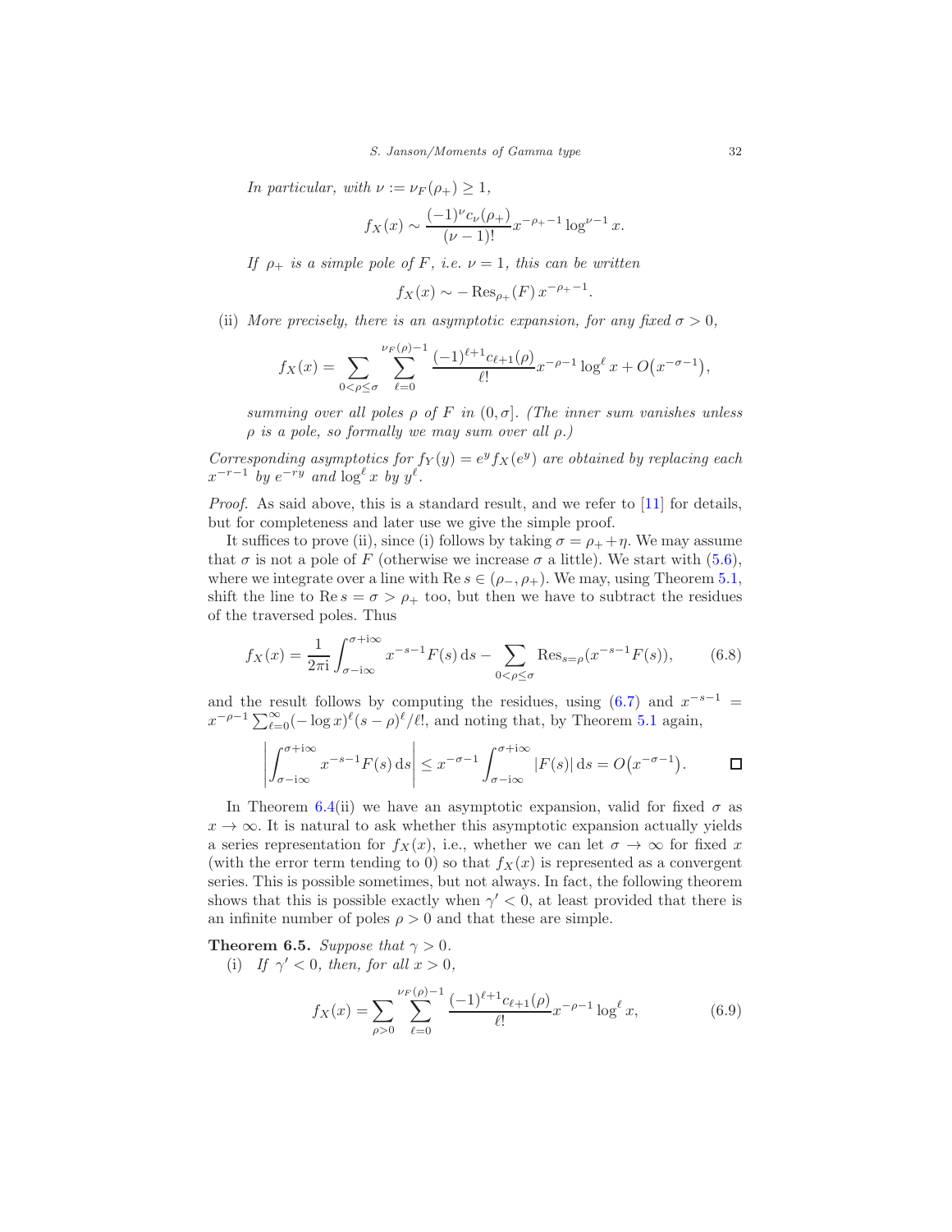*In particular, with $\nu := \nu_F(\rho_+) \geq 1$,*

$$f_X(x) \sim \frac{(-1)^\nu c_\nu(\rho_+)}{(\nu-1)!} x^{-\rho_+-1} \log^{\nu-1} x.$$

*If $\rho_+$ is a simple pole of $F$, i.e. $\nu = 1$, this can be written*

$$f_X(x) \sim -\operatorname{Res}_{\rho_+}(F)\, x^{-\rho_+-1}.$$

(ii) *More precisely, there is an asymptotic expansion, for any fixed $\sigma > 0$,*

$$f_X(x) = \sum_{0<\rho\leq\sigma} \sum_{\ell=0}^{\nu_F(\rho)-1} \frac{(-1)^{\ell+1} c_{\ell+1}(\rho)}{\ell!} x^{-\rho-1} \log^\ell x + O\big(x^{-\sigma-1}\big),$$

*summing over all poles $\rho$ of $F$ in $(0, \sigma]$. (The inner sum vanishes unless $\rho$ is a pole, so formally we may sum over all $\rho$.)*

*Corresponding asymptotics for $f_Y(y) = e^y f_X(e^y)$ are obtained by replacing each $x^{-r-1}$ by $e^{-ry}$ and $\log^\ell x$ by $y^\ell$.*

*Proof.* As said above, this is a standard result, and we refer to [11] for details, but for completeness and later use we give the simple proof.

It suffices to prove (ii), since (i) follows by taking $\sigma = \rho_+ + \eta$. We may assume that $\sigma$ is not a pole of $F$ (otherwise we increase $\sigma$ a little). We start with (5.6), where we integrate over a line with $\operatorname{Re} s \in (\rho_-, \rho_+)$. We may, using Theorem 5.1, shift the line to $\operatorname{Re} s = \sigma > \rho_+$ too, but then we have to subtract the residues of the traversed poles. Thus

$$f_X(x) = \frac{1}{2\pi \mathrm{i}} \int_{\sigma-\mathrm{i}\infty}^{\sigma+\mathrm{i}\infty} x^{-s-1} F(s)\, \mathrm{d}s - \sum_{0<\rho\leq\sigma} \operatorname{Res}_{s=\rho}\big(x^{-s-1}F(s)\big), \tag{6.8}$$

and the result follows by computing the residues, using (6.7) and $x^{-s-1} = x^{-\rho-1} \sum_{\ell=0}^\infty (-\log x)^\ell (s-\rho)^\ell/\ell!$, and noting that, by Theorem 5.1 again,

$$\left| \int_{\sigma-\mathrm{i}\infty}^{\sigma+\mathrm{i}\infty} x^{-s-1} F(s)\, \mathrm{d}s \right| \leq x^{-\sigma-1} \int_{\sigma-\mathrm{i}\infty}^{\sigma+\mathrm{i}\infty} |F(s)|\, \mathrm{d}s = O\big(x^{-\sigma-1}\big). \qquad \square$$

In Theorem 6.4(ii) we have an asymptotic expansion, valid for fixed $\sigma$ as $x \to \infty$. It is natural to ask whether this asymptotic expansion actually yields a series representation for $f_X(x)$, i.e., whether we can let $\sigma \to \infty$ for fixed $x$ (with the error term tending to 0) so that $f_X(x)$ is represented as a convergent series. This is possible sometimes, but not always. In fact, the following theorem shows that this is possible exactly when $\gamma' < 0$, at least provided that there is an infinite number of poles $\rho > 0$ and that these are simple.

**Theorem 6.5.** *Suppose that $\gamma > 0$.*

(i) *If $\gamma' < 0$, then, for all $x > 0$,*

$$f_X(x) = \sum_{\rho>0} \sum_{\ell=0}^{\nu_F(\rho)-1} \frac{(-1)^{\ell+1} c_{\ell+1}(\rho)}{\ell!} x^{-\rho-1} \log^\ell x, \tag{6.9}$$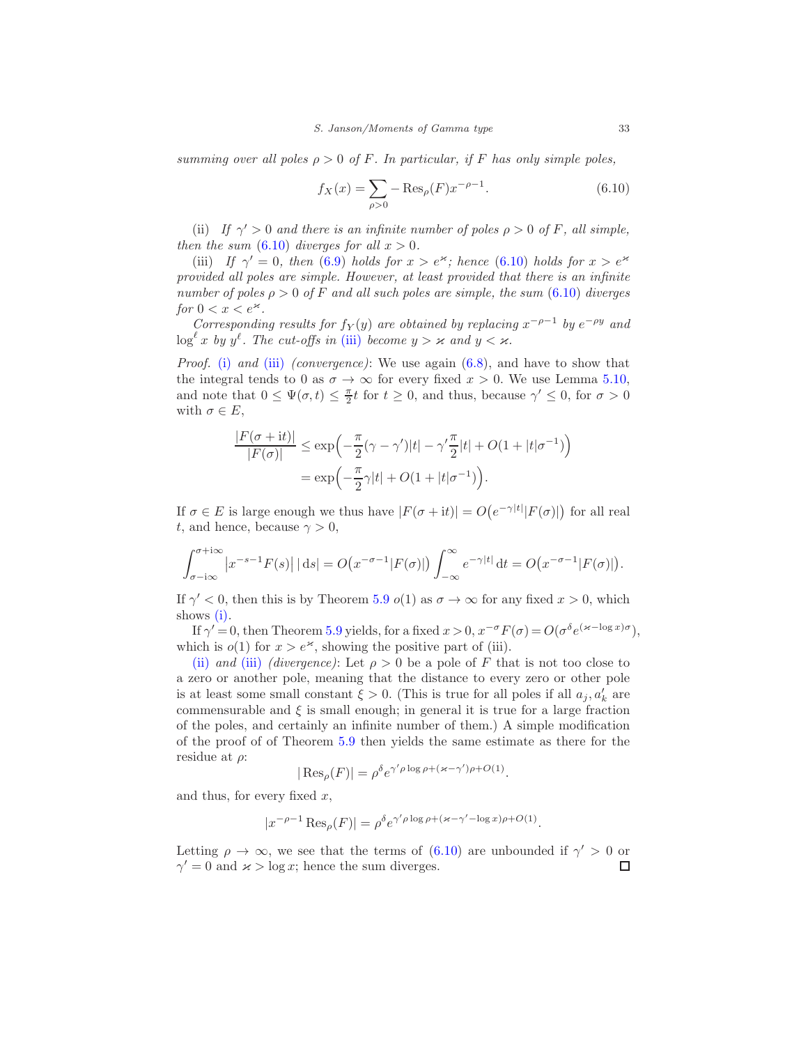summing over all poles $\rho > 0$ of $F$. In particular, if $F$ has only simple poles,

$$f_X(x) = \sum_{\rho>0} -\operatorname{Res}_\rho(F)x^{-\rho-1}. \tag{6.10}$$

(ii) *If $\gamma' > 0$ and there is an infinite number of poles $\rho > 0$ of $F$, all simple, then the sum (6.10) diverges for all $x > 0$.*

(iii) *If $\gamma' = 0$, then (6.9) holds for $x > e^{\varkappa}$; hence (6.10) holds for $x > e^{\varkappa}$ provided all poles are simple. However, at least provided that there is an infinite number of poles $\rho > 0$ of $F$ and all such poles are simple, the sum (6.10) diverges for $0 < x < e^{\varkappa}$.*

*Corresponding results for $f_Y(y)$ are obtained by replacing $x^{-\rho-1}$ by $e^{-\rho y}$ and $\log^\ell x$ by $y^\ell$. The cut-offs in (iii) become $y > \varkappa$ and $y < \varkappa$.*

*Proof.* (i) *and* (iii) *(convergence)*: We use again (6.8), and have to show that the integral tends to 0 as $\sigma \to \infty$ for every fixed $x > 0$. We use Lemma 5.10, and note that $0 \le \Psi(\sigma, t) \le \frac{\pi}{2} t$ for $t \ge 0$, and thus, because $\gamma' \le 0$, for $\sigma > 0$ with $\sigma \in E$,

$$\begin{aligned}
\frac{|F(\sigma + \mathrm{i}t)|}{|F(\sigma)|} &\le \exp\Bigl(-\frac{\pi}{2}(\gamma - \gamma')|t| - \gamma' \frac{\pi}{2}|t| + O(1 + |t|\sigma^{-1})\Bigr) \\
&= \exp\Bigl(-\frac{\pi}{2}\gamma|t| + O(1 + |t|\sigma^{-1})\Bigr).
\end{aligned}$$

If $\sigma \in E$ is large enough we thus have $|F(\sigma + \mathrm{i}t)| = O\bigl(e^{-\gamma|t|}|F(\sigma)|\bigr)$ for all real $t$, and hence, because $\gamma > 0$,

$$\int_{\sigma-\mathrm{i}\infty}^{\sigma+\mathrm{i}\infty} \bigl|x^{-s-1}F(s)\bigr|\,|\,\mathrm{d}s| = O\bigl(x^{-\sigma-1}|F(\sigma)|\bigr)\int_{-\infty}^{\infty} e^{-\gamma|t|}\,\mathrm{d}t = O\bigl(x^{-\sigma-1}|F(\sigma)|\bigr).$$

If $\gamma' < 0$, then this is by Theorem 5.9 $o(1)$ as $\sigma \to \infty$ for any fixed $x > 0$, which shows (i).

If $\gamma' = 0$, then Theorem 5.9 yields, for a fixed $x > 0$, $x^{-\sigma}F(\sigma) = O(\sigma^\delta e^{(\varkappa - \log x)\sigma})$, which is $o(1)$ for $x > e^{\varkappa}$, showing the positive part of (iii).

(ii) *and* (iii) *(divergence)*: Let $\rho > 0$ be a pole of $F$ that is not too close to a zero or another pole, meaning that the distance to every zero or other pole is at least some small constant $\xi > 0$. (This is true for all poles if all $a_j, a'_k$ are commensurable and $\xi$ is small enough; in general it is true for a large fraction of the poles, and certainly an infinite number of them.) A simple modification of the proof of of Theorem 5.9 then yields the same estimate as there for the residue at $\rho$:

$$|\operatorname{Res}_\rho(F)| = \rho^\delta e^{\gamma'\rho\log\rho + (\varkappa - \gamma')\rho + O(1)}.$$

and thus, for every fixed $x$,

$$|x^{-\rho-1}\operatorname{Res}_\rho(F)| = \rho^\delta e^{\gamma'\rho\log\rho + (\varkappa - \gamma' - \log x)\rho + O(1)}.$$

Letting $\rho \to \infty$, we see that the terms of (6.10) are unbounded if $\gamma' > 0$ or $\gamma' = 0$ and $\varkappa > \log x$; hence the sum diverges. ∎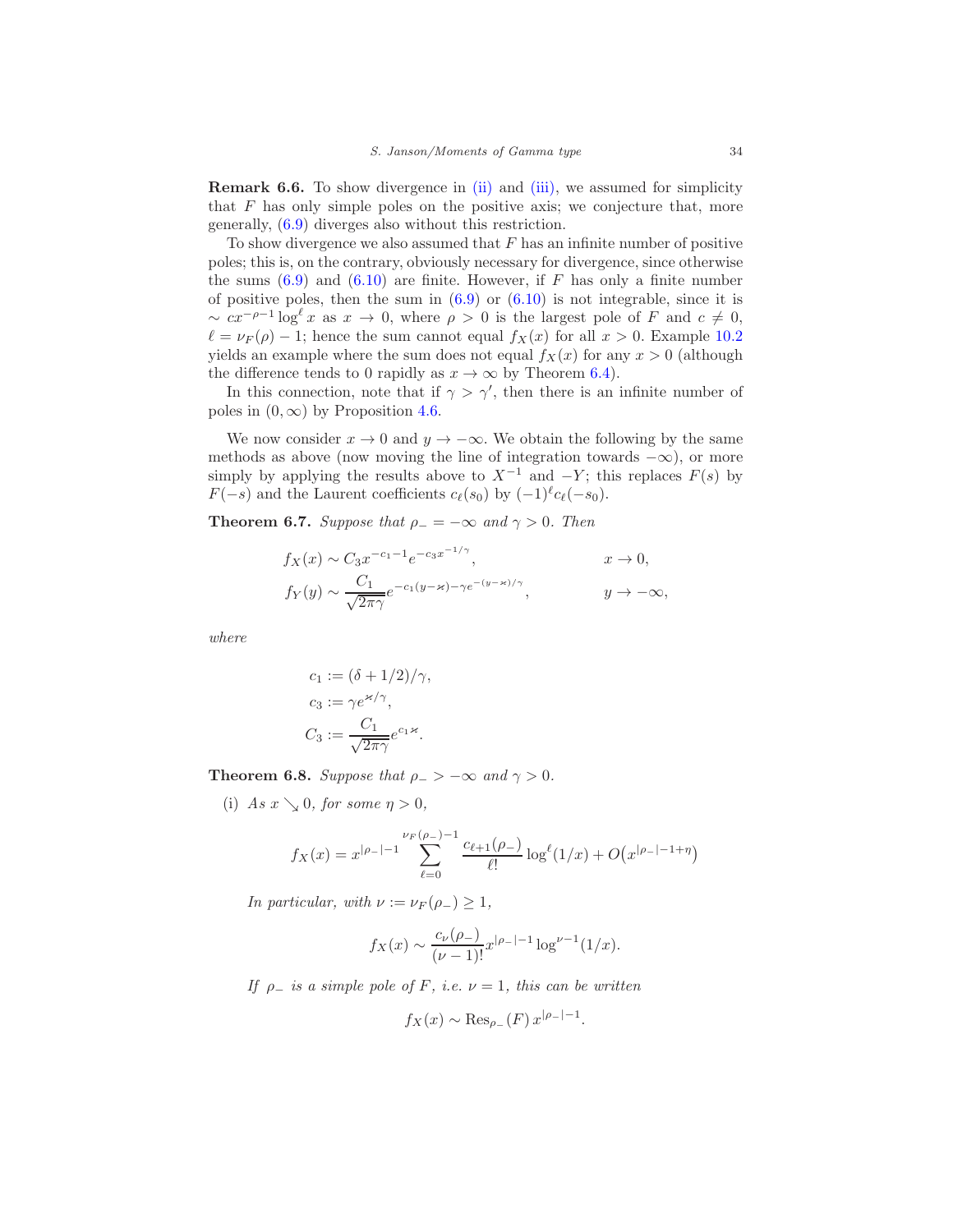**Remark 6.6.** To show divergence in (ii) and (iii), we assumed for simplicity that $F$ has only simple poles on the positive axis; we conjecture that, more generally, (6.9) diverges also without this restriction.

To show divergence we also assumed that $F$ has an infinite number of positive poles; this is, on the contrary, obviously necessary for divergence, since otherwise the sums (6.9) and (6.10) are finite. However, if $F$ has only a finite number of positive poles, then the sum in (6.9) or (6.10) is not integrable, since it is $\sim cx^{-\rho-1}\log^{\ell} x$ as $x \to 0$, where $\rho > 0$ is the largest pole of $F$ and $c \neq 0$, $\ell = \nu_F(\rho) - 1$; hence the sum cannot equal $f_X(x)$ for all $x > 0$. Example 10.2 yields an example where the sum does not equal $f_X(x)$ for any $x > 0$ (although the difference tends to 0 rapidly as $x \to \infty$ by Theorem 6.4).

In this connection, note that if $\gamma > \gamma'$, then there is an infinite number of poles in $(0, \infty)$ by Proposition 4.6.

We now consider $x \to 0$ and $y \to -\infty$. We obtain the following by the same methods as above (now moving the line of integration towards $-\infty$), or more simply by applying the results above to $X^{-1}$ and $-Y$; this replaces $F(s)$ by $F(-s)$ and the Laurent coefficients $c_\ell(s_0)$ by $(-1)^\ell c_\ell(-s_0)$.

**Theorem 6.7.** *Suppose that $\rho_- = -\infty$ and $\gamma > 0$. Then*

$$f_X(x) \sim C_3 x^{-c_1-1} e^{-c_3 x^{-1/\gamma}}, \qquad x \to 0,$$

$$f_Y(y) \sim \frac{C_1}{\sqrt{2\pi\gamma}} e^{-c_1(y-\varkappa)-\gamma e^{-(y-\varkappa)/\gamma}}, \qquad y \to -\infty,$$

*where*

$$c_1 := (\delta + 1/2)/\gamma,$$

$$c_3 := \gamma e^{\varkappa/\gamma},$$

$$C_3 := \frac{C_1}{\sqrt{2\pi\gamma}} e^{c_1\varkappa}.$$

**Theorem 6.8.** *Suppose that $\rho_- > -\infty$ and $\gamma > 0$.*

(i) *As $x \searrow 0$, for some $\eta > 0$,*

$$f_X(x) = x^{|\rho_-|-1} \sum_{\ell=0}^{\nu_F(\rho_-)-1} \frac{c_{\ell+1}(\rho_-)}{\ell!} \log^\ell(1/x) + O\bigl(x^{|\rho_-|-1+\eta}\bigr)$$

*In particular, with $\nu := \nu_F(\rho_-) \geq 1$,*

$$f_X(x) \sim \frac{c_\nu(\rho_-)}{(\nu-1)!} x^{|\rho_-|-1} \log^{\nu-1}(1/x).$$

*If $\rho_-$ is a simple pole of $F$, i.e. $\nu = 1$, this can be written*

$$f_X(x) \sim \operatorname{Res}_{\rho_-}(F)\, x^{|\rho_-|-1}.$$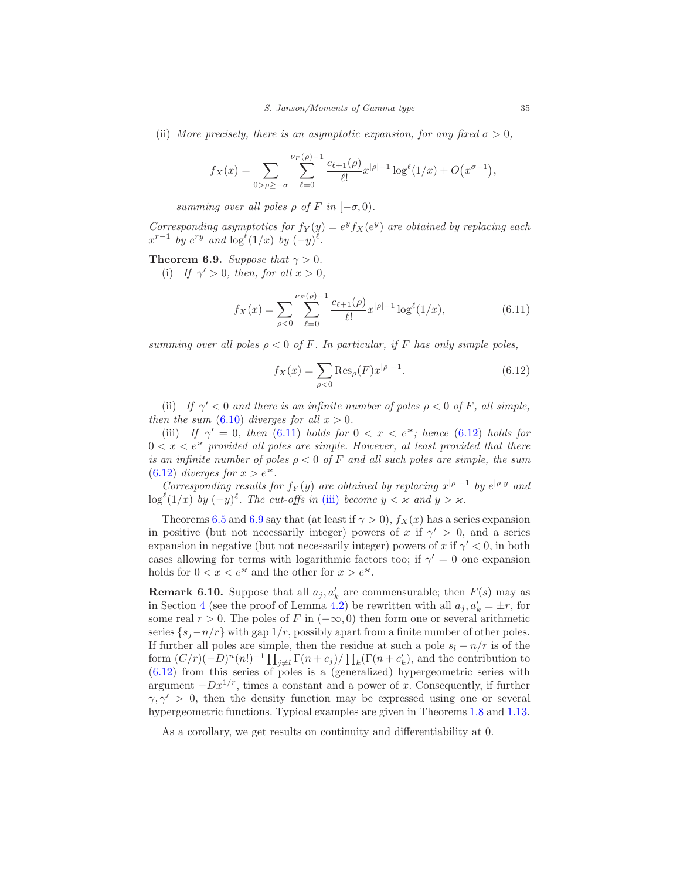(ii) *More precisely, there is an asymptotic expansion, for any fixed $\sigma > 0$,*

$$f_X(x) = \sum_{0>\rho\geq -\sigma} \sum_{\ell=0}^{\nu_F(\rho)-1} \frac{c_{\ell+1}(\rho)}{\ell!} x^{|\rho|-1} \log^\ell(1/x) + O\big(x^{\sigma-1}\big),$$

*summing over all poles $\rho$ of $F$ in $[-\sigma, 0)$.*

*Corresponding asymptotics for $f_Y(y) = e^y f_X(e^y)$ are obtained by replacing each $x^{r-1}$ by $e^{ry}$ and $\log^\ell(1/x)$ by $(-y)^\ell$.*

**Theorem 6.9.** *Suppose that $\gamma > 0$.*

(i) *If $\gamma' > 0$, then, for all $x > 0$,*

$$f_X(x) = \sum_{\rho<0} \sum_{\ell=0}^{\nu_F(\rho)-1} \frac{c_{\ell+1}(\rho)}{\ell!} x^{|\rho|-1} \log^\ell(1/x), \tag{6.11}$$

*summing over all poles $\rho < 0$ of $F$. In particular, if $F$ has only simple poles,*

$$f_X(x) = \sum_{\rho<0} \operatorname{Res}_\rho(F) x^{|\rho|-1}. \tag{6.12}$$

(ii) *If $\gamma' < 0$ and there is an infinite number of poles $\rho < 0$ of $F$, all simple, then the sum (6.10) diverges for all $x > 0$.*

(iii) *If $\gamma' = 0$, then (6.11) holds for $0 < x < e^{\varkappa}$; hence (6.12) holds for $0 < x < e^{\varkappa}$ provided all poles are simple. However, at least provided that there is an infinite number of poles $\rho < 0$ of $F$ and all such poles are simple, the sum (6.12) diverges for $x > e^{\varkappa}$.*

*Corresponding results for $f_Y(y)$ are obtained by replacing $x^{|\rho|-1}$ by $e^{|\rho|y}$ and $\log^\ell(1/x)$ by $(-y)^\ell$. The cut-offs in (iii) become $y < \varkappa$ and $y > \varkappa$.*

Theorems 6.5 and 6.9 say that (at least if $\gamma > 0$), $f_X(x)$ has a series expansion in positive (but not necessarily integer) powers of $x$ if $\gamma' > 0$, and a series expansion in negative (but not necessarily integer) powers of $x$ if $\gamma' < 0$, in both cases allowing for terms with logarithmic factors too; if $\gamma' = 0$ one expansion holds for $0 < x < e^{\varkappa}$ and the other for $x > e^{\varkappa}$.

**Remark 6.10.** Suppose that all $a_j, a'_k$ are commensurable; then $F(s)$ may as in Section 4 (see the proof of Lemma 4.2) be rewritten with all $a_j, a'_k = \pm r$, for some real $r > 0$. The poles of $F$ in $(-\infty, 0)$ then form one or several arithmetic series $\{s_j - n/r\}$ with gap $1/r$, possibly apart from a finite number of other poles. If further all poles are simple, then the residue at such a pole $s_l - n/r$ is of the form $(C/r)(-D)^n(n!)^{-1}\prod_{j\neq l}\Gamma(n+c_j)/\prod_k(\Gamma(n+c'_k)$, and the contribution to (6.12) from this series of poles is a (generalized) hypergeometric series with argument $-Dx^{1/r}$, times a constant and a power of $x$. Consequently, if further $\gamma, \gamma' > 0$, then the density function may be expressed using one or several hypergeometric functions. Typical examples are given in Theorems 1.8 and 1.13.

As a corollary, we get results on continuity and differentiability at 0.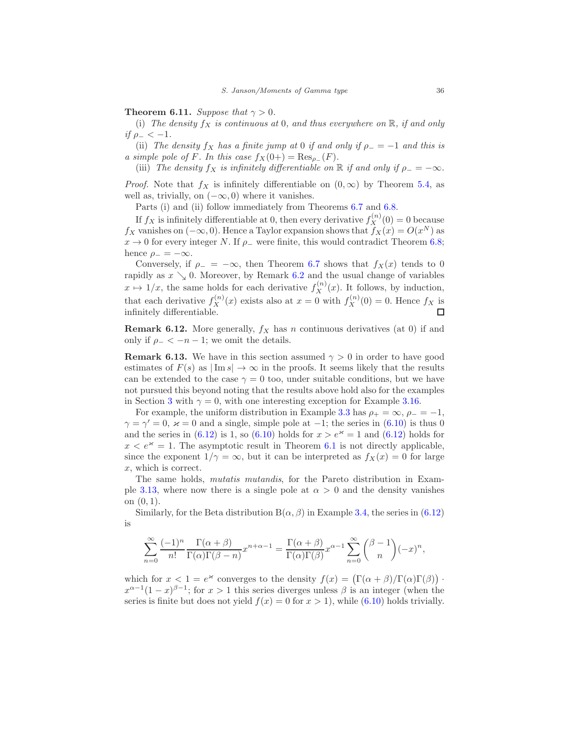**Theorem 6.11.** *Suppose that $\gamma > 0$.*

(i) *The density $f_X$ is continuous at 0, and thus everywhere on $\mathbb{R}$, if and only if $\rho_- < -1$.*

(ii) *The density $f_X$ has a finite jump at 0 if and only if $\rho_- = -1$ and this is a simple pole of $F$. In this case $f_X(0+) = \operatorname{Res}_{\rho_-}(F)$.*

(iii) *The density $f_X$ is infinitely differentiable on $\mathbb{R}$ if and only if $\rho_- = -\infty$.*

*Proof.* Note that $f_X$ is infinitely differentiable on $(0, \infty)$ by Theorem 5.4, as well as, trivially, on $(-\infty, 0)$ where it vanishes.

Parts (i) and (ii) follow immediately from Theorems 6.7 and 6.8.

If $f_X$ is infinitely differentiable at 0, then every derivative $f_X^{(n)}(0) = 0$ because $f_X$ vanishes on $(-\infty, 0)$. Hence a Taylor expansion shows that $f_X(x) = O(x^N)$ as $x \to 0$ for every integer $N$. If $\rho_-$ were finite, this would contradict Theorem 6.8; hence $\rho_- = -\infty$.

Conversely, if $\rho_- = -\infty$, then Theorem 6.7 shows that $f_X(x)$ tends to 0 rapidly as $x \searrow 0$. Moreover, by Remark 6.2 and the usual change of variables $x \mapsto 1/x$, the same holds for each derivative $f_X^{(n)}(x)$. It follows, by induction, that each derivative $f_X^{(n)}(x)$ exists also at $x = 0$ with $f_X^{(n)}(0) = 0$. Hence $f_X$ is infinitely differentiable. ∎

**Remark 6.12.** More generally, $f_X$ has $n$ continuous derivatives (at 0) if and only if $\rho_- < -n-1$; we omit the details.

**Remark 6.13.** We have in this section assumed $\gamma > 0$ in order to have good estimates of $F(s)$ as $|\operatorname{Im} s| \to \infty$ in the proofs. It seems likely that the results can be extended to the case $\gamma = 0$ too, under suitable conditions, but we have not pursued this beyond noting that the results above hold also for the examples in Section 3 with $\gamma = 0$, with one interesting exception for Example 3.16.

For example, the uniform distribution in Example 3.3 has $\rho_+ = \infty$, $\rho_- = -1$, $\gamma = \gamma' = 0$, $\varkappa = 0$ and a single, simple pole at $-1$; the series in (6.10) is thus 0 and the series in (6.12) is 1, so (6.10) holds for $x > e^{\varkappa} = 1$ and (6.12) holds for $x < e^{\varkappa} = 1$. The asymptotic result in Theorem 6.1 is not directly applicable, since the exponent $1/\gamma = \infty$, but it can be interpreted as $f_X(x) = 0$ for large $x$, which is correct.

The same holds, *mutatis mutandis*, for the Pareto distribution in Example 3.13, where now there is a single pole at $\alpha > 0$ and the density vanishes on $(0, 1)$.

Similarly, for the Beta distribution $\mathrm{B}(\alpha, \beta)$ in Example 3.4, the series in (6.12) is

$$\sum_{n=0}^{\infty} \frac{(-1)^n}{n!} \frac{\Gamma(\alpha+\beta)}{\Gamma(\alpha)\Gamma(\beta-n)} x^{n+\alpha-1} = \frac{\Gamma(\alpha+\beta)}{\Gamma(\alpha)\Gamma(\beta)} x^{\alpha-1} \sum_{n=0}^{\infty} \binom{\beta-1}{n} (-x)^n,$$

which for $x < 1 = e^{\varkappa}$ converges to the density $f(x) = \bigl(\Gamma(\alpha+\beta)/\Gamma(\alpha)\Gamma(\beta)\bigr) \cdot x^{\alpha-1}(1-x)^{\beta-1}$; for $x > 1$ this series diverges unless $\beta$ is an integer (when the series is finite but does not yield $f(x) = 0$ for $x > 1$), while (6.10) holds trivially.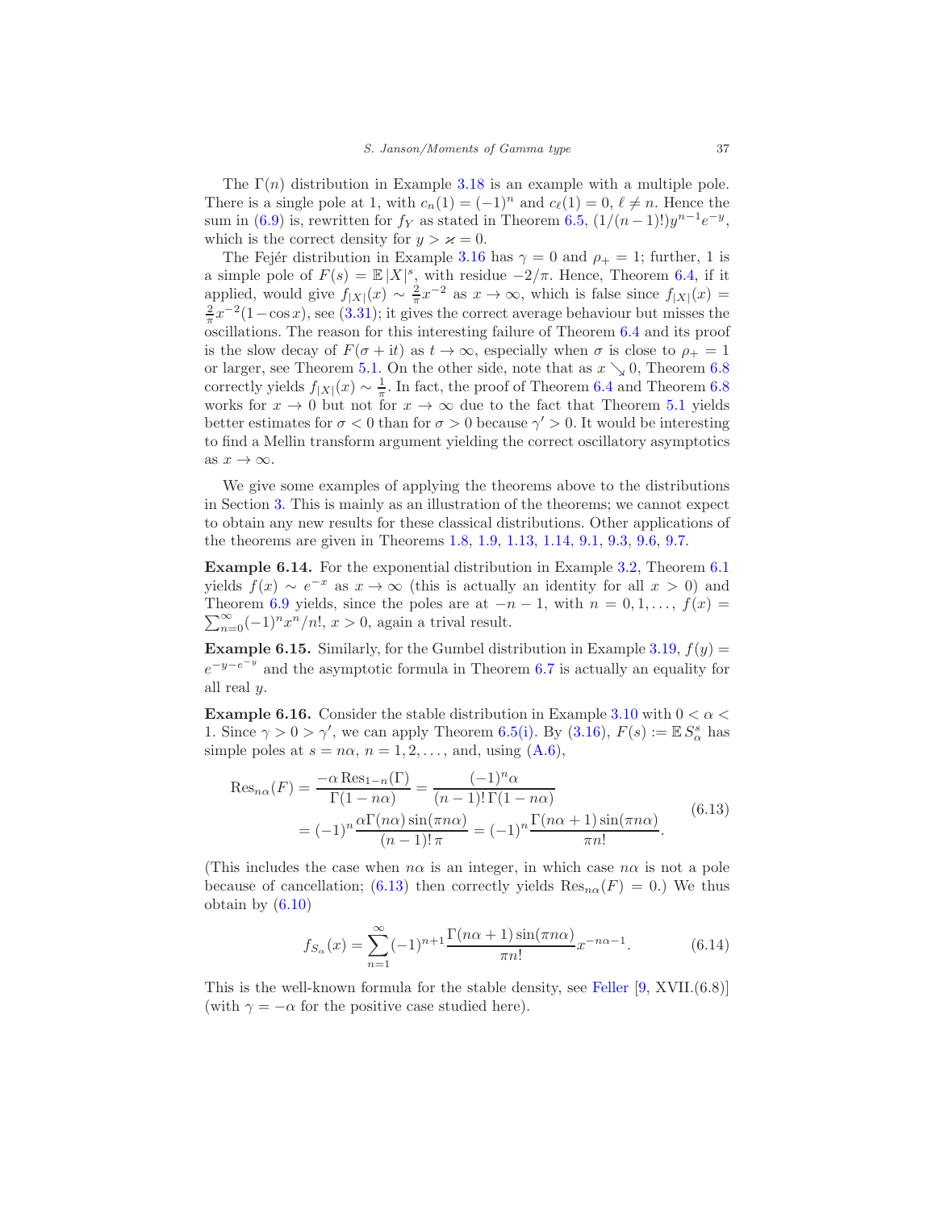The $\Gamma(n)$ distribution in Example 3.18 is an example with a multiple pole. There is a single pole at 1, with $c_n(1) = (-1)^n$ and $c_\ell(1) = 0$, $\ell \neq n$. Hence the sum in (6.9) is, rewritten for $f_Y$ as stated in Theorem 6.5, $(1/(n-1)!)y^{n-1}e^{-y}$, which is the correct density for $y > \varkappa = 0$.

The Fejér distribution in Example 3.16 has $\gamma = 0$ and $\rho_+ = 1$; further, 1 is a simple pole of $F(s) = \mathbb{E}\,|X|^s$, with residue $-2/\pi$. Hence, Theorem 6.4, if it applied, would give $f_{|X|}(x) \sim \frac{2}{\pi}x^{-2}$ as $x \to \infty$, which is false since $f_{|X|}(x) = \frac{2}{\pi}x^{-2}(1-\cos x)$, see (3.31); it gives the correct average behaviour but misses the oscillations. The reason for this interesting failure of Theorem 6.4 and its proof is the slow decay of $F(\sigma + \mathrm{i}t)$ as $t \to \infty$, especially when $\sigma$ is close to $\rho_+ = 1$ or larger, see Theorem 5.1. On the other side, note that as $x \searrow 0$, Theorem 6.8 correctly yields $f_{|X|}(x) \sim \frac{1}{\pi}$. In fact, the proof of Theorem 6.4 and Theorem 6.8 works for $x \to 0$ but not for $x \to \infty$ due to the fact that Theorem 5.1 yields better estimates for $\sigma < 0$ than for $\sigma > 0$ because $\gamma' > 0$. It would be interesting to find a Mellin transform argument yielding the correct oscillatory asymptotics as $x \to \infty$.

We give some examples of applying the theorems above to the distributions in Section 3. This is mainly as an illustration of the theorems; we cannot expect to obtain any new results for these classical distributions. Other applications of the theorems are given in Theorems 1.8, 1.9, 1.13, 1.14, 9.1, 9.3, 9.6, 9.7.

**Example 6.14.** For the exponential distribution in Example 3.2, Theorem 6.1 yields $f(x) \sim e^{-x}$ as $x \to \infty$ (this is actually an identity for all $x > 0$) and Theorem 6.9 yields, since the poles are at $-n-1$, with $n = 0, 1, \dots$, $f(x) = \sum_{n=0}^\infty (-1)^n x^n/n!$, $x > 0$, again a trival result.

**Example 6.15.** Similarly, for the Gumbel distribution in Example 3.19, $f(y) = e^{-y-e^{-y}}$ and the asymptotic formula in Theorem 6.7 is actually an equality for all real $y$.

**Example 6.16.** Consider the stable distribution in Example 3.10 with $0 < \alpha < 1$. Since $\gamma > 0 > \gamma'$, we can apply Theorem 6.5(i). By (3.16), $F(s) := \mathbb{E}\,S_\alpha^s$ has simple poles at $s = n\alpha$, $n = 1, 2, \dots$, and, using (A.6),

$$
\begin{aligned}
\operatorname{Res}_{n\alpha}(F) &= \frac{-\alpha \operatorname{Res}_{1-n}(\Gamma)}{\Gamma(1-n\alpha)} = \frac{(-1)^n \alpha}{(n-1)!\,\Gamma(1-n\alpha)} \\
&= (-1)^n \frac{\alpha \Gamma(n\alpha)\sin(\pi n\alpha)}{(n-1)!\,\pi} = (-1)^n \frac{\Gamma(n\alpha+1)\sin(\pi n\alpha)}{\pi n!}.
\end{aligned}
\tag{6.13}
$$

(This includes the case when $n\alpha$ is an integer, in which case $n\alpha$ is not a pole because of cancellation; (6.13) then correctly yields $\operatorname{Res}_{n\alpha}(F) = 0$.) We thus obtain by (6.10)

$$
f_{S_\alpha}(x) = \sum_{n=1}^\infty (-1)^{n+1} \frac{\Gamma(n\alpha+1)\sin(\pi n\alpha)}{\pi n!} x^{-n\alpha-1}. \tag{6.14}
$$

This is the well-known formula for the stable density, see Feller [9, XVII.(6.8)] (with $\gamma = -\alpha$ for the positive case studied here).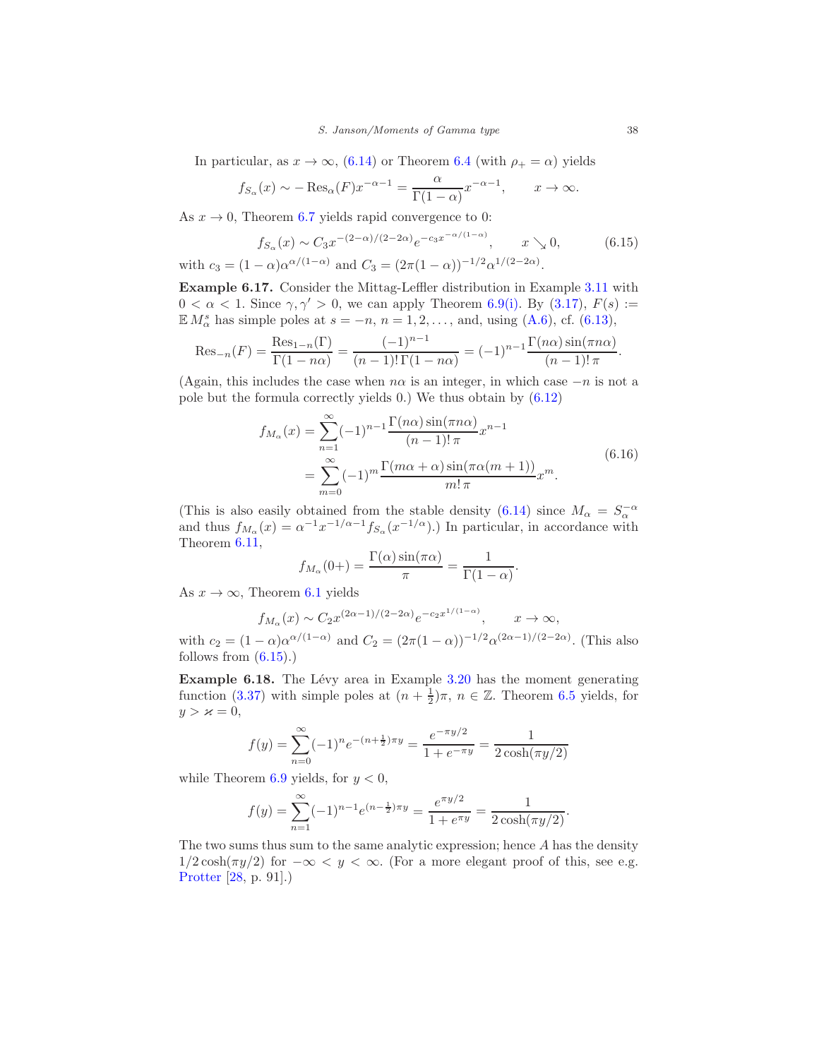In particular, as $x \to \infty$, (6.14) or Theorem 6.4 (with $\rho_+ = \alpha$) yields

$$f_{S_\alpha}(x) \sim -\operatorname{Res}_\alpha(F) x^{-\alpha-1} = \frac{\alpha}{\Gamma(1-\alpha)} x^{-\alpha-1}, \qquad x \to \infty.$$

As $x \to 0$, Theorem 6.7 yields rapid convergence to 0:

$$f_{S_\alpha}(x) \sim C_3 x^{-(2-\alpha)/(2-2\alpha)} e^{-c_3 x^{-\alpha/(1-\alpha)}}, \qquad x \searrow 0, \tag{6.15}$$

with $c_3 = (1-\alpha)\alpha^{\alpha/(1-\alpha)}$ and $C_3 = (2\pi(1-\alpha))^{-1/2}\alpha^{1/(2-2\alpha)}$.

**Example 6.17.** Consider the Mittag-Leffler distribution in Example 3.11 with $0 < \alpha < 1$. Since $\gamma, \gamma' > 0$, we can apply Theorem 6.9(i). By (3.17), $F(s) := \mathbb{E}\, M_\alpha^s$ has simple poles at $s = -n$, $n = 1, 2, \dots$, and, using (A.6), cf. (6.13),

$$\operatorname{Res}_{-n}(F) = \frac{\operatorname{Res}_{1-n}(\Gamma)}{\Gamma(1-n\alpha)} = \frac{(-1)^{n-1}}{(n-1)!\,\Gamma(1-n\alpha)} = (-1)^{n-1}\frac{\Gamma(n\alpha)\sin(\pi n\alpha)}{(n-1)!\,\pi}.$$

(Again, this includes the case when $n\alpha$ is an integer, in which case $-n$ is not a pole but the formula correctly yields 0.) We thus obtain by (6.12)

$$\begin{aligned} f_{M_\alpha}(x) &= \sum_{n=1}^\infty (-1)^{n-1}\frac{\Gamma(n\alpha)\sin(\pi n\alpha)}{(n-1)!\,\pi} x^{n-1} \\ &= \sum_{m=0}^\infty (-1)^m \frac{\Gamma(m\alpha+\alpha)\sin(\pi\alpha(m+1))}{m!\,\pi} x^m. \end{aligned} \tag{6.16}$$

(This is also easily obtained from the stable density (6.14) since $M_\alpha = S_\alpha^{-\alpha}$ and thus $f_{M_\alpha}(x) = \alpha^{-1}x^{-1/\alpha-1} f_{S_\alpha}(x^{-1/\alpha})$.) In particular, in accordance with Theorem 6.11,

$$f_{M_\alpha}(0+) = \frac{\Gamma(\alpha)\sin(\pi\alpha)}{\pi} = \frac{1}{\Gamma(1-\alpha)}.$$

As $x \to \infty$, Theorem 6.1 yields

$$f_{M_\alpha}(x) \sim C_2 x^{(2\alpha-1)/(2-2\alpha)} e^{-c_2 x^{1/(1-\alpha)}}, \qquad x \to \infty,$$

with $c_2 = (1-\alpha)\alpha^{\alpha/(1-\alpha)}$ and $C_2 = (2\pi(1-\alpha))^{-1/2}\alpha^{(2\alpha-1)/(2-2\alpha)}$. (This also follows from (6.15).)

**Example 6.18.** The Lévy area in Example 3.20 has the moment generating function (3.37) with simple poles at $(n+\frac12)\pi$, $n \in \mathbb{Z}$. Theorem 6.5 yields, for $y > \varkappa = 0$,

$$f(y) = \sum_{n=0}^\infty (-1)^n e^{-(n+\frac12)\pi y} = \frac{e^{-\pi y/2}}{1+e^{-\pi y}} = \frac{1}{2\cosh(\pi y/2)}$$

while Theorem 6.9 yields, for $y < 0$,

$$f(y) = \sum_{n=1}^\infty (-1)^{n-1} e^{(n-\frac12)\pi y} = \frac{e^{\pi y/2}}{1+e^{\pi y}} = \frac{1}{2\cosh(\pi y/2)}.$$

The two sums thus sum to the same analytic expression; hence $A$ has the density $1/2\cosh(\pi y/2)$ for $-\infty < y < \infty$. (For a more elegant proof of this, see e.g. Protter [28, p. 91].)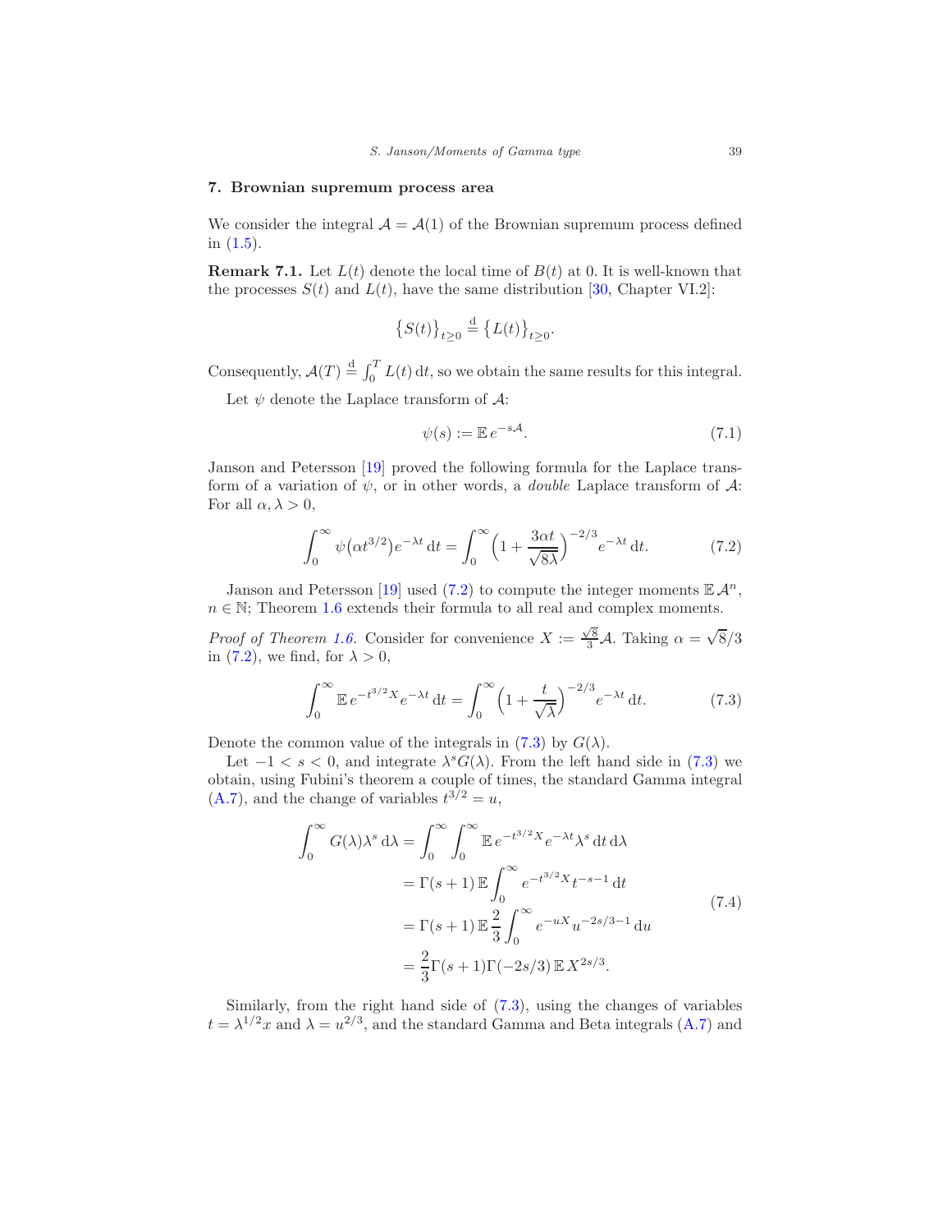## 7. Brownian supremum process area

We consider the integral $\mathcal{A} = \mathcal{A}(1)$ of the Brownian supremum process defined in (1.5).

**Remark 7.1.** Let $L(t)$ denote the local time of $B(t)$ at 0. It is well-known that the processes $S(t)$ and $L(t)$, have the same distribution [30, Chapter VI.2]:

$$\{S(t)\}_{t\geq 0} \overset{\mathrm{d}}{=} \{L(t)\}_{t\geq 0}.$$

Consequently, $\mathcal{A}(T) \overset{\mathrm{d}}{=} \int_0^T L(t)\,\mathrm{d}t$, so we obtain the same results for this integral.

Let $\psi$ denote the Laplace transform of $\mathcal{A}$:

$$\psi(s) := \mathbb{E}\, e^{-s\mathcal{A}}. \tag{7.1}$$

Janson and Petersson [19] proved the following formula for the Laplace transform of a variation of $\psi$, or in other words, a *double* Laplace transform of $\mathcal{A}$: For all $\alpha, \lambda > 0$,

$$\int_0^\infty \psi\big(\alpha t^{3/2}\big) e^{-\lambda t}\,\mathrm{d}t = \int_0^\infty \Big(1 + \frac{3\alpha t}{\sqrt{8\lambda}}\Big)^{-2/3} e^{-\lambda t}\,\mathrm{d}t. \tag{7.2}$$

Janson and Petersson [19] used (7.2) to compute the integer moments $\mathbb{E}\,\mathcal{A}^n$, $n \in \mathbb{N}$; Theorem 1.6 extends their formula to all real and complex moments.

*Proof of Theorem 1.6.* Consider for convenience $X := \frac{\sqrt{8}}{3}\mathcal{A}$. Taking $\alpha = \sqrt{8}/3$ in (7.2), we find, for $\lambda > 0$,

$$\int_0^\infty \mathbb{E}\, e^{-t^{3/2}X} e^{-\lambda t}\,\mathrm{d}t = \int_0^\infty \Big(1 + \frac{t}{\sqrt{\lambda}}\Big)^{-2/3} e^{-\lambda t}\,\mathrm{d}t. \tag{7.3}$$

Denote the common value of the integrals in (7.3) by $G(\lambda)$.

Let $-1 < s < 0$, and integrate $\lambda^s G(\lambda)$. From the left hand side in (7.3) we obtain, using Fubini's theorem a couple of times, the standard Gamma integral (A.7), and the change of variables $t^{3/2} = u$,

$$\begin{aligned}
\int_0^\infty G(\lambda)\lambda^s\,\mathrm{d}\lambda &= \int_0^\infty \int_0^\infty \mathbb{E}\, e^{-t^{3/2}X} e^{-\lambda t}\lambda^s\,\mathrm{d}t\,\mathrm{d}\lambda \\
&= \Gamma(s+1)\,\mathbb{E}\int_0^\infty e^{-t^{3/2}X} t^{-s-1}\,\mathrm{d}t \\
&= \Gamma(s+1)\,\mathbb{E}\,\frac{2}{3}\int_0^\infty e^{-uX} u^{-2s/3-1}\,\mathrm{d}u \\
&= \frac{2}{3}\Gamma(s+1)\Gamma(-2s/3)\,\mathbb{E}\, X^{2s/3}.
\end{aligned} \tag{7.4}$$

Similarly, from the right hand side of (7.3), using the changes of variables $t = \lambda^{1/2}x$ and $\lambda = u^{2/3}$, and the standard Gamma and Beta integrals (A.7) and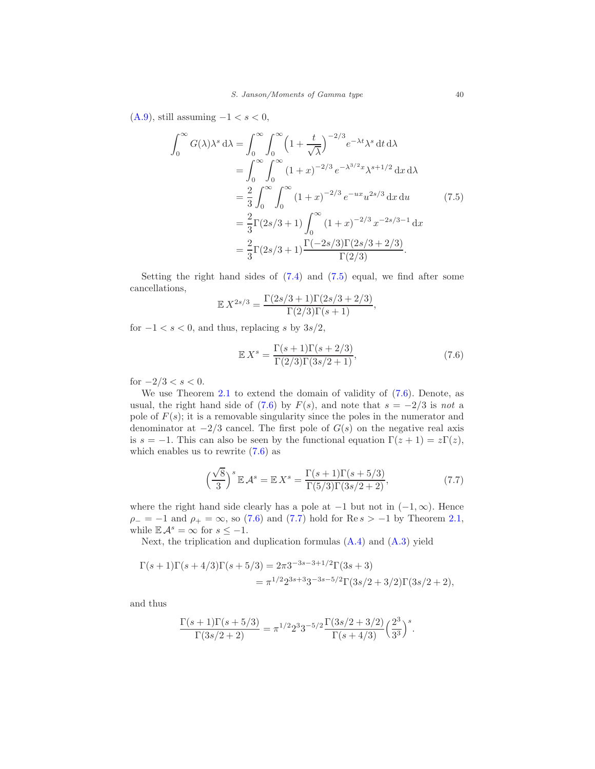(A.9), still assuming $-1 < s < 0$,

$$
\begin{aligned}
\int_0^\infty G(\lambda)\lambda^s \,\mathrm{d}\lambda &= \int_0^\infty \int_0^\infty \Bigl(1+\frac{t}{\sqrt{\lambda}}\Bigr)^{-2/3} e^{-\lambda t}\lambda^s \,\mathrm{d}t\,\mathrm{d}\lambda \\
&= \int_0^\infty \int_0^\infty (1+x)^{-2/3} e^{-\lambda^{3/2}x}\lambda^{s+1/2}\,\mathrm{d}x\,\mathrm{d}\lambda \\
&= \frac{2}{3}\int_0^\infty \int_0^\infty (1+x)^{-2/3} e^{-ux}u^{2s/3}\,\mathrm{d}x\,\mathrm{d}u \qquad (7.5)\\
&= \frac{2}{3}\Gamma(2s/3+1)\int_0^\infty (1+x)^{-2/3} x^{-2s/3-1}\,\mathrm{d}x \\
&= \frac{2}{3}\Gamma(2s/3+1)\frac{\Gamma(-2s/3)\Gamma(2s/3+2/3)}{\Gamma(2/3)}.
\end{aligned}
$$

Setting the right hand sides of (7.4) and (7.5) equal, we find after some cancellations,

$$
\mathbb{E}\, X^{2s/3} = \frac{\Gamma(2s/3+1)\Gamma(2s/3+2/3)}{\Gamma(2/3)\Gamma(s+1)},
$$

for $-1 < s < 0$, and thus, replacing $s$ by $3s/2$,

$$
\mathbb{E}\, X^{s} = \frac{\Gamma(s+1)\Gamma(s+2/3)}{\Gamma(2/3)\Gamma(3s/2+1)}, \tag{7.6}
$$

for $-2/3 < s < 0$.

We use Theorem 2.1 to extend the domain of validity of (7.6). Denote, as usual, the right hand side of (7.6) by $F(s)$, and note that $s = -2/3$ is *not* a pole of $F(s)$; it is a removable singularity since the poles in the numerator and denominator at $-2/3$ cancel. The first pole of $G(s)$ on the negative real axis is $s = -1$. This can also be seen by the functional equation $\Gamma(z+1) = z\Gamma(z)$, which enables us to rewrite (7.6) as

$$
\Bigl(\frac{\sqrt{8}}{3}\Bigr)^s \mathbb{E}\,\mathcal{A}^s = \mathbb{E}\, X^{s} = \frac{\Gamma(s+1)\Gamma(s+5/3)}{\Gamma(5/3)\Gamma(3s/2+2)}, \tag{7.7}
$$

where the right hand side clearly has a pole at $-1$ but not in $(-1,\infty)$. Hence $\rho_- = -1$ and $\rho_+ = \infty$, so (7.6) and (7.7) hold for $\operatorname{Re} s > -1$ by Theorem 2.1, while $\mathbb{E}\,\mathcal{A}^s = \infty$ for $s \le -1$.

Next, the triplication and duplication formulas (A.4) and (A.3) yield

$$
\begin{aligned}
\Gamma(s+1)\Gamma(s+4/3)\Gamma(s+5/3) &= 2\pi 3^{-3s-3+1/2}\Gamma(3s+3) \\
&= \pi^{1/2}2^{3s+3}3^{-3s-5/2}\Gamma(3s/2+3/2)\Gamma(3s/2+2),
\end{aligned}
$$

and thus

$$
\frac{\Gamma(s+1)\Gamma(s+5/3)}{\Gamma(3s/2+2)} = \pi^{1/2}2^3 3^{-5/2}\frac{\Gamma(3s/2+3/2)}{\Gamma(s+4/3)}\Bigl(\frac{2^3}{3^3}\Bigr)^s.
$$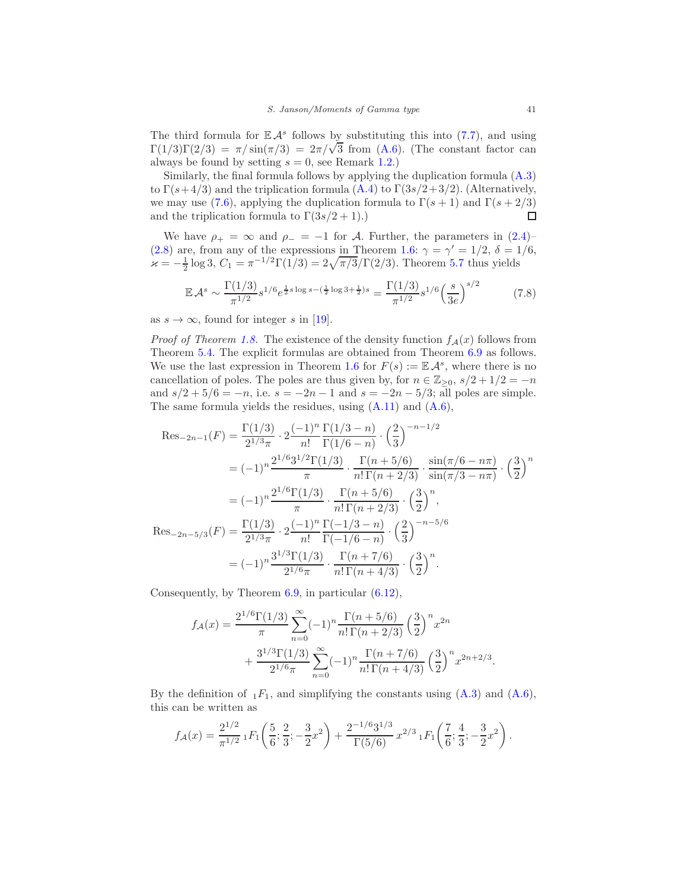The third formula for $\mathbb{E}\,\mathcal{A}^s$ follows by substituting this into (7.7), and using $\Gamma(1/3)\Gamma(2/3) = \pi/\sin(\pi/3) = 2\pi/\sqrt{3}$ from (A.6). (The constant factor can always be found by setting $s = 0$, see Remark 1.2.)

Similarly, the final formula follows by applying the duplication formula (A.3) to $\Gamma(s+4/3)$ and the triplication formula (A.4) to $\Gamma(3s/2+3/2)$. (Alternatively, we may use (7.6), applying the duplication formula to $\Gamma(s+1)$ and $\Gamma(s+2/3)$ and the triplication formula to $\Gamma(3s/2+1)$.) ∎

We have $\rho_+ = \infty$ and $\rho_- = -1$ for $\mathcal{A}$. Further, the parameters in (2.4)–(2.8) are, from any of the expressions in Theorem 1.6: $\gamma = \gamma' = 1/2$, $\delta = 1/6$, $\varkappa = -\frac{1}{2}\log 3$, $C_1 = \pi^{-1/2}\Gamma(1/3) = 2\sqrt{\pi/3}/\Gamma(2/3)$. Theorem 5.7 thus yields

$$\mathbb{E}\,\mathcal{A}^s \sim \frac{\Gamma(1/3)}{\pi^{1/2}} s^{1/6} e^{\frac{1}{2}s\log s - (\frac{1}{2}\log 3 + \frac{1}{2})s} = \frac{\Gamma(1/3)}{\pi^{1/2}} s^{1/6} \Big(\frac{s}{3e}\Big)^{s/2} \tag{7.8}$$

as $s \to \infty$, found for integer $s$ in [19].

*Proof of Theorem 1.8.* The existence of the density function $f_{\mathcal{A}}(x)$ follows from Theorem 5.4. The explicit formulas are obtained from Theorem 6.9 as follows. We use the last expression in Theorem 1.6 for $F(s) := \mathbb{E}\,\mathcal{A}^s$, where there is no cancellation of poles. The poles are thus given by, for $n \in \mathbb{Z}_{\geq 0}$, $s/2 + 1/2 = -n$ and $s/2 + 5/6 = -n$, i.e. $s = -2n-1$ and $s = -2n - 5/3$; all poles are simple. The same formula yields the residues, using (A.11) and (A.6),

$$\begin{aligned}
\operatorname{Res}_{-2n-1}(F) &= \frac{\Gamma(1/3)}{2^{1/3}\pi} \cdot 2\frac{(-1)^n}{n!}\frac{\Gamma(1/3-n)}{\Gamma(1/6-n)} \cdot \Big(\frac{2}{3}\Big)^{-n-1/2} \\
&= (-1)^n \frac{2^{1/6}3^{1/2}\Gamma(1/3)}{\pi} \cdot \frac{\Gamma(n+5/6)}{n!\,\Gamma(n+2/3)} \cdot \frac{\sin(\pi/6 - n\pi)}{\sin(\pi/3 - n\pi)} \cdot \Big(\frac{3}{2}\Big)^n \\
&= (-1)^n \frac{2^{1/6}\Gamma(1/3)}{\pi} \cdot \frac{\Gamma(n+5/6)}{n!\,\Gamma(n+2/3)} \cdot \Big(\frac{3}{2}\Big)^n, \\
\operatorname{Res}_{-2n-5/3}(F) &= \frac{\Gamma(1/3)}{2^{1/3}\pi} \cdot 2\frac{(-1)^n}{n!}\frac{\Gamma(-1/3-n)}{\Gamma(-1/6-n)} \cdot \Big(\frac{2}{3}\Big)^{-n-5/6} \\
&= (-1)^n \frac{3^{1/3}\Gamma(1/3)}{2^{1/6}\pi} \cdot \frac{\Gamma(n+7/6)}{n!\,\Gamma(n+4/3)} \cdot \Big(\frac{3}{2}\Big)^n.
\end{aligned}$$

Consequently, by Theorem 6.9, in particular (6.12),

$$\begin{aligned}
f_{\mathcal{A}}(x) = \frac{2^{1/6}\Gamma(1/3)}{\pi} \sum_{n=0}^{\infty} (-1)^n \frac{\Gamma(n+5/6)}{n!\,\Gamma(n+2/3)} \Big(\frac{3}{2}\Big)^n x^{2n} \\
+ \frac{3^{1/3}\Gamma(1/3)}{2^{1/6}\pi} \sum_{n=0}^{\infty} (-1)^n \frac{\Gamma(n+7/6)}{n!\,\Gamma(n+4/3)} \Big(\frac{3}{2}\Big)^n x^{2n+2/3}.
\end{aligned}$$

By the definition of ${}_1F_1$, and simplifying the constants using (A.3) and (A.6), this can be written as

$$f_{\mathcal{A}}(x) = \frac{2^{1/2}}{\pi^{1/2}}\, {}_1F_1\Big(\frac{5}{6}; \frac{2}{3}; -\frac{3}{2}x^2\Big) + \frac{2^{-1/6}3^{1/3}}{\Gamma(5/6)}\, x^{2/3}\, {}_1F_1\Big(\frac{7}{6}; \frac{4}{3}; -\frac{3}{2}x^2\Big).$$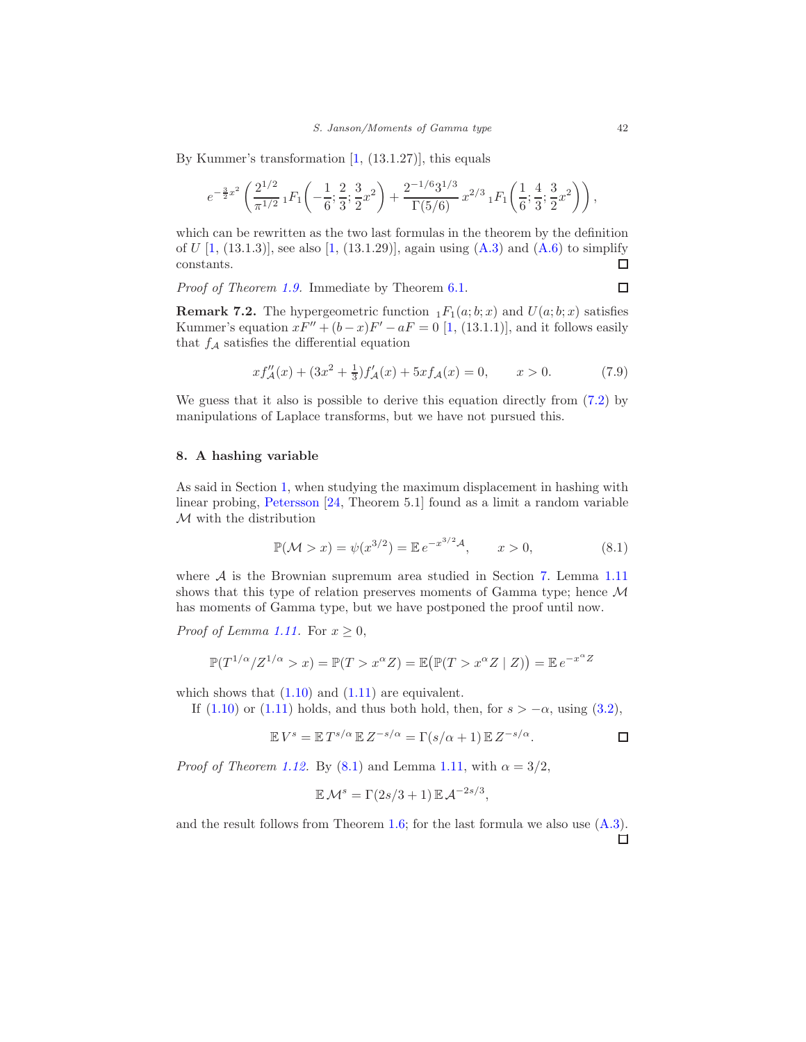By Kummer's transformation [1, (13.1.27)], this equals

$$e^{-\frac{3}{2}x^2}\left(\frac{2^{1/2}}{\pi^{1/2}}\,{}_1F_1\Big(-\frac{1}{6};\frac{2}{3};\frac{3}{2}x^2\Big)+\frac{2^{-1/6}3^{1/3}}{\Gamma(5/6)}\,x^{2/3}\,{}_1F_1\Big(\frac{1}{6};\frac{4}{3};\frac{3}{2}x^2\Big)\right),$$

which can be rewritten as the two last formulas in the theorem by the definition of $U$ [1, (13.1.3)], see also [1, (13.1.29)], again using (A.3) and (A.6) to simplify constants. □

*Proof of Theorem 1.9.* Immediate by Theorem 6.1. □

**Remark 7.2.** The hypergeometric function ${}_1F_1(a;b;x)$ and $U(a;b;x)$ satisfies Kummer's equation $xF'' + (b-x)F' - aF = 0$ [1, (13.1.1)], and it follows easily that $f_{\mathcal{A}}$ satisfies the differential equation

$$xf''_{\mathcal{A}}(x) + (3x^2 + \tfrac{1}{3})f'_{\mathcal{A}}(x) + 5xf_{\mathcal{A}}(x) = 0, \qquad x > 0. \tag{7.9}$$

We guess that it also is possible to derive this equation directly from (7.2) by manipulations of Laplace transforms, but we have not pursued this.

## 8. A hashing variable

As said in Section 1, when studying the maximum displacement in hashing with linear probing, Petersson [24, Theorem 5.1] found as a limit a random variable $\mathcal{M}$ with the distribution

$$\mathbb{P}(\mathcal{M} > x) = \psi(x^{3/2}) = \mathbb{E}\, e^{-x^{3/2}\mathcal{A}}, \qquad x > 0, \tag{8.1}$$

where $\mathcal{A}$ is the Brownian supremum area studied in Section 7. Lemma 1.11 shows that this type of relation preserves moments of Gamma type; hence $\mathcal{M}$ has moments of Gamma type, but we have postponed the proof until now.

*Proof of Lemma 1.11.* For $x \geq 0$,

$$\mathbb{P}(T^{1/\alpha}/Z^{1/\alpha} > x) = \mathbb{P}(T > x^\alpha Z) = \mathbb{E}\big(\mathbb{P}(T > x^\alpha Z \mid Z)\big) = \mathbb{E}\, e^{-x^\alpha Z}$$

which shows that (1.10) and (1.11) are equivalent.

If (1.10) or (1.11) holds, and thus both hold, then, for $s > -\alpha$, using (3.2),

$$\mathbb{E}\, V^s = \mathbb{E}\, T^{s/\alpha}\, \mathbb{E}\, Z^{-s/\alpha} = \Gamma(s/\alpha + 1)\, \mathbb{E}\, Z^{-s/\alpha}. \qquad \square$$

*Proof of Theorem 1.12.* By (8.1) and Lemma 1.11, with $\alpha = 3/2$,

$$\mathbb{E}\, \mathcal{M}^s = \Gamma(2s/3 + 1)\, \mathbb{E}\, \mathcal{A}^{-2s/3},$$

and the result follows from Theorem 1.6; for the last formula we also use (A.3). □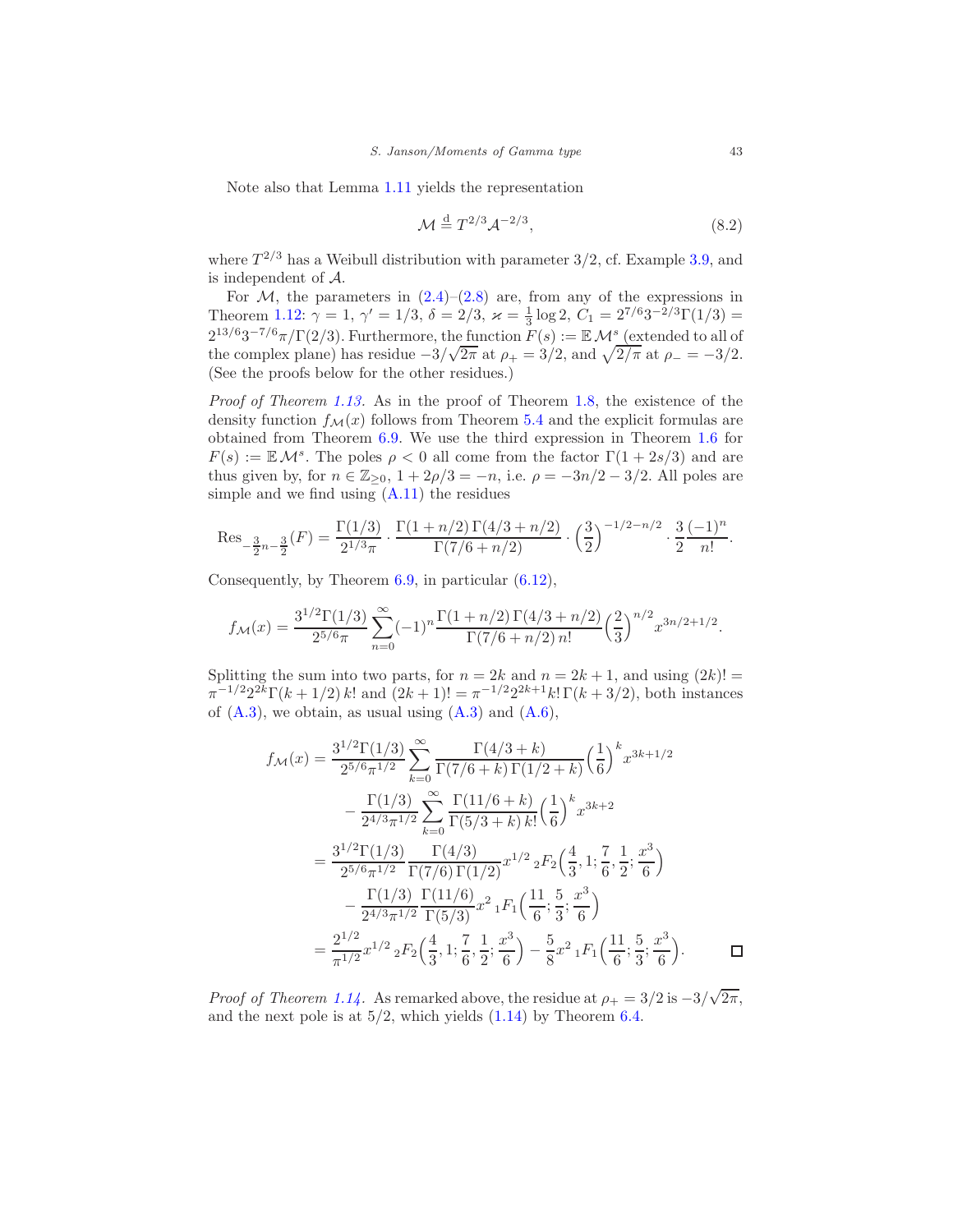Note also that Lemma 1.11 yields the representation

$$\mathcal{M} \overset{\mathrm{d}}{=} T^{2/3}\mathcal{A}^{-2/3}, \tag{8.2}$$

where $T^{2/3}$ has a Weibull distribution with parameter $3/2$, cf. Example 3.9, and is independent of $\mathcal{A}$.

For $\mathcal{M}$, the parameters in (2.4)–(2.8) are, from any of the expressions in Theorem 1.12: $\gamma = 1$, $\gamma' = 1/3$, $\delta = 2/3$, $\varkappa = \frac{1}{3}\log 2$, $C_1 = 2^{7/6}3^{-2/3}\Gamma(1/3) = 2^{13/6}3^{-7/6}\pi/\Gamma(2/3)$. Furthermore, the function $F(s) := \mathbb{E}\,\mathcal{M}^s$ (extended to all of the complex plane) has residue $-3/\sqrt{2\pi}$ at $\rho_+ = 3/2$, and $\sqrt{2/\pi}$ at $\rho_- = -3/2$. (See the proofs below for the other residues.)

*Proof of Theorem 1.13.* As in the proof of Theorem 1.8, the existence of the density function $f_{\mathcal{M}}(x)$ follows from Theorem 5.4 and the explicit formulas are obtained from Theorem 6.9. We use the third expression in Theorem 1.6 for $F(s) := \mathbb{E}\,\mathcal{M}^s$. The poles $\rho < 0$ all come from the factor $\Gamma(1 + 2s/3)$ and are thus given by, for $n \in \mathbb{Z}_{\geq 0}$, $1 + 2\rho/3 = -n$, i.e. $\rho = -3n/2 - 3/2$. All poles are simple and we find using (A.11) the residues

$$\operatorname{Res}_{-\frac{3}{2}n-\frac{3}{2}}(F) = \frac{\Gamma(1/3)}{2^{1/3}\pi} \cdot \frac{\Gamma(1 + n/2)\,\Gamma(4/3 + n/2)}{\Gamma(7/6 + n/2)} \cdot \Big(\frac{3}{2}\Big)^{-1/2-n/2} \cdot \frac{3}{2}\frac{(-1)^n}{n!}.$$

Consequently, by Theorem 6.9, in particular (6.12),

$$f_{\mathcal{M}}(x) = \frac{3^{1/2}\Gamma(1/3)}{2^{5/6}\pi}\sum_{n=0}^{\infty}(-1)^n\frac{\Gamma(1 + n/2)\,\Gamma(4/3 + n/2)}{\Gamma(7/6 + n/2)\,n!}\Big(\frac{2}{3}\Big)^{n/2}x^{3n/2+1/2}.$$

Splitting the sum into two parts, for $n = 2k$ and $n = 2k+1$, and using $(2k)! = \pi^{-1/2}2^{2k}\Gamma(k + 1/2)\,k!$ and $(2k+1)! = \pi^{-1/2}2^{2k+1}k!\,\Gamma(k + 3/2)$, both instances of (A.3), we obtain, as usual using (A.3) and (A.6),

$$\begin{aligned}
f_{\mathcal{M}}(x) &= \frac{3^{1/2}\Gamma(1/3)}{2^{5/6}\pi^{1/2}}\sum_{k=0}^{\infty}\frac{\Gamma(4/3 + k)}{\Gamma(7/6 + k)\,\Gamma(1/2 + k)}\Big(\frac{1}{6}\Big)^k x^{3k+1/2} \\
&\qquad - \frac{\Gamma(1/3)}{2^{4/3}\pi^{1/2}}\sum_{k=0}^{\infty}\frac{\Gamma(11/6 + k)}{\Gamma(5/3 + k)\,k!}\Big(\frac{1}{6}\Big)^k x^{3k+2} \\
&= \frac{3^{1/2}\Gamma(1/3)}{2^{5/6}\pi^{1/2}}\frac{\Gamma(4/3)}{\Gamma(7/6)\,\Gamma(1/2)}x^{1/2}\,{}_2F_2\Big(\frac{4}{3}, 1; \frac{7}{6}, \frac{1}{2}; \frac{x^3}{6}\Big) \\
&\qquad - \frac{\Gamma(1/3)}{2^{4/3}\pi^{1/2}}\frac{\Gamma(11/6)}{\Gamma(5/3)}x^2\,{}_1F_1\Big(\frac{11}{6}; \frac{5}{3}; \frac{x^3}{6}\Big) \\
&= \frac{2^{1/2}}{\pi^{1/2}}x^{1/2}\,{}_2F_2\Big(\frac{4}{3}, 1; \frac{7}{6}, \frac{1}{2}; \frac{x^3}{6}\Big) - \frac{5}{8}x^2\,{}_1F_1\Big(\frac{11}{6}; \frac{5}{3}; \frac{x^3}{6}\Big).
\end{aligned}$$

∎

*Proof of Theorem 1.14.* As remarked above, the residue at $\rho_+ = 3/2$ is $-3/\sqrt{2\pi}$, and the next pole is at $5/2$, which yields (1.14) by Theorem 6.4.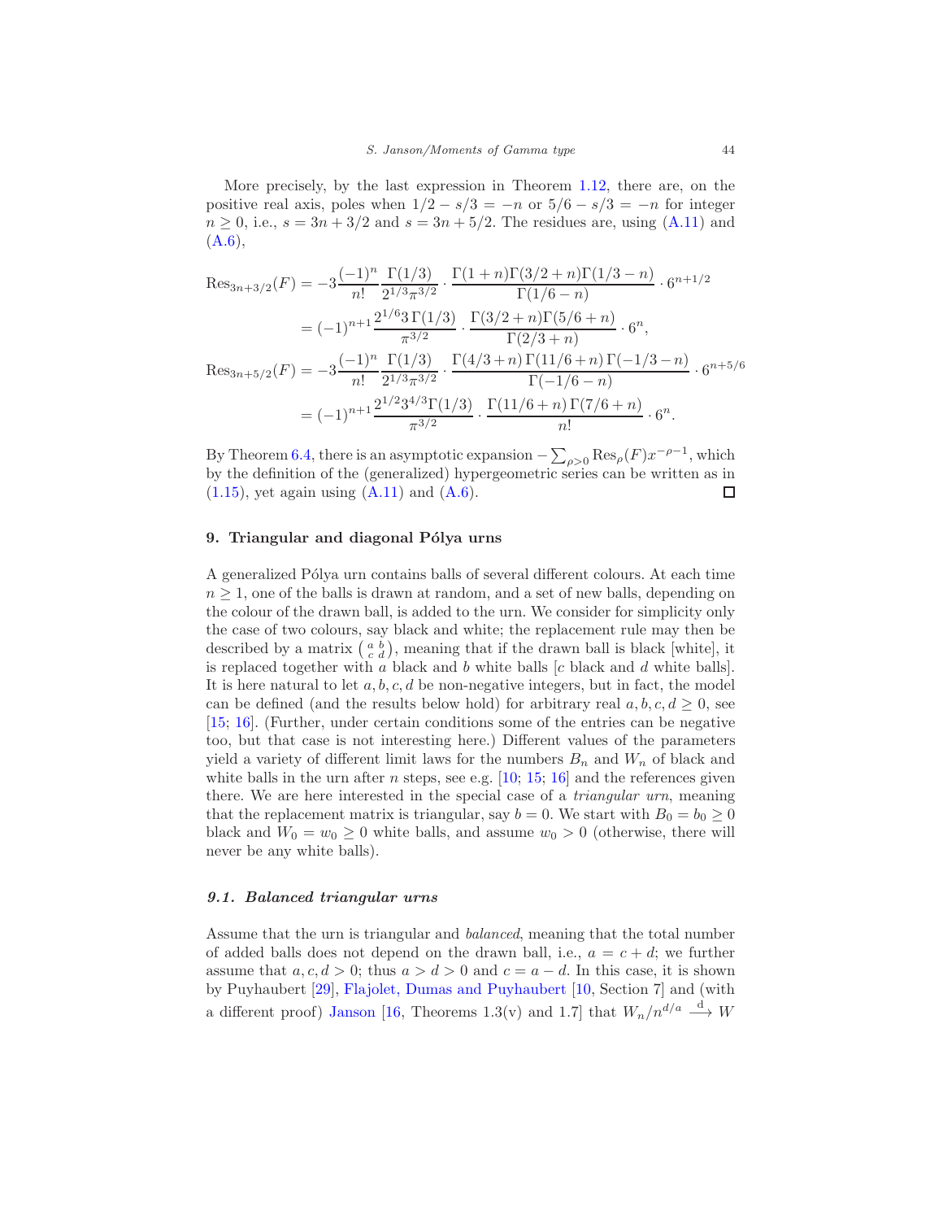More precisely, by the last expression in Theorem 1.12, there are, on the positive real axis, poles when $1/2 - s/3 = -n$ or $5/6 - s/3 = -n$ for integer $n \geq 0$, i.e., $s = 3n + 3/2$ and $s = 3n + 5/2$. The residues are, using (A.11) and (A.6),

$$
\begin{aligned}
\operatorname{Res}_{3n+3/2}(F) &= -3\frac{(-1)^n}{n!}\frac{\Gamma(1/3)}{2^{1/3}\pi^{3/2}} \cdot \frac{\Gamma(1+n)\Gamma(3/2+n)\Gamma(1/3-n)}{\Gamma(1/6-n)} \cdot 6^{n+1/2} \\
&= (-1)^{n+1}\frac{2^{1/6}3\,\Gamma(1/3)}{\pi^{3/2}} \cdot \frac{\Gamma(3/2+n)\Gamma(5/6+n)}{\Gamma(2/3+n)} \cdot 6^n, \\
\operatorname{Res}_{3n+5/2}(F) &= -3\frac{(-1)^n}{n!}\frac{\Gamma(1/3)}{2^{1/3}\pi^{3/2}} \cdot \frac{\Gamma(4/3+n)\,\Gamma(11/6+n)\,\Gamma(-1/3-n)}{\Gamma(-1/6-n)} \cdot 6^{n+5/6} \\
&= (-1)^{n+1}\frac{2^{1/2}3^{4/3}\Gamma(1/3)}{\pi^{3/2}} \cdot \frac{\Gamma(11/6+n)\,\Gamma(7/6+n)}{n!} \cdot 6^n.
\end{aligned}
$$

By Theorem 6.4, there is an asymptotic expansion $-\sum_{\rho>0}\operatorname{Res}_\rho(F)x^{-\rho-1}$, which by the definition of the (generalized) hypergeometric series can be written as in (1.15), yet again using (A.11) and (A.6). ∎

## 9. Triangular and diagonal Pólya urns

A generalized Pólya urn contains balls of several different colours. At each time $n \geq 1$, one of the balls is drawn at random, and a set of new balls, depending on the colour of the drawn ball, is added to the urn. We consider for simplicity only the case of two colours, say black and white; the replacement rule may then be described by a matrix $\left(\begin{smallmatrix} a & b \\ c & d \end{smallmatrix}\right)$, meaning that if the drawn ball is black [white], it is replaced together with $a$ black and $b$ white balls [$c$ black and $d$ white balls]. It is here natural to let $a, b, c, d$ be non-negative integers, but in fact, the model can be defined (and the results below hold) for arbitrary real $a, b, c, d \geq 0$, see [15; 16]. (Further, under certain conditions some of the entries can be negative too, but that case is not interesting here.) Different values of the parameters yield a variety of different limit laws for the numbers $B_n$ and $W_n$ of black and white balls in the urn after $n$ steps, see e.g. [10; 15; 16] and the references given there. We are here interested in the special case of a *triangular urn*, meaning that the replacement matrix is triangular, say $b = 0$. We start with $B_0 = b_0 \geq 0$ black and $W_0 = w_0 \geq 0$ white balls, and assume $w_0 > 0$ (otherwise, there will never be any white balls).

### 9.1. Balanced triangular urns

Assume that the urn is triangular and *balanced*, meaning that the total number of added balls does not depend on the drawn ball, i.e., $a = c + d$; we further assume that $a, c, d > 0$; thus $a > d > 0$ and $c = a - d$. In this case, it is shown by Puyhaubert [29], Flajolet, Dumas and Puyhaubert [10, Section 7] and (with a different proof) Janson [16, Theorems 1.3(v) and 1.7] that $W_n/n^{d/a} \xrightarrow{\text{d}} W$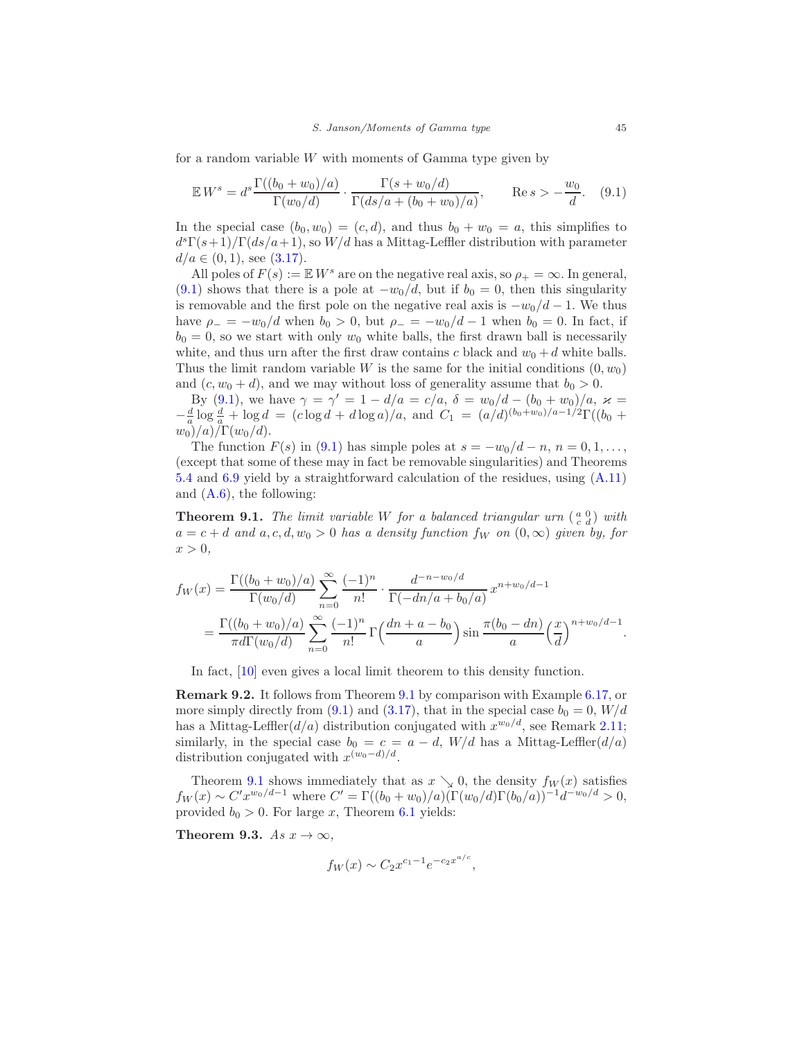for a random variable $W$ with moments of Gamma type given by

$$\mathbb{E}\, W^s = d^s \frac{\Gamma((b_0+w_0)/a)}{\Gamma(w_0/d)} \cdot \frac{\Gamma(s+w_0/d)}{\Gamma(ds/a+(b_0+w_0)/a)}, \qquad \operatorname{Re} s > -\frac{w_0}{d}. \quad (9.1)$$

In the special case $(b_0, w_0) = (c, d)$, and thus $b_0 + w_0 = a$, this simplifies to $d^s\Gamma(s+1)/\Gamma(ds/a+1)$, so $W/d$ has a Mittag-Leffler distribution with parameter $d/a \in (0,1)$, see (3.17).

All poles of $F(s) := \mathbb{E}\, W^s$ are on the negative real axis, so $\rho_+ = \infty$. In general, (9.1) shows that there is a pole at $-w_0/d$, but if $b_0 = 0$, then this singularity is removable and the first pole on the negative real axis is $-w_0/d-1$. We thus have $\rho_- = -w_0/d$ when $b_0 > 0$, but $\rho_- = -w_0/d - 1$ when $b_0 = 0$. In fact, if $b_0 = 0$, so we start with only $w_0$ white balls, the first drawn ball is necessarily white, and thus urn after the first draw contains $c$ black and $w_0 + d$ white balls. Thus the limit random variable $W$ is the same for the initial conditions $(0, w_0)$ and $(c, w_0 + d)$, and we may without loss of generality assume that $b_0 > 0$.

By (9.1), we have $\gamma = \gamma' = 1 - d/a = c/a$, $\delta = w_0/d - (b_0 + w_0)/a$, $\varkappa = -\frac{d}{a}\log\frac{d}{a} + \log d = (c\log d + d\log a)/a$, and $C_1 = (a/d)^{(b_0+w_0)/a-1/2}\Gamma((b_0 + w_0)/a)/\Gamma(w_0/d)$.

The function $F(s)$ in (9.1) has simple poles at $s = -w_0/d - n$, $n = 0, 1, \dots$, (except that some of these may in fact be removable singularities) and Theorems 5.4 and 6.9 yield by a straightforward calculation of the residues, using (A.11) and (A.6), the following:

**Theorem 9.1.** *The limit variable $W$ for a balanced triangular urn $\left(\begin{smallmatrix} a & 0 \\ c & d \end{smallmatrix}\right)$ with $a = c + d$ and $a, c, d, w_0 > 0$ has a density function $f_W$ on $(0, \infty)$ given by, for $x > 0$,*

$$\begin{aligned} f_W(x) &= \frac{\Gamma((b_0+w_0)/a)}{\Gamma(w_0/d)} \sum_{n=0}^{\infty} \frac{(-1)^n}{n!} \cdot \frac{d^{-n-w_0/d}}{\Gamma(-dn/a + b_0/a)}\, x^{n+w_0/d-1} \\ &= \frac{\Gamma((b_0+w_0)/a)}{\pi d\Gamma(w_0/d)} \sum_{n=0}^{\infty} \frac{(-1)^n}{n!} \Gamma\Bigl(\frac{dn+a-b_0}{a}\Bigr) \sin\frac{\pi(b_0-dn)}{a} \Bigl(\frac{x}{d}\Bigr)^{n+w_0/d-1}. \end{aligned}$$

In fact, [10] even gives a local limit theorem to this density function.

**Remark 9.2.** It follows from Theorem 9.1 by comparison with Example 6.17, or more simply directly from (9.1) and (3.17), that in the special case $b_0 = 0$, $W/d$ has a Mittag-Leffler$(d/a)$ distribution conjugated with $x^{w_0/d}$, see Remark 2.11; similarly, in the special case $b_0 = c = a - d$, $W/d$ has a Mittag-Leffler$(d/a)$ distribution conjugated with $x^{(w_0-d)/d}$.

Theorem 9.1 shows immediately that as $x \searrow 0$, the density $f_W(x)$ satisfies $f_W(x) \sim C' x^{w_0/d-1}$ where $C' = \Gamma((b_0 + w_0)/a)(\Gamma(w_0/d)\Gamma(b_0/a))^{-1}d^{-w_0/d} > 0$, provided $b_0 > 0$. For large $x$, Theorem 6.1 yields:

**Theorem 9.3.** *As $x \to \infty$,*

$$f_W(x) \sim C_2 x^{c_1-1} e^{-c_2 x^{a/c}},$$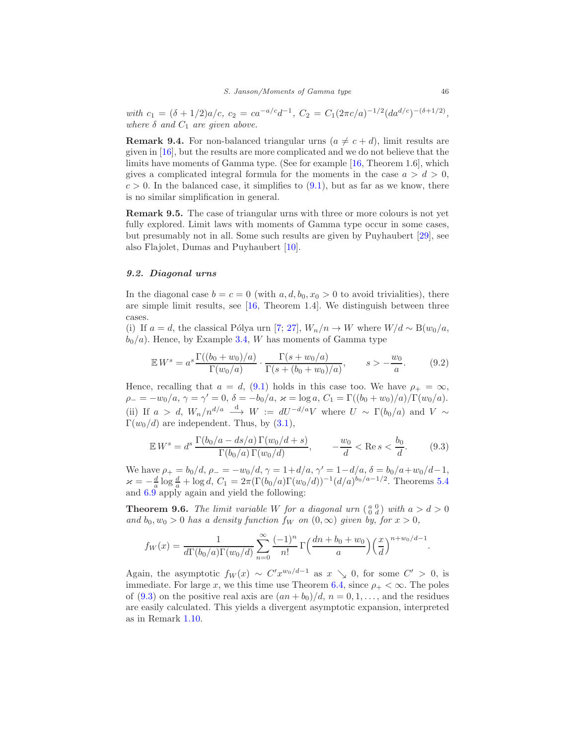*with* $c_1 = (\delta + 1/2)a/c$, $c_2 = ca^{-a/c}d^{-1}$, $C_2 = C_1(2\pi c/a)^{-1/2}(da^{d/c})^{-(\delta+1/2)}$, *where* $\delta$ *and* $C_1$ *are given above.*

**Remark 9.4.** For non-balanced triangular urns ($a \neq c + d$), limit results are given in [16], but the results are more complicated and we do not believe that the limits have moments of Gamma type. (See for example [16, Theorem 1.6], which gives a complicated integral formula for the moments in the case $a > d > 0$, $c > 0$. In the balanced case, it simplifies to (9.1), but as far as we know, there is no similar simplification in general.

**Remark 9.5.** The case of triangular urns with three or more colours is not yet fully explored. Limit laws with moments of Gamma type occur in some cases, but presumably not in all. Some such results are given by Puyhaubert [29], see also Flajolet, Dumas and Puyhaubert [10].

### *9.2. Diagonal urns*

In the diagonal case $b = c = 0$ (with $a, d, b_0, x_0 > 0$ to avoid trivialities), there are simple limit results, see [16, Theorem 1.4]. We distinguish between three cases.

(i) If $a = d$, the classical Pólya urn [7; 27], $W_n/n \to W$ where $W/d \sim \mathrm{B}(w_0/a, b_0/a)$. Hence, by Example 3.4, $W$ has moments of Gamma type

$$\mathbb{E}\, W^s = a^s \frac{\Gamma((b_0 + w_0)/a)}{\Gamma(w_0/a)} \cdot \frac{\Gamma(s + w_0/a)}{\Gamma(s + (b_0 + w_0)/a)}, \qquad s > -\frac{w_0}{a}. \tag{9.2}$$

Hence, recalling that $a = d$, (9.1) holds in this case too. We have $\rho_+ = \infty$, $\rho_- = -w_0/a$, $\gamma = \gamma' = 0$, $\delta = -b_0/a$, $\varkappa = \log a$, $C_1 = \Gamma((b_0 + w_0)/a)/\Gamma(w_0/a)$.

(ii) If $a > d$, $W_n/n^{d/a} \xrightarrow{\mathrm{d}} W := dU^{-d/a}V$ where $U \sim \Gamma(b_0/a)$ and $V \sim \Gamma(w_0/d)$ are independent. Thus, by (3.1),

$$\mathbb{E}\, W^s = d^s \frac{\Gamma(b_0/a - ds/a)\,\Gamma(w_0/d + s)}{\Gamma(b_0/a)\,\Gamma(w_0/d)}, \qquad -\frac{w_0}{d} < \operatorname{Re} s < \frac{b_0}{d}. \tag{9.3}$$

We have $\rho_+ = b_0/d$, $\rho_- = -w_0/d$, $\gamma = 1 + d/a$, $\gamma' = 1 - d/a$, $\delta = b_0/a + w_0/d - 1$, $\varkappa = -\frac{d}{a}\log\frac{d}{a} + \log d$, $C_1 = 2\pi(\Gamma(b_0/a)\Gamma(w_0/d))^{-1}(d/a)^{b_0/a - 1/2}$. Theorems 5.4 and 6.9 apply again and yield the following:

**Theorem 9.6.** *The limit variable* $W$ *for a diagonal urn* $\left(\begin{smallmatrix} a & 0 \\ 0 & d \end{smallmatrix}\right)$ *with* $a > d > 0$ *and* $b_0, w_0 > 0$ *has a density function* $f_W$ *on* $(0, \infty)$ *given by, for* $x > 0$,

$$f_W(x) = \frac{1}{d\Gamma(b_0/a)\Gamma(w_0/d)} \sum_{n=0}^{\infty} \frac{(-1)^n}{n!}\, \Gamma\Big(\frac{dn + b_0 + w_0}{a}\Big) \Big(\frac{x}{d}\Big)^{n + w_0/d - 1}.$$

Again, the asymptotic $f_W(x) \sim C' x^{w_0/d - 1}$ as $x \searrow 0$, for some $C' > 0$, is immediate. For large $x$, we this time use Theorem 6.4, since $\rho_+ < \infty$. The poles of (9.3) on the positive real axis are $(an + b_0)/d$, $n = 0, 1, \dots$, and the residues are easily calculated. This yields a divergent asymptotic expansion, interpreted as in Remark 1.10.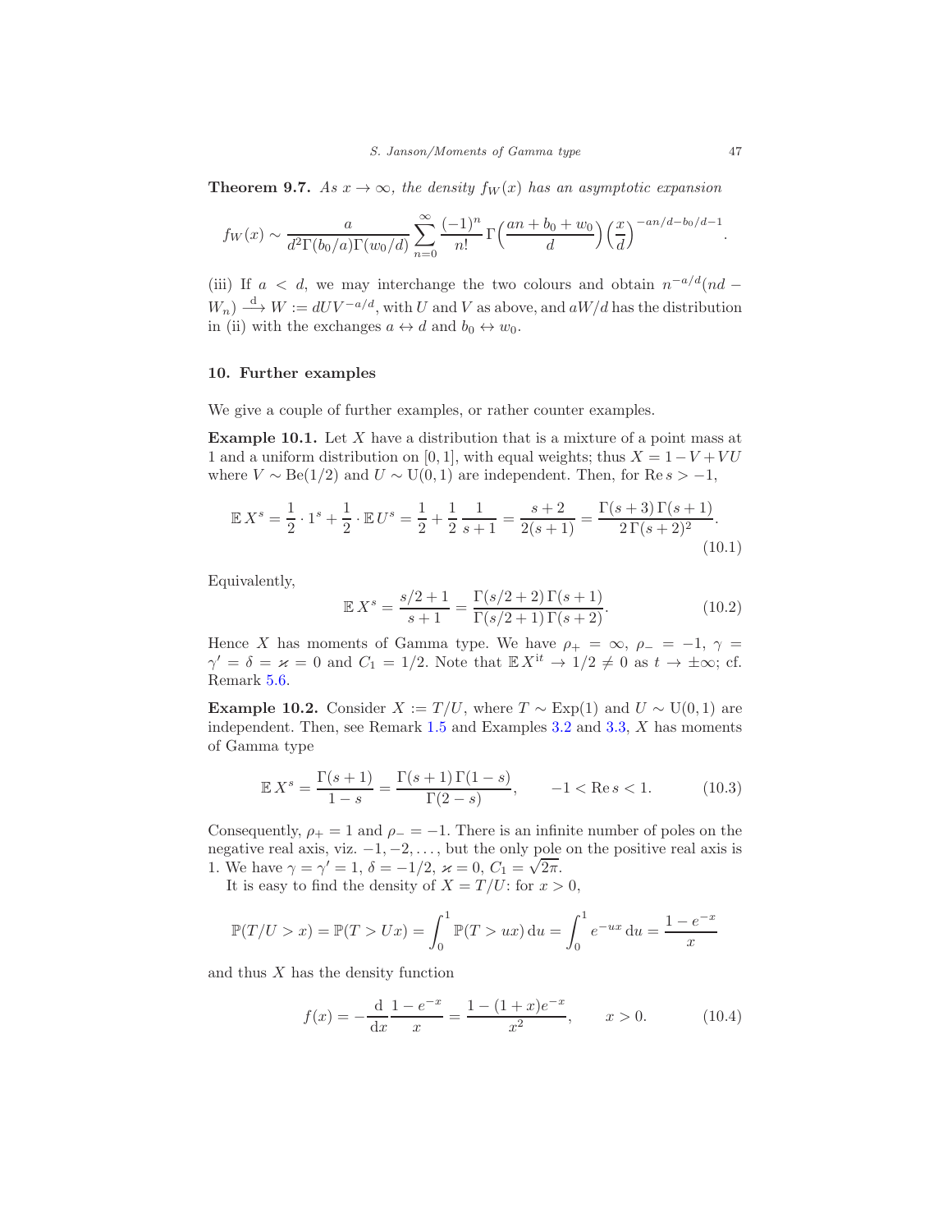**Theorem 9.7.** *As $x \to \infty$, the density $f_W(x)$ has an asymptotic expansion*

$$f_W(x) \sim \frac{a}{d^2\Gamma(b_0/a)\Gamma(w_0/d)} \sum_{n=0}^{\infty} \frac{(-1)^n}{n!} \Gamma\Big(\frac{an+b_0+w_0}{d}\Big) \Big(\frac{x}{d}\Big)^{-an/d-b_0/d-1}.$$

(iii) If $a < d$, we may interchange the two colours and obtain $n^{-a/d}(nd - W_n) \overset{\mathrm{d}}{\longrightarrow} W := dUV^{-a/d}$, with $U$ and $V$ as above, and $aW/d$ has the distribution in (ii) with the exchanges $a \leftrightarrow d$ and $b_0 \leftrightarrow w_0$.

## 10. Further examples

We give a couple of further examples, or rather counter examples.

**Example 10.1.** Let $X$ have a distribution that is a mixture of a point mass at 1 and a uniform distribution on $[0,1]$, with equal weights; thus $X = 1 - V + VU$ where $V \sim \mathrm{Be}(1/2)$ and $U \sim \mathrm{U}(0,1)$ are independent. Then, for $\operatorname{Re} s > -1$,

$$\mathbb{E}\, X^s = \frac{1}{2} \cdot 1^s + \frac{1}{2} \cdot \mathbb{E}\, U^s = \frac{1}{2} + \frac{1}{2}\,\frac{1}{s+1} = \frac{s+2}{2(s+1)} = \frac{\Gamma(s+3)\,\Gamma(s+1)}{2\,\Gamma(s+2)^2}. \tag{10.1}$$

Equivalently,

$$\mathbb{E}\, X^s = \frac{s/2+1}{s+1} = \frac{\Gamma(s/2+2)\,\Gamma(s+1)}{\Gamma(s/2+1)\,\Gamma(s+2)}. \tag{10.2}$$

Hence $X$ has moments of Gamma type. We have $\rho_+ = \infty$, $\rho_- = -1$, $\gamma = \gamma' = \delta = \varkappa = 0$ and $C_1 = 1/2$. Note that $\mathbb{E}\, X^{\mathrm{i}t} \to 1/2 \neq 0$ as $t \to \pm\infty$; cf. Remark 5.6.

**Example 10.2.** Consider $X := T/U$, where $T \sim \mathrm{Exp}(1)$ and $U \sim \mathrm{U}(0,1)$ are independent. Then, see Remark 1.5 and Examples 3.2 and 3.3, $X$ has moments of Gamma type

$$\mathbb{E}\, X^s = \frac{\Gamma(s+1)}{1-s} = \frac{\Gamma(s+1)\,\Gamma(1-s)}{\Gamma(2-s)}, \qquad -1 < \operatorname{Re} s < 1. \tag{10.3}$$

Consequently, $\rho_+ = 1$ and $\rho_- = -1$. There is an infinite number of poles on the negative real axis, viz. $-1, -2, \dots$, but the only pole on the positive real axis is 1. We have $\gamma = \gamma' = 1$, $\delta = -1/2$, $\varkappa = 0$, $C_1 = \sqrt{2\pi}$.

It is easy to find the density of $X = T/U$: for $x > 0$,

$$\mathbb{P}(T/U > x) = \mathbb{P}(T > Ux) = \int_0^1 \mathbb{P}(T > ux)\,\mathrm{d}u = \int_0^1 e^{-ux}\,\mathrm{d}u = \frac{1-e^{-x}}{x}$$

and thus $X$ has the density function

$$f(x) = -\frac{\mathrm{d}}{\mathrm{d}x}\frac{1-e^{-x}}{x} = \frac{1-(1+x)e^{-x}}{x^2}, \qquad x > 0. \tag{10.4}$$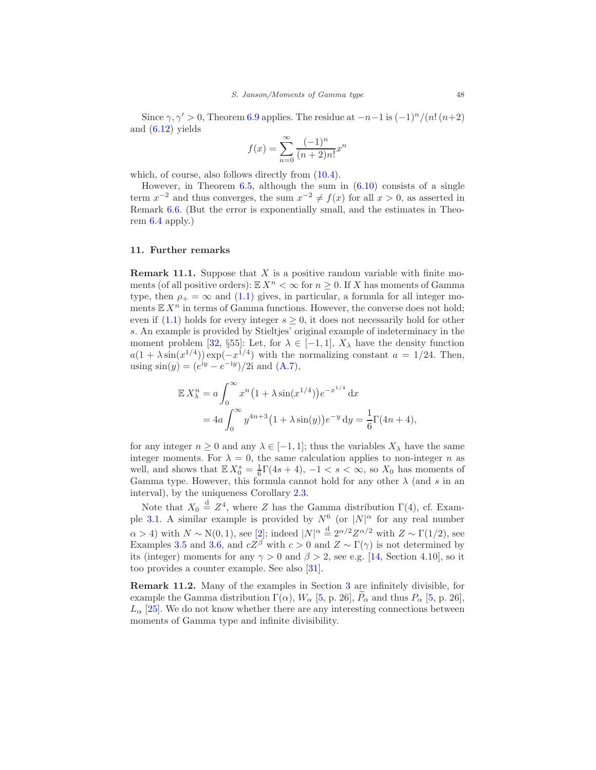Since $\gamma, \gamma' > 0$, Theorem 6.9 applies. The residue at $-n-1$ is $(-1)^n/(n!\,(n+2)$ and (6.12) yields

$$f(x) = \sum_{n=0}^{\infty} \frac{(-1)^n}{(n+2)n!} x^n$$

which, of course, also follows directly from (10.4).

However, in Theorem 6.5, although the sum in (6.10) consists of a single term $x^{-2}$ and thus converges, the sum $x^{-2} \neq f(x)$ for all $x > 0$, as asserted in Remark 6.6. (But the error is exponentially small, and the estimates in Theorem 6.4 apply.)

## 11. Further remarks

**Remark 11.1.** Suppose that $X$ is a positive random variable with finite moments (of all positive orders): $\mathbb{E}\, X^n < \infty$ for $n \geq 0$. If $X$ has moments of Gamma type, then $\rho_+ = \infty$ and (1.1) gives, in particular, a formula for all integer moments $\mathbb{E}\, X^n$ in terms of Gamma functions. However, the converse does not hold; even if (1.1) holds for every integer $s \geq 0$, it does not necessarily hold for other $s$. An example is provided by Stieltjes' original example of indeterminacy in the moment problem [32, §55]: Let, for $\lambda \in [-1, 1]$, $X_\lambda$ have the density function $a(1 + \lambda \sin(x^{1/4})) \exp(-x^{1/4})$ with the normalizing constant $a = 1/24$. Then, using $\sin(y) = (e^{\mathrm{i}y} - e^{-\mathrm{i}y})/2\mathrm{i}$ and (A.7),

$$\begin{aligned}
\mathbb{E}\, X_\lambda^n &= a \int_0^\infty x^n \big(1 + \lambda \sin(x^{1/4})\big) e^{-x^{1/4}} \,\mathrm{d}x \\
&= 4a \int_0^\infty y^{4n+3} \big(1 + \lambda \sin(y)\big) e^{-y} \,\mathrm{d}y = \frac{1}{6} \Gamma(4n+4),
\end{aligned}$$

for any integer $n \geq 0$ and any $\lambda \in [-1, 1]$; thus the variables $X_\lambda$ have the same integer moments. For $\lambda = 0$, the same calculation applies to non-integer $n$ as well, and shows that $\mathbb{E}\, X_0^s = \frac{1}{6}\Gamma(4s + 4)$, $-1 < s < \infty$, so $X_0$ has moments of Gamma type. However, this formula cannot hold for any other $\lambda$ (and $s$ in an interval), by the uniqueness Corollary 2.3.

Note that $X_0 \overset{\mathrm{d}}{=} Z^4$, where $Z$ has the Gamma distribution $\Gamma(4)$, cf. Example 3.1. A similar example is provided by $N^6$ (or $|N|^\alpha$ for any real number $\alpha > 4$) with $N \sim \mathrm{N}(0, 1)$, see [2]; indeed $|N|^\alpha \overset{\mathrm{d}}{=} 2^{\alpha/2} Z^{\alpha/2}$ with $Z \sim \Gamma(1/2)$, see Examples 3.5 and 3.6, and $cZ^\beta$ with $c > 0$ and $Z \sim \Gamma(\gamma)$ is not determined by its (integer) moments for any $\gamma > 0$ and $\beta > 2$, see e.g. [14, Section 4.10], so it too provides a counter example. See also [31].

**Remark 11.2.** Many of the examples in Section 3 are infinitely divisible, for example the Gamma distribution $\Gamma(\alpha)$, $W_\alpha$ [5, p. 26], $\widetilde{P}_\alpha$ and thus $P_\alpha$ [5, p. 26], $L_\alpha$ [25]. We do not know whether there are any interesting connections between moments of Gamma type and infinite divisibility.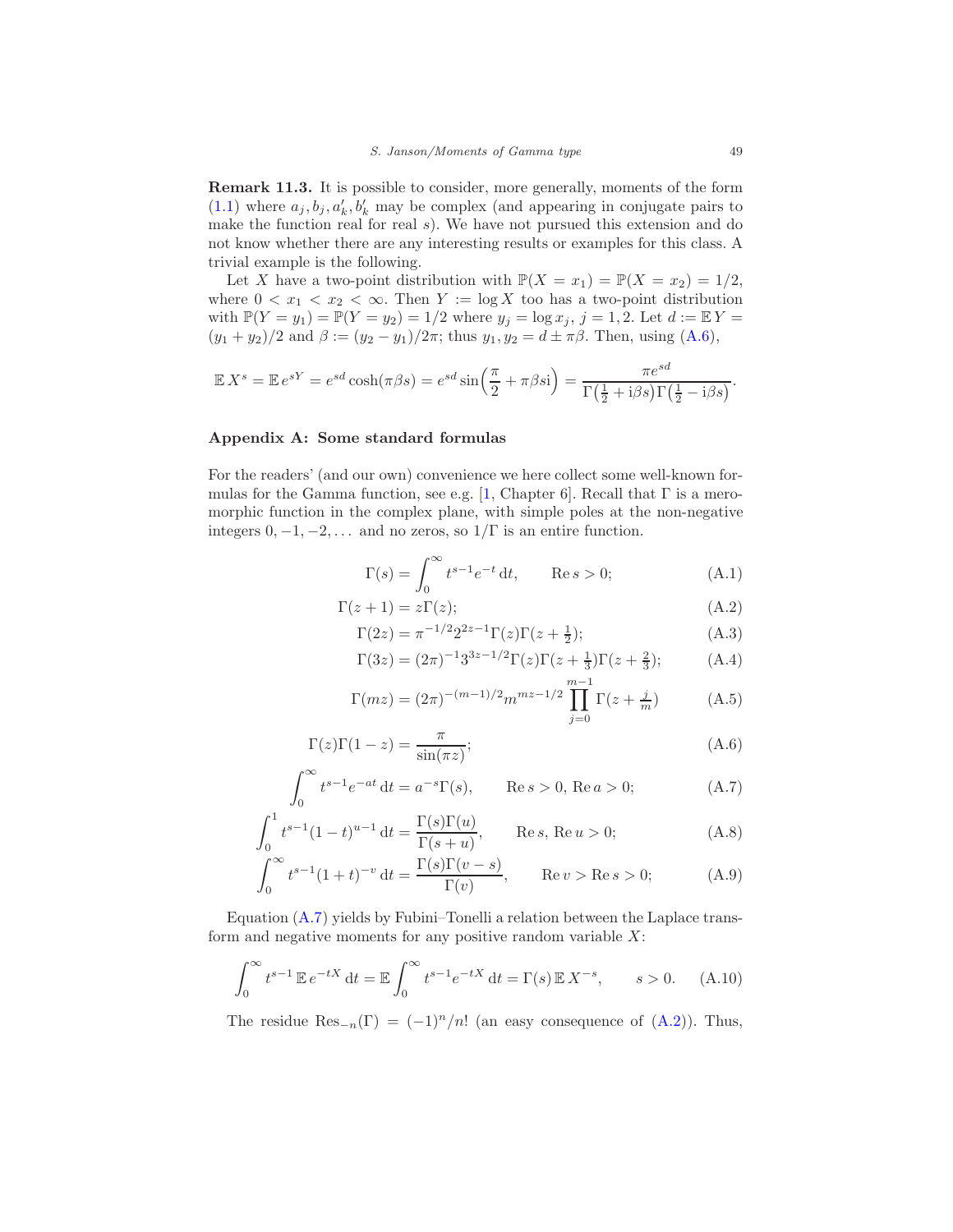**Remark 11.3.** It is possible to consider, more generally, moments of the form (1.1) where $a_j, b_j, a'_k, b'_k$ may be complex (and appearing in conjugate pairs to make the function real for real $s$). We have not pursued this extension and do not know whether there are any interesting results or examples for this class. A trivial example is the following.

Let $X$ have a two-point distribution with $\mathbb{P}(X = x_1) = \mathbb{P}(X = x_2) = 1/2$, where $0 < x_1 < x_2 < \infty$. Then $Y := \log X$ too has a two-point distribution with $\mathbb{P}(Y = y_1) = \mathbb{P}(Y = y_2) = 1/2$ where $y_j = \log x_j$, $j = 1, 2$. Let $d := \mathbb{E}\, Y = (y_1 + y_2)/2$ and $\beta := (y_2 - y_1)/2\pi$; thus $y_1, y_2 = d \pm \pi\beta$. Then, using (A.6),

$$\mathbb{E}\, X^s = \mathbb{E}\, e^{sY} = e^{sd}\cosh(\pi\beta s) = e^{sd}\sin\Bigl(\frac{\pi}{2} + \pi\beta s\mathrm{i}\Bigr) = \frac{\pi e^{sd}}{\Gamma\bigl(\frac{1}{2} + \mathrm{i}\beta s\bigr)\Gamma\bigl(\frac{1}{2} - \mathrm{i}\beta s\bigr)}.$$

## Appendix A: Some standard formulas

For the readers' (and our own) convenience we here collect some well-known formulas for the Gamma function, see e.g. [1, Chapter 6]. Recall that $\Gamma$ is a meromorphic function in the complex plane, with simple poles at the non-negative integers $0, -1, -2, \dots$ and no zeros, so $1/\Gamma$ is an entire function.

$$\Gamma(s) = \int_0^\infty t^{s-1}e^{-t}\,\mathrm{d}t, \qquad \operatorname{Re} s > 0; \tag{A.1}$$

$$\Gamma(z+1) = z\Gamma(z); \tag{A.2}$$

$$\Gamma(2z) = \pi^{-1/2}2^{2z-1}\Gamma(z)\Gamma(z + \tfrac{1}{2}); \tag{A.3}$$

$$\Gamma(3z) = (2\pi)^{-1}3^{3z-1/2}\Gamma(z)\Gamma(z + \tfrac{1}{3})\Gamma(z + \tfrac{2}{3}); \tag{A.4}$$

$$\Gamma(mz) = (2\pi)^{-(m-1)/2}m^{mz-1/2}\prod_{j=0}^{m-1}\Gamma(z + \tfrac{j}{m}) \tag{A.5}$$

$$\Gamma(z)\Gamma(1-z) = \frac{\pi}{\sin(\pi z)}; \tag{A.6}$$

$$\int_0^\infty t^{s-1}e^{-at}\,\mathrm{d}t = a^{-s}\Gamma(s), \qquad \operatorname{Re} s > 0,\ \operatorname{Re} a > 0; \tag{A.7}$$

$$\int_0^1 t^{s-1}(1-t)^{u-1}\,\mathrm{d}t = \frac{\Gamma(s)\Gamma(u)}{\Gamma(s+u)}, \qquad \operatorname{Re} s,\ \operatorname{Re} u > 0; \tag{A.8}$$

$$\int_0^\infty t^{s-1}(1+t)^{-v}\,\mathrm{d}t = \frac{\Gamma(s)\Gamma(v-s)}{\Gamma(v)}, \qquad \operatorname{Re} v > \operatorname{Re} s > 0; \tag{A.9}$$

Equation (A.7) yields by Fubini–Tonelli a relation between the Laplace transform and negative moments for any positive random variable $X$:

$$\int_0^\infty t^{s-1}\,\mathbb{E}\, e^{-tX}\,\mathrm{d}t = \mathbb{E}\int_0^\infty t^{s-1}e^{-tX}\,\mathrm{d}t = \Gamma(s)\,\mathbb{E}\, X^{-s}, \qquad s > 0. \tag{A.10}$$

The residue $\operatorname{Res}_{-n}(\Gamma) = (-1)^n/n!$ (an easy consequence of (A.2)). Thus,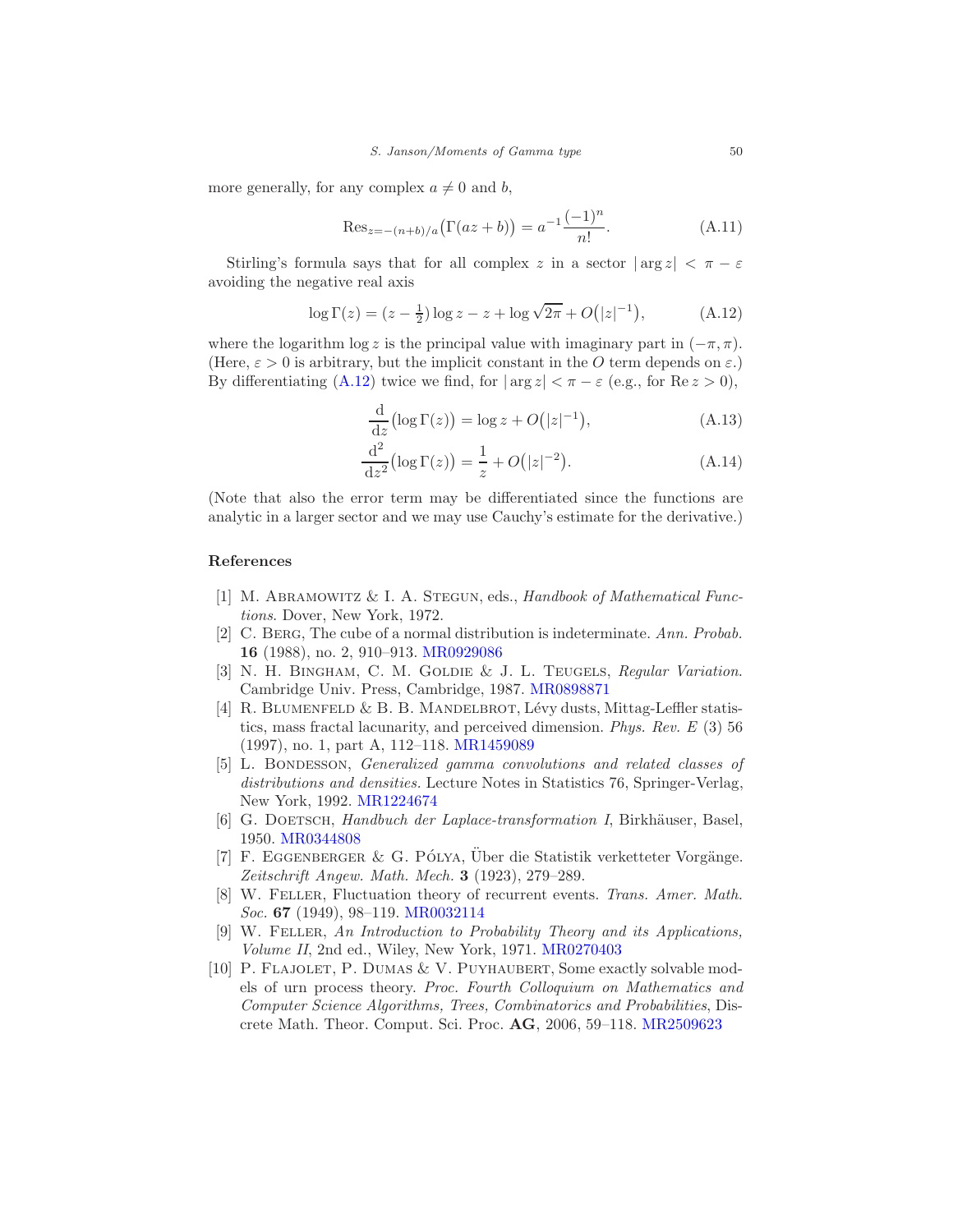more generally, for any complex $a \neq 0$ and $b$,

$$\operatorname{Res}_{z=-(n+b)/a}\big(\Gamma(az+b)\big) = a^{-1}\frac{(-1)^n}{n!}. \tag{A.11}$$

Stirling's formula says that for all complex $z$ in a sector $|\arg z| < \pi - \varepsilon$ avoiding the negative real axis

$$\log\Gamma(z) = (z - \tfrac{1}{2})\log z - z + \log\sqrt{2\pi} + O\big(|z|^{-1}\big), \tag{A.12}$$

where the logarithm $\log z$ is the principal value with imaginary part in $(-\pi, \pi)$. (Here, $\varepsilon > 0$ is arbitrary, but the implicit constant in the $O$ term depends on $\varepsilon$.) By differentiating (A.12) twice we find, for $|\arg z| < \pi - \varepsilon$ (e.g., for $\operatorname{Re} z > 0$),

$$\frac{\mathrm{d}}{\mathrm{d}z}\big(\log\Gamma(z)\big) = \log z + O\big(|z|^{-1}\big), \tag{A.13}$$

$$\frac{\mathrm{d}^2}{\mathrm{d}z^2}\big(\log\Gamma(z)\big) = \frac{1}{z} + O\big(|z|^{-2}\big). \tag{A.14}$$

(Note that also the error term may be differentiated since the functions are analytic in a larger sector and we may use Cauchy's estimate for the derivative.)

## References

[1] M. Abramowitz & I. A. Stegun, eds., *Handbook of Mathematical Functions*. Dover, New York, 1972.

[2] C. Berg, The cube of a normal distribution is indeterminate. *Ann. Probab.* **16** (1988), no. 2, 910–913. MR0929086

[3] N. H. Bingham, C. M. Goldie & J. L. Teugels, *Regular Variation*. Cambridge Univ. Press, Cambridge, 1987. MR0898871

[4] R. Blumenfeld & B. B. Mandelbrot, Lévy dusts, Mittag-Leffler statistics, mass fractal lacunarity, and perceived dimension. *Phys. Rev. E* (3) 56 (1997), no. 1, part A, 112–118. MR1459089

[5] L. Bondesson, *Generalized gamma convolutions and related classes of distributions and densities.* Lecture Notes in Statistics 76, Springer-Verlag, New York, 1992. MR1224674

[6] G. Doetsch, *Handbuch der Laplace-transformation I*, Birkhäuser, Basel, 1950. MR0344808

[7] F. Eggenberger & G. Pólya, Über die Statistik verketteter Vorgänge. *Zeitschrift Angew. Math. Mech.* **3** (1923), 279–289.

[8] W. Feller, Fluctuation theory of recurrent events. *Trans. Amer. Math. Soc.* **67** (1949), 98–119. MR0032114

[9] W. Feller, *An Introduction to Probability Theory and its Applications, Volume II*, 2nd ed., Wiley, New York, 1971. MR0270403

[10] P. Flajolet, P. Dumas & V. Puyhaubert, Some exactly solvable models of urn process theory. *Proc. Fourth Colloquium on Mathematics and Computer Science Algorithms, Trees, Combinatorics and Probabilities*, Discrete Math. Theor. Comput. Sci. Proc. **AG**, 2006, 59–118. MR2509623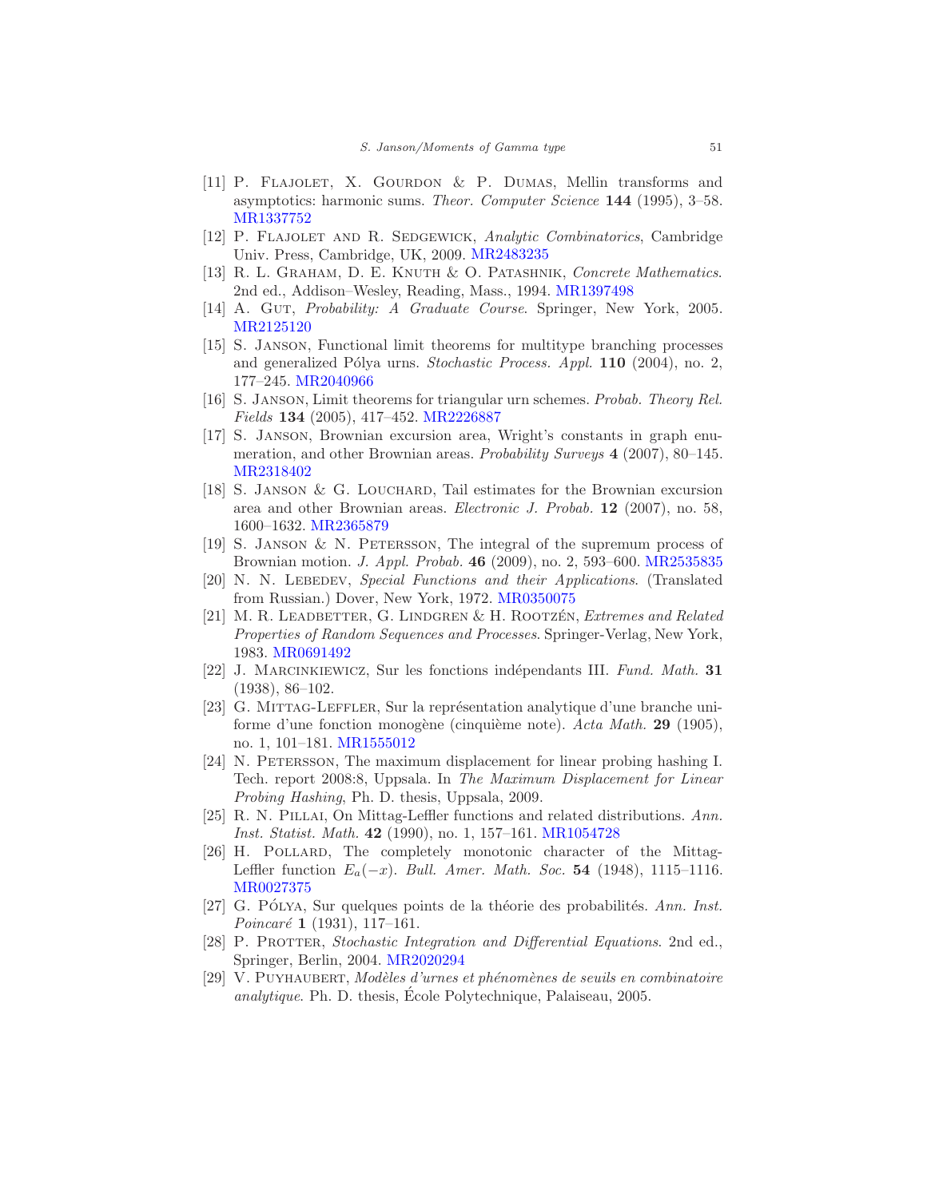[11] P. Flajolet, X. Gourdon & P. Dumas, Mellin transforms and asymptotics: harmonic sums. *Theor. Computer Science* **144** (1995), 3–58. MR1337752

[12] P. Flajolet and R. Sedgewick, *Analytic Combinatorics*, Cambridge Univ. Press, Cambridge, UK, 2009. MR2483235

[13] R. L. Graham, D. E. Knuth & O. Patashnik, *Concrete Mathematics*. 2nd ed., Addison–Wesley, Reading, Mass., 1994. MR1397498

[14] A. Gut, *Probability: A Graduate Course*. Springer, New York, 2005. MR2125120

[15] S. Janson, Functional limit theorems for multitype branching processes and generalized Pólya urns. *Stochastic Process. Appl.* **110** (2004), no. 2, 177–245. MR2040966

[16] S. Janson, Limit theorems for triangular urn schemes. *Probab. Theory Rel. Fields* **134** (2005), 417–452. MR2226887

[17] S. Janson, Brownian excursion area, Wright's constants in graph enumeration, and other Brownian areas. *Probability Surveys* **4** (2007), 80–145. MR2318402

[18] S. Janson & G. Louchard, Tail estimates for the Brownian excursion area and other Brownian areas. *Electronic J. Probab.* **12** (2007), no. 58, 1600–1632. MR2365879

[19] S. Janson & N. Petersson, The integral of the supremum process of Brownian motion. *J. Appl. Probab.* **46** (2009), no. 2, 593–600. MR2535835

[20] N. N. Lebedev, *Special Functions and their Applications*. (Translated from Russian.) Dover, New York, 1972. MR0350075

[21] M. R. Leadbetter, G. Lindgren & H. Rootzén, *Extremes and Related Properties of Random Sequences and Processes*. Springer-Verlag, New York, 1983. MR0691492

[22] J. Marcinkiewicz, Sur les fonctions indépendants III. *Fund. Math.* **31** (1938), 86–102.

[23] G. Mittag-Leffler, Sur la représentation analytique d'une branche uniforme d'une fonction monogène (cinquième note). *Acta Math.* **29** (1905), no. 1, 101–181. MR1555012

[24] N. Petersson, The maximum displacement for linear probing hashing I. Tech. report 2008:8, Uppsala. In *The Maximum Displacement for Linear Probing Hashing*, Ph. D. thesis, Uppsala, 2009.

[25] R. N. Pillai, On Mittag-Leffler functions and related distributions. *Ann. Inst. Statist. Math.* **42** (1990), no. 1, 157–161. MR1054728

[26] H. Pollard, The completely monotonic character of the Mittag-Leffler function $E_a(-x)$. *Bull. Amer. Math. Soc.* **54** (1948), 1115–1116. MR0027375

[27] G. Pólya, Sur quelques points de la théorie des probabilités. *Ann. Inst. Poincaré* **1** (1931), 117–161.

[28] P. Protter, *Stochastic Integration and Differential Equations*. 2nd ed., Springer, Berlin, 2004. MR2020294

[29] V. Puyhaubert, *Modèles d'urnes et phénomènes de seuils en combinatoire analytique*. Ph. D. thesis, École Polytechnique, Palaiseau, 2005.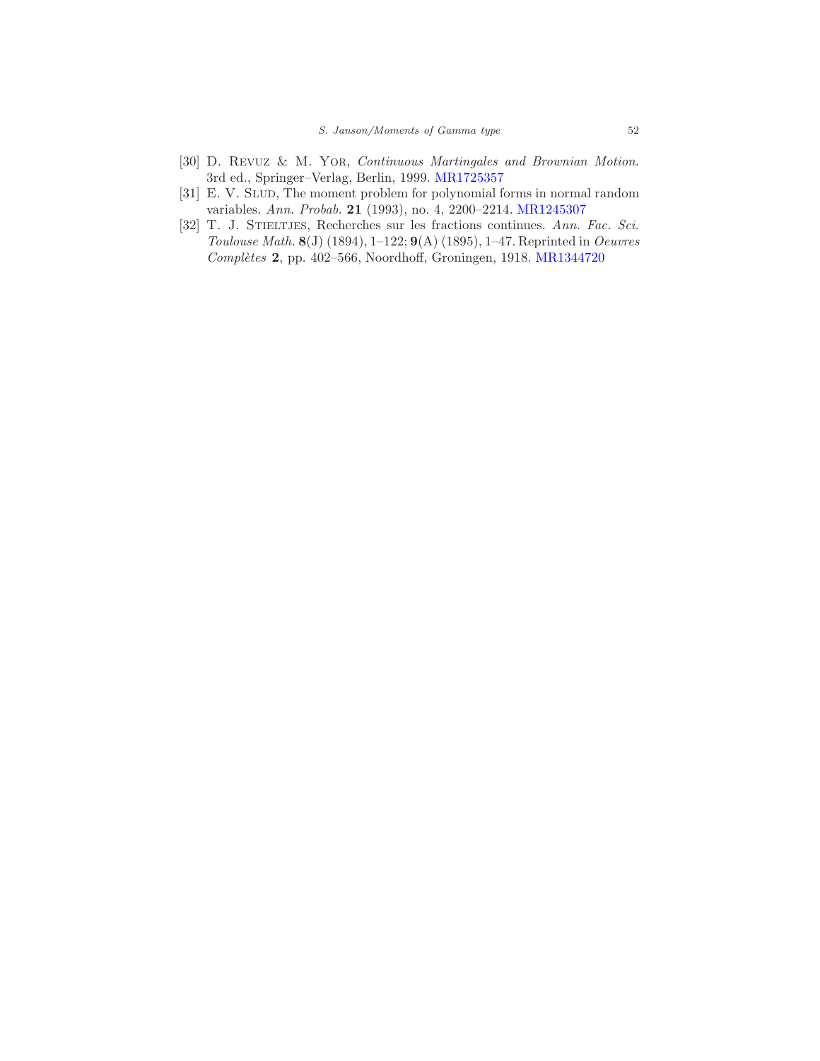[30] D. Revuz & M. Yor, *Continuous Martingales and Brownian Motion*. 3rd ed., Springer–Verlag, Berlin, 1999. MR1725357

[31] E. V. Slud, The moment problem for polynomial forms in normal random variables. *Ann. Probab.* **21** (1993), no. 4, 2200–2214. MR1245307

[32] T. J. Stieltjes, Recherches sur les fractions continues. *Ann. Fac. Sci. Toulouse Math.* **8**(J) (1894), 1–122; **9**(A) (1895), 1–47. Reprinted in *Oeuvres Complètes* **2**, pp. 402–566, Noordhoff, Groningen, 1918. MR1344720